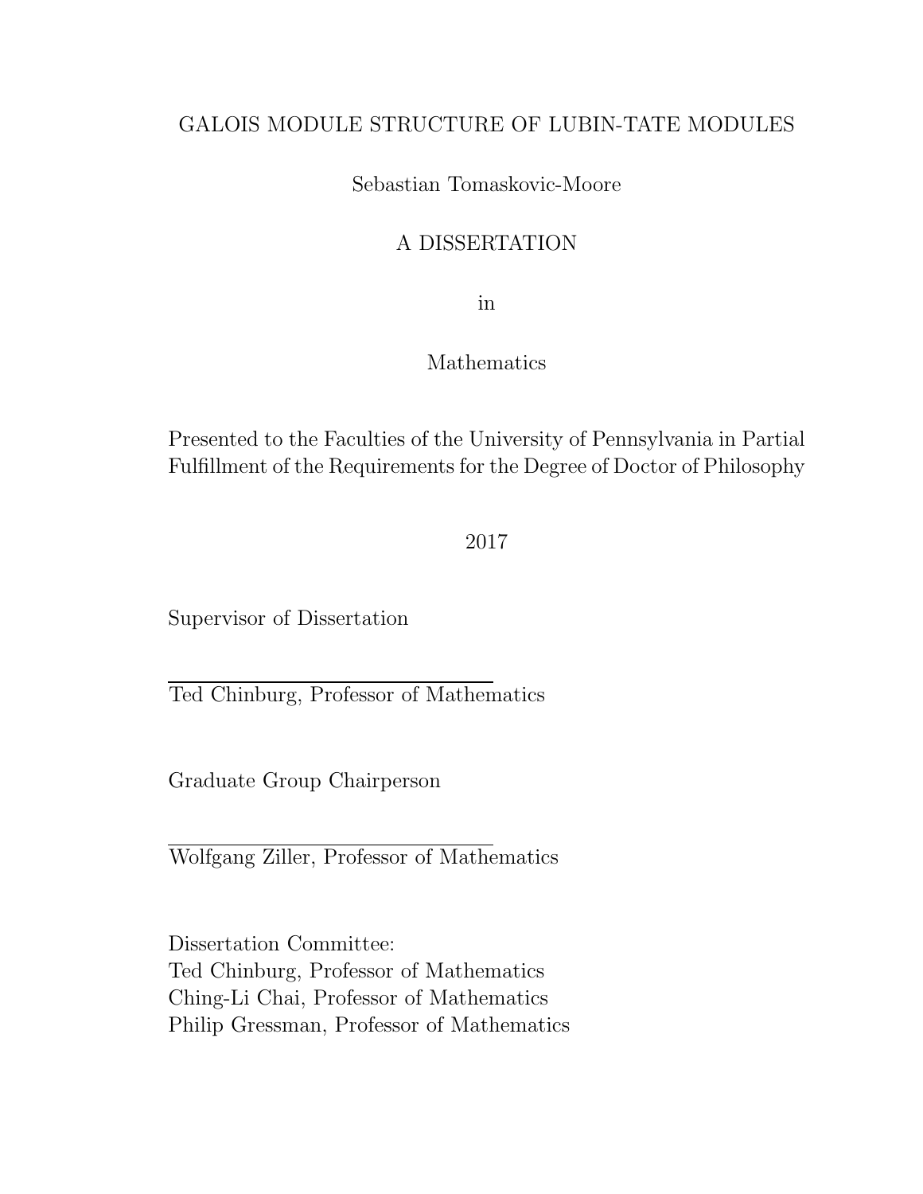# GALOIS MODULE STRUCTURE OF LUBIN-TATE MODULES

Sebastian Tomaskovic-Moore

A DISSERTATION

in

Mathematics

Presented to the Faculties of the University of Pennsylvania in Partial Fulfillment of the Requirements for the Degree of Doctor of Philosophy

2017

Supervisor of Dissertation

Ted Chinburg, Professor of Mathematics

Graduate Group Chairperson

Wolfgang Ziller, Professor of Mathematics

Dissertation Committee:
Ted Chinburg, Professor of Mathematics
Ching-Li Chai, Professor of Mathematics
Philip Gressman, Professor of Mathematics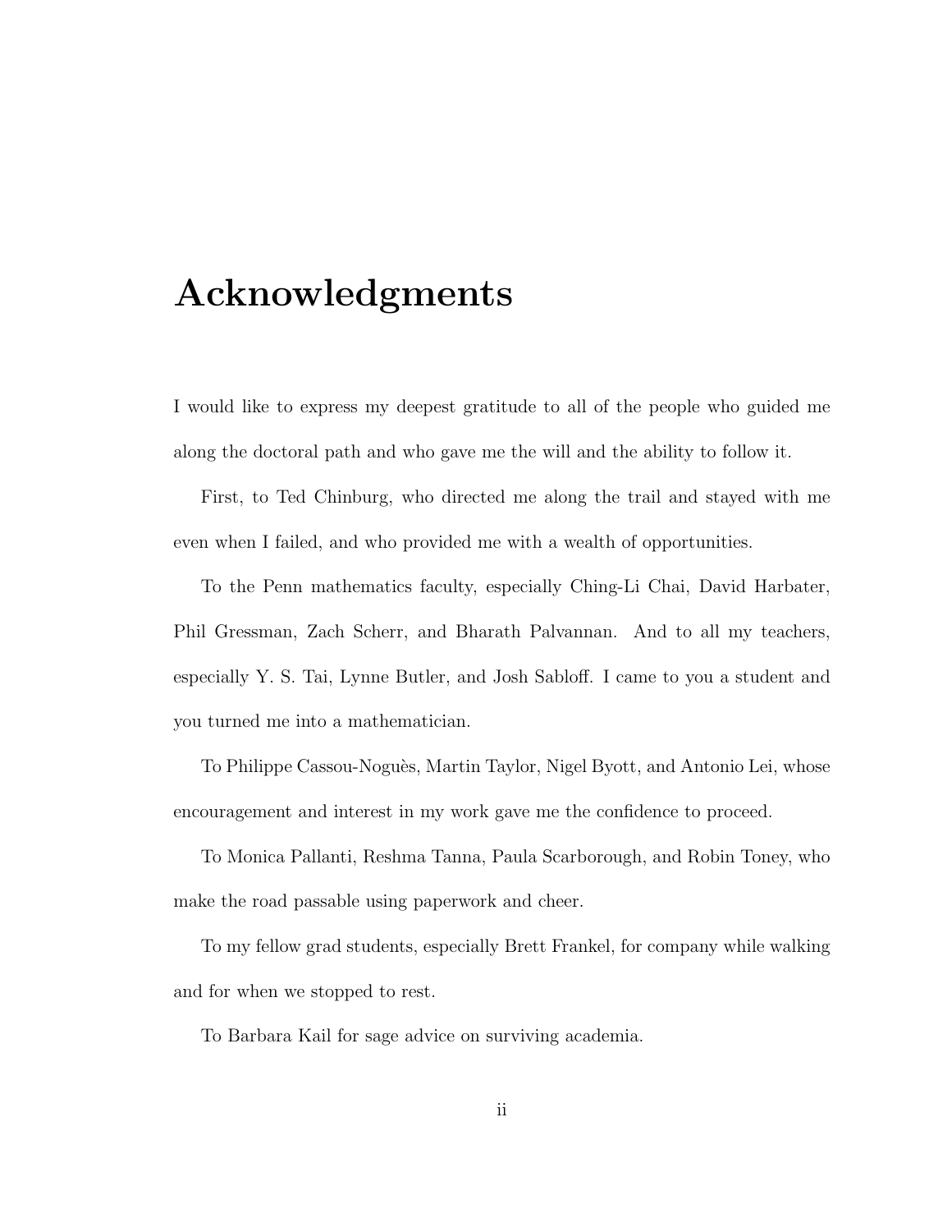# Acknowledgments

I would like to express my deepest gratitude to all of the people who guided me along the doctoral path and who gave me the will and the ability to follow it.

First, to Ted Chinburg, who directed me along the trail and stayed with me even when I failed, and who provided me with a wealth of opportunities.

To the Penn mathematics faculty, especially Ching-Li Chai, David Harbater, Phil Gressman, Zach Scherr, and Bharath Palvannan. And to all my teachers, especially Y. S. Tai, Lynne Butler, and Josh Sabloff. I came to you a student and you turned me into a mathematician.

To Philippe Cassou-Noguès, Martin Taylor, Nigel Byott, and Antonio Lei, whose encouragement and interest in my work gave me the confidence to proceed.

To Monica Pallanti, Reshma Tanna, Paula Scarborough, and Robin Toney, who make the road passable using paperwork and cheer.

To my fellow grad students, especially Brett Frankel, for company while walking and for when we stopped to rest.

To Barbara Kail for sage advice on surviving academia.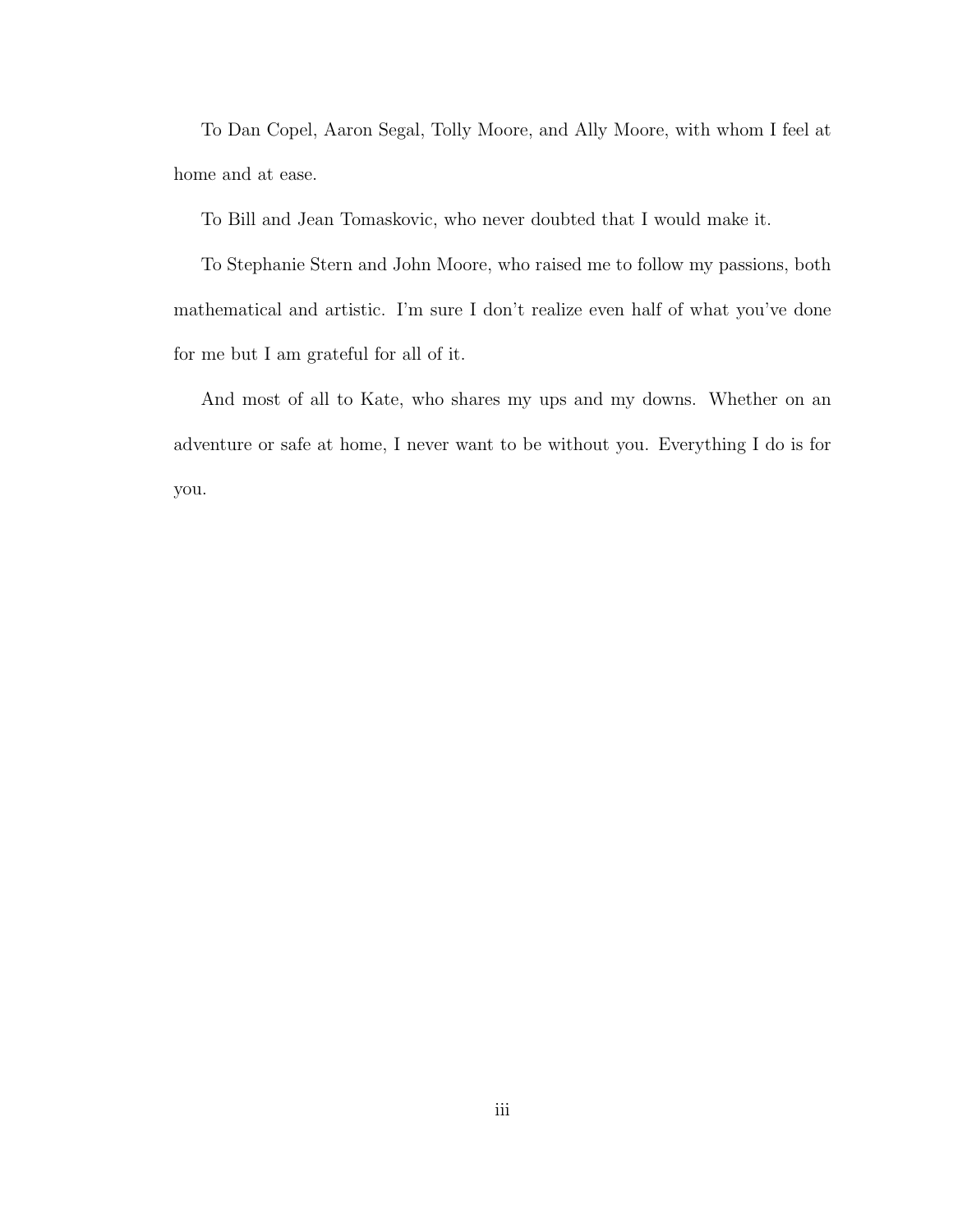To Dan Copel, Aaron Segal, Tolly Moore, and Ally Moore, with whom I feel at home and at ease.

To Bill and Jean Tomaskovic, who never doubted that I would make it.

To Stephanie Stern and John Moore, who raised me to follow my passions, both mathematical and artistic. I'm sure I don't realize even half of what you've done for me but I am grateful for all of it.

And most of all to Kate, who shares my ups and my downs. Whether on an adventure or safe at home, I never want to be without you. Everything I do is for you.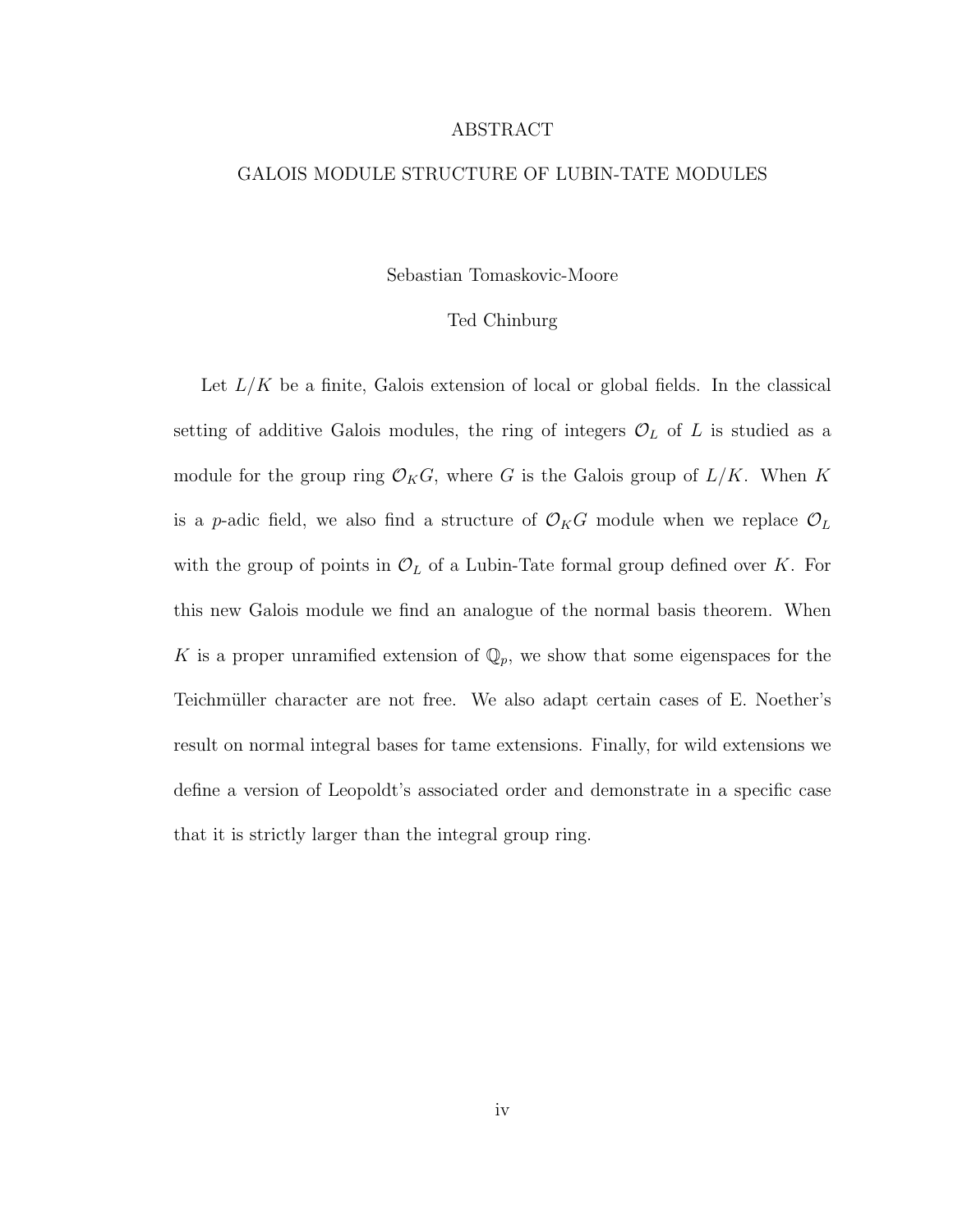# ABSTRACT

## GALOIS MODULE STRUCTURE OF LUBIN-TATE MODULES

Sebastian Tomaskovic-Moore

Ted Chinburg

Let $L/K$ be a finite, Galois extension of local or global fields. In the classical setting of additive Galois modules, the ring of integers $\mathcal{O}_L$ of $L$ is studied as a module for the group ring $\mathcal{O}_K G$, where $G$ is the Galois group of $L/K$. When $K$ is a $p$-adic field, we also find a structure of $\mathcal{O}_K G$ module when we replace $\mathcal{O}_L$ with the group of points in $\mathcal{O}_L$ of a Lubin-Tate formal group defined over $K$. For this new Galois module we find an analogue of the normal basis theorem. When $K$ is a proper unramified extension of $\mathbb{Q}_p$, we show that some eigenspaces for the Teichmüller character are not free. We also adapt certain cases of E. Noether's result on normal integral bases for tame extensions. Finally, for wild extensions we define a version of Leopoldt's associated order and demonstrate in a specific case that it is strictly larger than the integral group ring.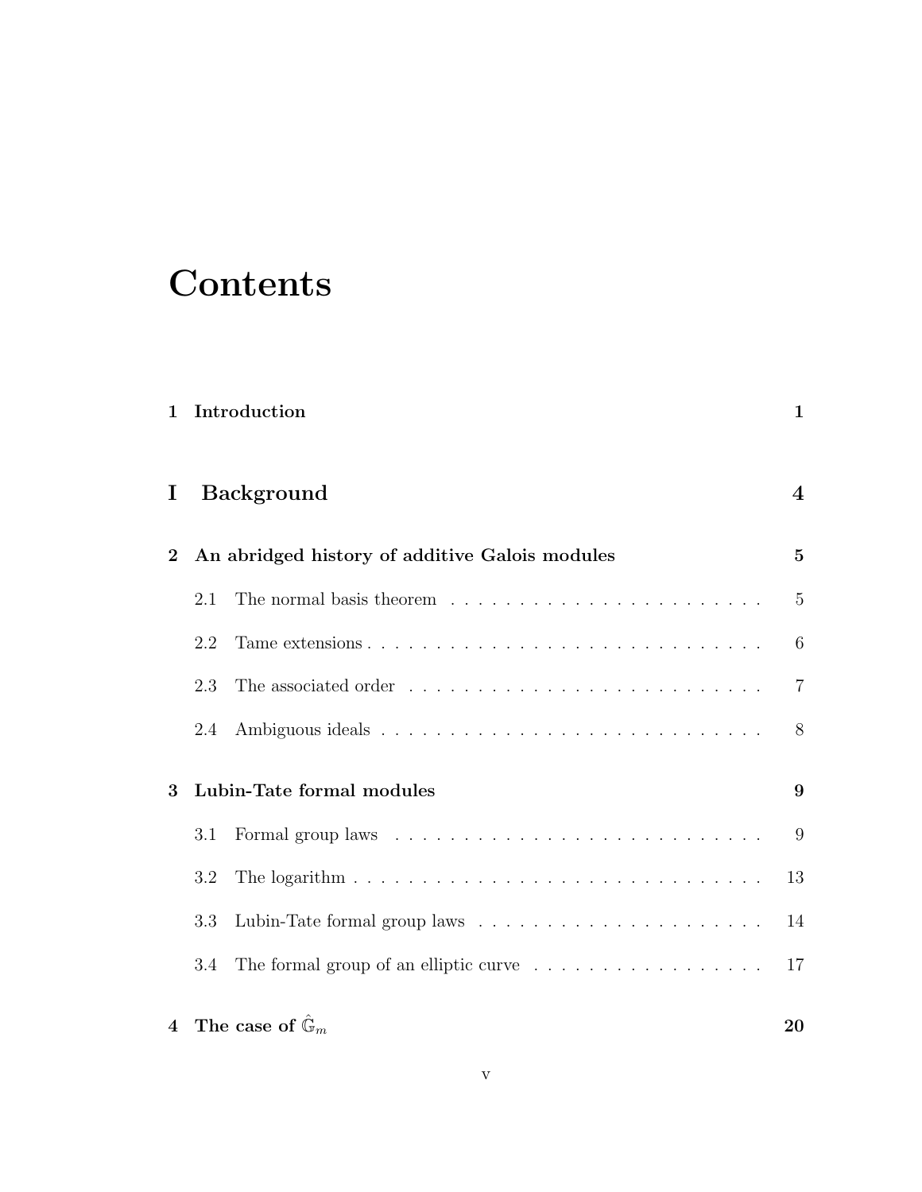# Contents

| | | |
|---|---|---|
| **1** | **Introduction** | **1** |
| **I** | **Background** | **4** |
| **2** | **An abridged history of additive Galois modules** | **5** |
| | 2.1 The normal basis theorem | 5 |
| | 2.2 Tame extensions | 6 |
| | 2.3 The associated order | 7 |
| | 2.4 Ambiguous ideals | 8 |
| **3** | **Lubin-Tate formal modules** | **9** |
| | 3.1 Formal group laws | 9 |
| | 3.2 The logarithm | 13 |
| | 3.3 Lubin-Tate formal group laws | 14 |
| | 3.4 The formal group of an elliptic curve | 17 |
| **4** | **The case of $\hat{\mathbb{G}}_m$** | **20** |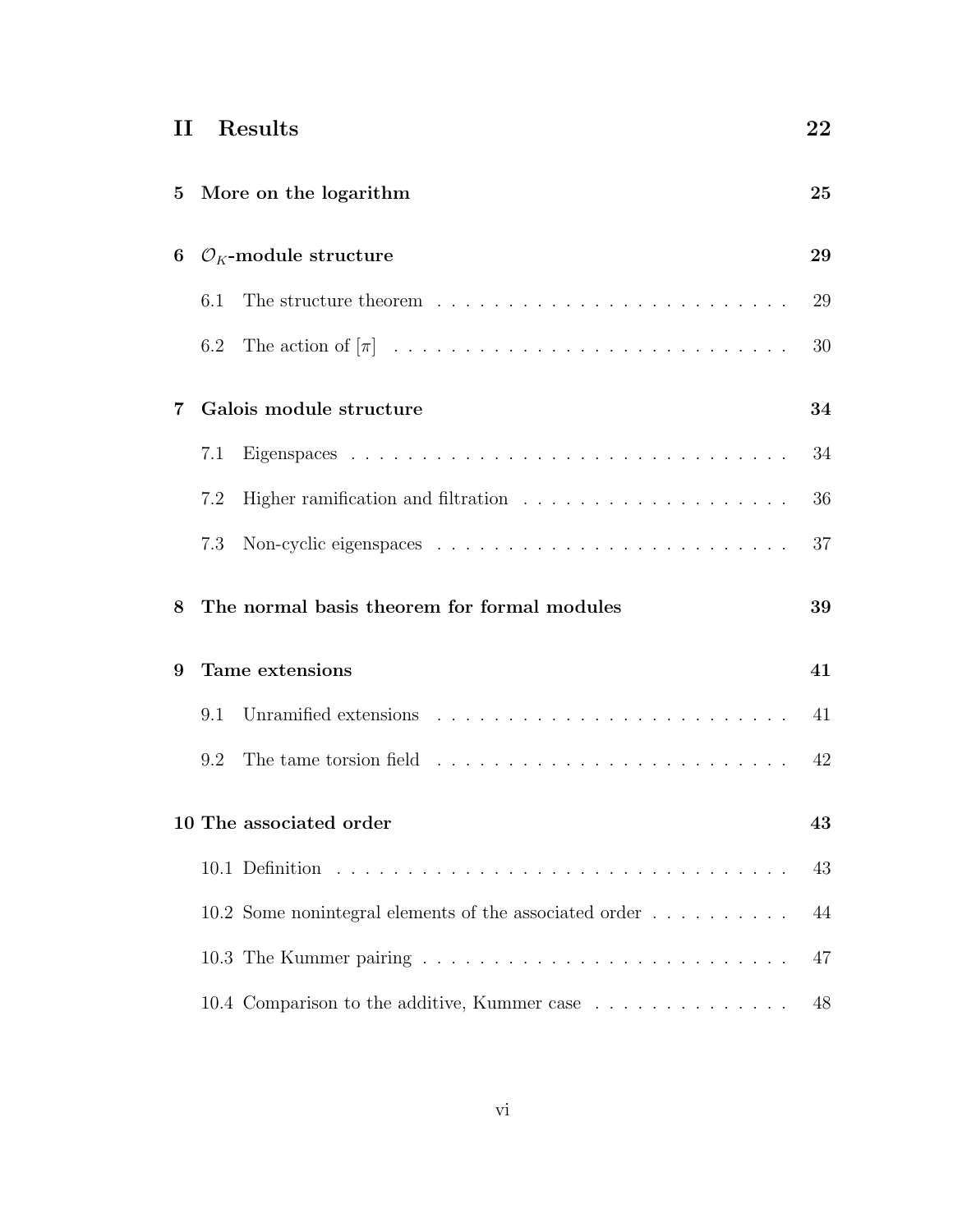**II Results** **22**

**5 More on the logarithm** **25**

**6 $\mathcal{O}_K$-module structure** **29**

6.1 The structure theorem . . . . . . . . . . 29

6.2 The action of $[\pi]$ . . . . . . . . . . 30

**7 Galois module structure** **34**

7.1 Eigenspaces . . . . . . . . . . 34

7.2 Higher ramification and filtration . . . . . . . . . . 36

7.3 Non-cyclic eigenspaces . . . . . . . . . . 37

**8 The normal basis theorem for formal modules** **39**

**9 Tame extensions** **41**

9.1 Unramified extensions . . . . . . . . . . 41

9.2 The tame torsion field . . . . . . . . . . 42

**10 The associated order** **43**

10.1 Definition . . . . . . . . . . 43

10.2 Some nonintegral elements of the associated order . . . . . . . . . . 44

10.3 The Kummer pairing . . . . . . . . . . 47

10.4 Comparison to the additive, Kummer case . . . . . . . . . . 48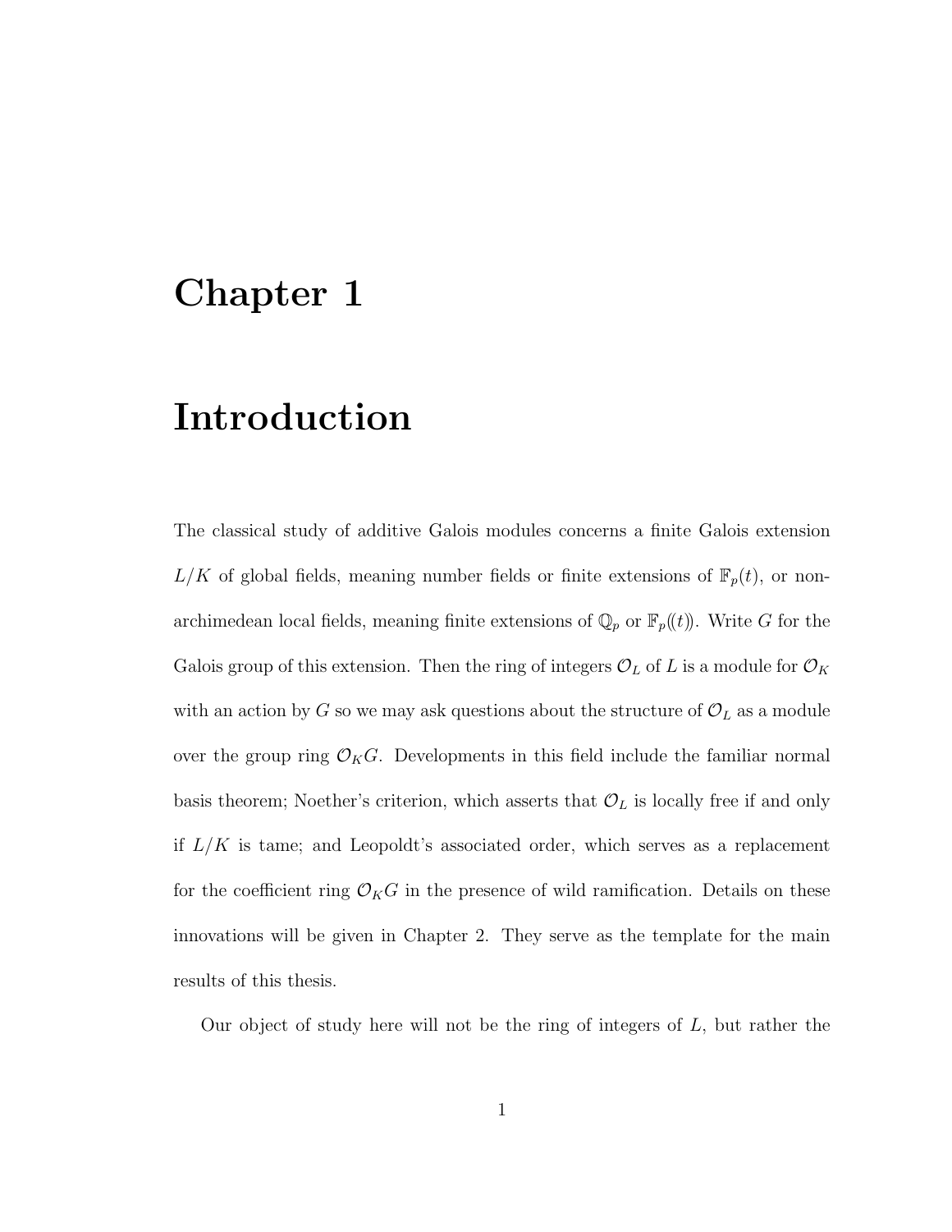# Chapter 1

# Introduction

The classical study of additive Galois modules concerns a finite Galois extension $L/K$ of global fields, meaning number fields or finite extensions of $\mathbb{F}_p(t)$, or non-archimedean local fields, meaning finite extensions of $\mathbb{Q}_p$ or $\mathbb{F}_p(\!(t)\!)$. Write $G$ for the Galois group of this extension. Then the ring of integers $\mathcal{O}_L$ of $L$ is a module for $\mathcal{O}_K$ with an action by $G$ so we may ask questions about the structure of $\mathcal{O}_L$ as a module over the group ring $\mathcal{O}_K G$. Developments in this field include the familiar normal basis theorem; Noether's criterion, which asserts that $\mathcal{O}_L$ is locally free if and only if $L/K$ is tame; and Leopoldt's associated order, which serves as a replacement for the coefficient ring $\mathcal{O}_K G$ in the presence of wild ramification. Details on these innovations will be given in Chapter 2. They serve as the template for the main results of this thesis.

Our object of study here will not be the ring of integers of $L$, but rather the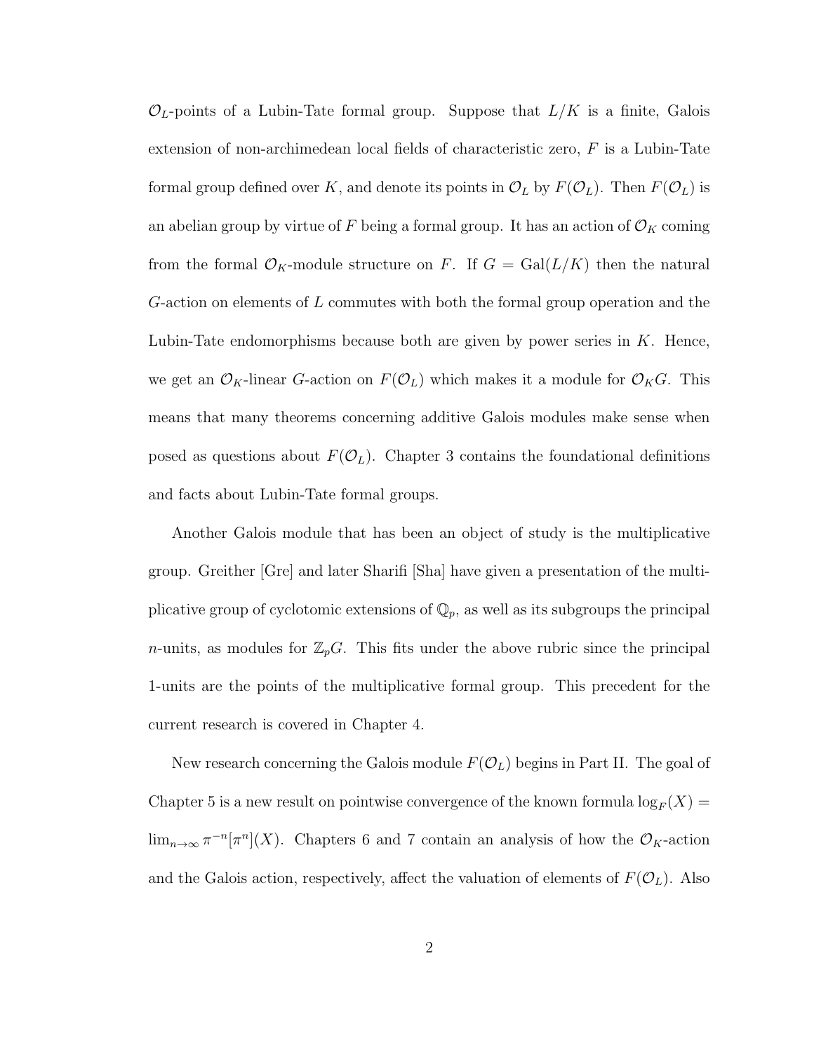$\mathcal{O}_L$-points of a Lubin-Tate formal group. Suppose that $L/K$ is a finite, Galois extension of non-archimedean local fields of characteristic zero, $F$ is a Lubin-Tate formal group defined over $K$, and denote its points in $\mathcal{O}_L$ by $F(\mathcal{O}_L)$. Then $F(\mathcal{O}_L)$ is an abelian group by virtue of $F$ being a formal group. It has an action of $\mathcal{O}_K$ coming from the formal $\mathcal{O}_K$-module structure on $F$. If $G = \mathrm{Gal}(L/K)$ then the natural $G$-action on elements of $L$ commutes with both the formal group operation and the Lubin-Tate endomorphisms because both are given by power series in $K$. Hence, we get an $\mathcal{O}_K$-linear $G$-action on $F(\mathcal{O}_L)$ which makes it a module for $\mathcal{O}_K G$. This means that many theorems concerning additive Galois modules make sense when posed as questions about $F(\mathcal{O}_L)$. Chapter 3 contains the foundational definitions and facts about Lubin-Tate formal groups.

Another Galois module that has been an object of study is the multiplicative group. Greither [Gre] and later Sharifi [Sha] have given a presentation of the multiplicative group of cyclotomic extensions of $\mathbb{Q}_p$, as well as its subgroups the principal $n$-units, as modules for $\mathbb{Z}_p G$. This fits under the above rubric since the principal 1-units are the points of the multiplicative formal group. This precedent for the current research is covered in Chapter 4.

New research concerning the Galois module $F(\mathcal{O}_L)$ begins in Part II. The goal of Chapter 5 is a new result on pointwise convergence of the known formula $\log_F(X) = \lim_{n\to\infty} \pi^{-n}[\pi^n](X)$. Chapters 6 and 7 contain an analysis of how the $\mathcal{O}_K$-action and the Galois action, respectively, affect the valuation of elements of $F(\mathcal{O}_L)$. Also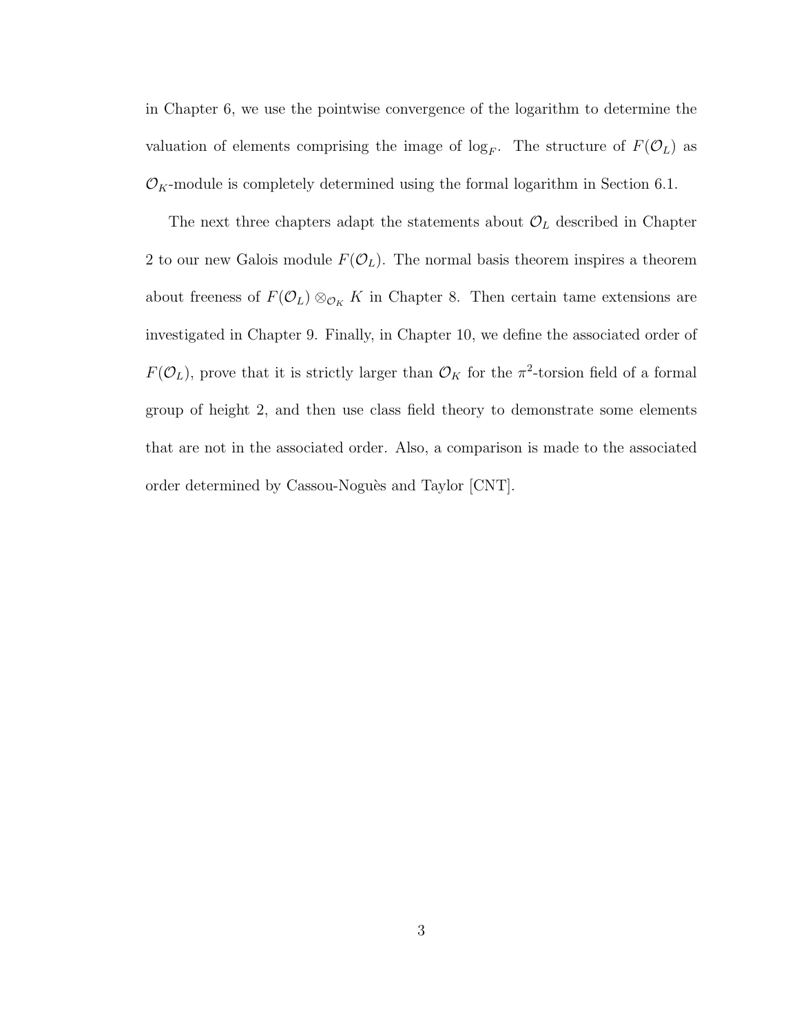in Chapter 6, we use the pointwise convergence of the logarithm to determine the valuation of elements comprising the image of $\log_F$. The structure of $F(\mathcal{O}_L)$ as $\mathcal{O}_K$-module is completely determined using the formal logarithm in Section 6.1.

The next three chapters adapt the statements about $\mathcal{O}_L$ described in Chapter 2 to our new Galois module $F(\mathcal{O}_L)$. The normal basis theorem inspires a theorem about freeness of $F(\mathcal{O}_L) \otimes_{\mathcal{O}_K} K$ in Chapter 8. Then certain tame extensions are investigated in Chapter 9. Finally, in Chapter 10, we define the associated order of $F(\mathcal{O}_L)$, prove that it is strictly larger than $\mathcal{O}_K$ for the $\pi^2$-torsion field of a formal group of height 2, and then use class field theory to demonstrate some elements that are not in the associated order. Also, a comparison is made to the associated order determined by Cassou-Noguès and Taylor [CNT].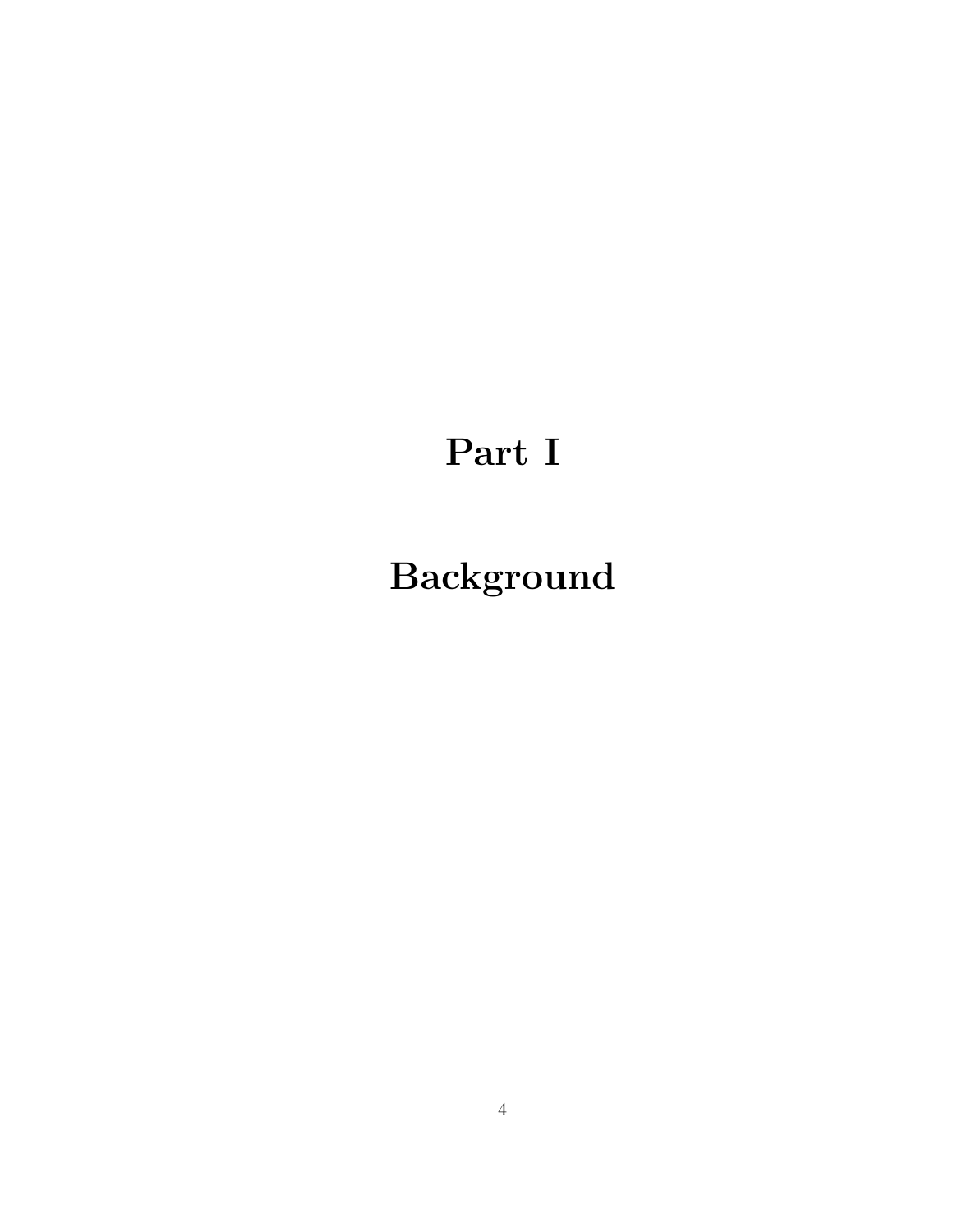# Part I

# Background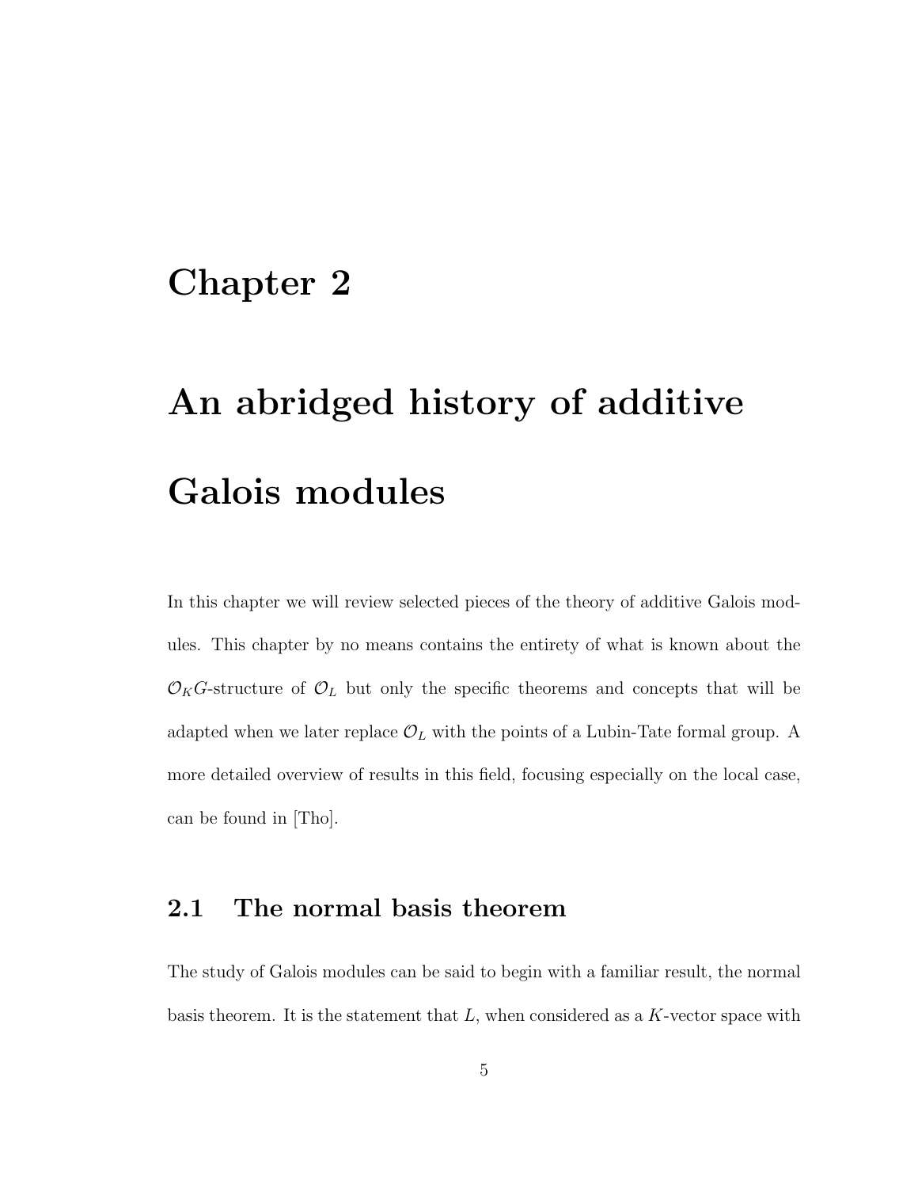# Chapter 2

# An abridged history of additive Galois modules

In this chapter we will review selected pieces of the theory of additive Galois modules. This chapter by no means contains the entirety of what is known about the $\mathcal{O}_K G$-structure of $\mathcal{O}_L$ but only the specific theorems and concepts that will be adapted when we later replace $\mathcal{O}_L$ with the points of a Lubin-Tate formal group. A more detailed overview of results in this field, focusing especially on the local case, can be found in [Tho].

## 2.1 The normal basis theorem

The study of Galois modules can be said to begin with a familiar result, the normal basis theorem. It is the statement that $L$, when considered as a $K$-vector space with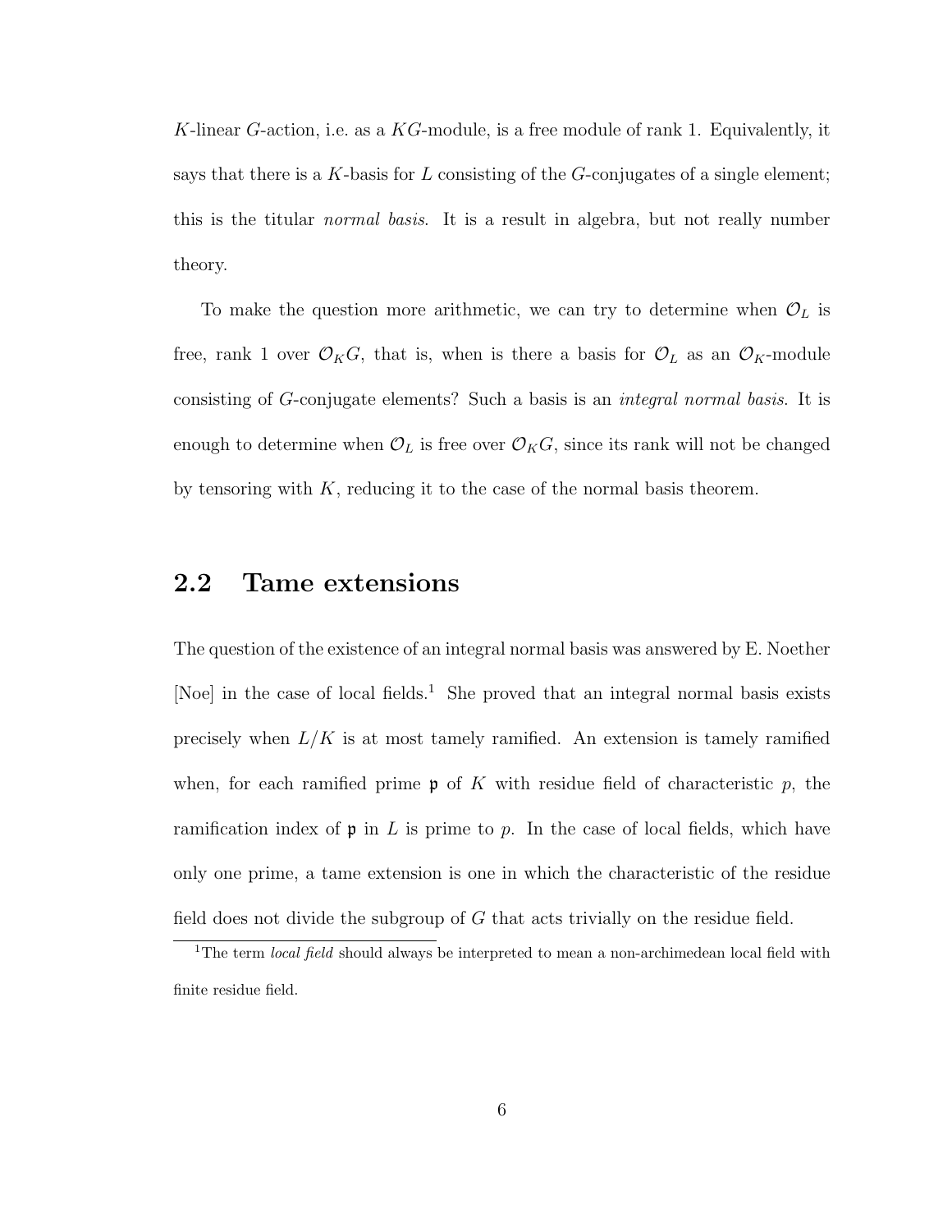$K$-linear $G$-action, i.e. as a $KG$-module, is a free module of rank 1. Equivalently, it says that there is a $K$-basis for $L$ consisting of the $G$-conjugates of a single element; this is the titular *normal basis*. It is a result in algebra, but not really number theory.

To make the question more arithmetic, we can try to determine when $\mathcal{O}_L$ is free, rank 1 over $\mathcal{O}_K G$, that is, when is there a basis for $\mathcal{O}_L$ as an $\mathcal{O}_K$-module consisting of $G$-conjugate elements? Such a basis is an *integral normal basis*. It is enough to determine when $\mathcal{O}_L$ is free over $\mathcal{O}_K G$, since its rank will not be changed by tensoring with $K$, reducing it to the case of the normal basis theorem.

## 2.2 Tame extensions

The question of the existence of an integral normal basis was answered by E. Noether [Noe] in the case of local fields.[1] She proved that an integral normal basis exists precisely when $L/K$ is at most tamely ramified. An extension is tamely ramified when, for each ramified prime $\mathfrak{p}$ of $K$ with residue field of characteristic $p$, the ramification index of $\mathfrak{p}$ in $L$ is prime to $p$. In the case of local fields, which have only one prime, a tame extension is one in which the characteristic of the residue field does not divide the subgroup of $G$ that acts trivially on the residue field.

[1] The term *local field* should always be interpreted to mean a non-archimedean local field with finite residue field.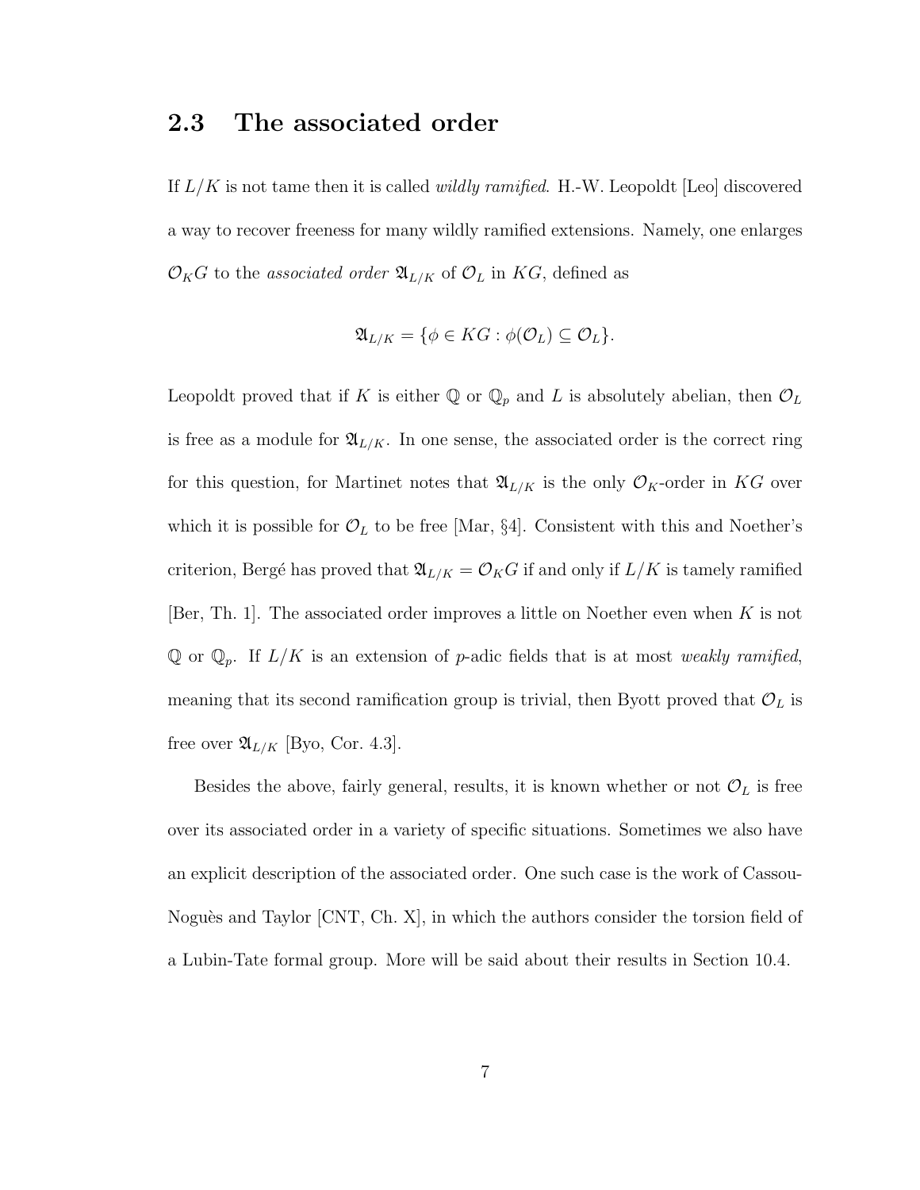## 2.3 The associated order

If $L/K$ is not tame then it is called *wildly ramified*. H.-W. Leopoldt [Leo] discovered a way to recover freeness for many wildly ramified extensions. Namely, one enlarges $\mathcal{O}_K G$ to the *associated order* $\mathfrak{A}_{L/K}$ of $\mathcal{O}_L$ in $KG$, defined as

$$\mathfrak{A}_{L/K} = \{\phi \in KG : \phi(\mathcal{O}_L) \subseteq \mathcal{O}_L\}.$$

Leopoldt proved that if $K$ is either $\mathbb{Q}$ or $\mathbb{Q}_p$ and $L$ is absolutely abelian, then $\mathcal{O}_L$ is free as a module for $\mathfrak{A}_{L/K}$. In one sense, the associated order is the correct ring for this question, for Martinet notes that $\mathfrak{A}_{L/K}$ is the only $\mathcal{O}_K$-order in $KG$ over which it is possible for $\mathcal{O}_L$ to be free [Mar, §4]. Consistent with this and Noether's criterion, Bergé has proved that $\mathfrak{A}_{L/K} = \mathcal{O}_K G$ if and only if $L/K$ is tamely ramified [Ber, Th. 1]. The associated order improves a little on Noether even when $K$ is not $\mathbb{Q}$ or $\mathbb{Q}_p$. If $L/K$ is an extension of $p$-adic fields that is at most *weakly ramified*, meaning that its second ramification group is trivial, then Byott proved that $\mathcal{O}_L$ is free over $\mathfrak{A}_{L/K}$ [Byo, Cor. 4.3].

Besides the above, fairly general, results, it is known whether or not $\mathcal{O}_L$ is free over its associated order in a variety of specific situations. Sometimes we also have an explicit description of the associated order. One such case is the work of Cassou-Noguès and Taylor [CNT, Ch. X], in which the authors consider the torsion field of a Lubin-Tate formal group. More will be said about their results in Section 10.4.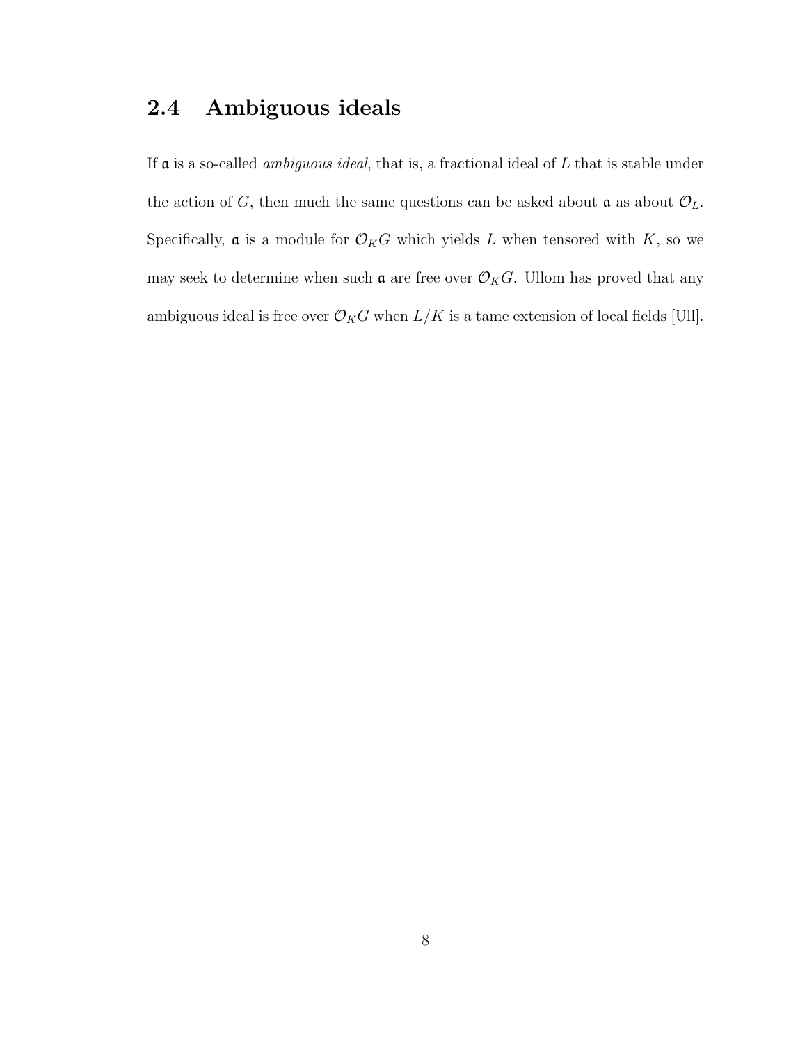## 2.4 Ambiguous ideals

If $\mathfrak{a}$ is a so-called *ambiguous ideal*, that is, a fractional ideal of $L$ that is stable under the action of $G$, then much the same questions can be asked about $\mathfrak{a}$ as about $\mathcal{O}_L$. Specifically, $\mathfrak{a}$ is a module for $\mathcal{O}_K G$ which yields $L$ when tensored with $K$, so we may seek to determine when such $\mathfrak{a}$ are free over $\mathcal{O}_K G$. Ullom has proved that any ambiguous ideal is free over $\mathcal{O}_K G$ when $L/K$ is a tame extension of local fields [Ull].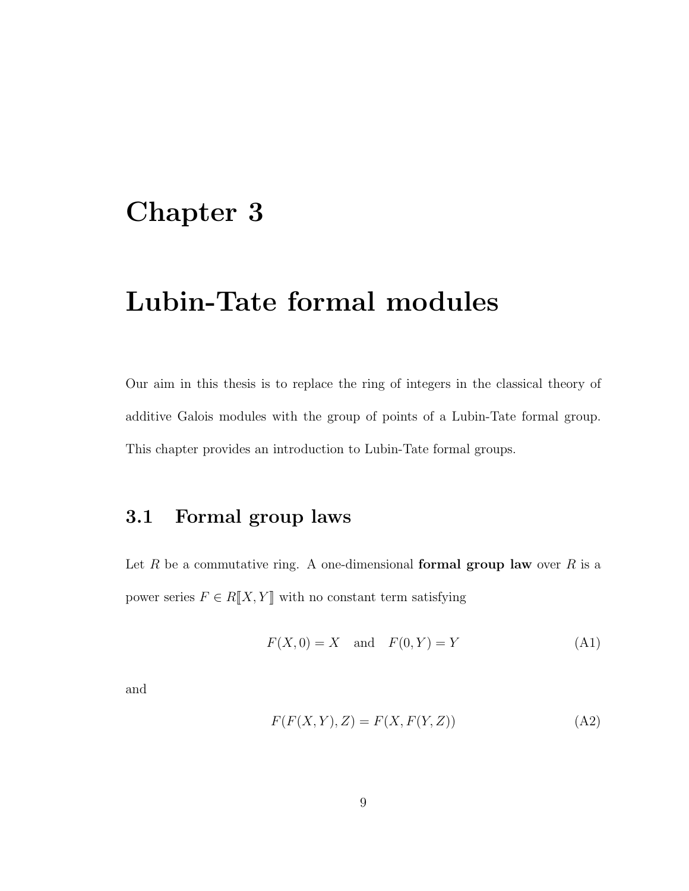# Chapter 3

# Lubin-Tate formal modules

Our aim in this thesis is to replace the ring of integers in the classical theory of additive Galois modules with the group of points of a Lubin-Tate formal group. This chapter provides an introduction to Lubin-Tate formal groups.

## 3.1 Formal group laws

Let $R$ be a commutative ring. A one-dimensional **formal group law** over $R$ is a power series $F \in R[\![X, Y]\!]$ with no constant term satisfying

$$F(X, 0) = X \quad \text{and} \quad F(0, Y) = Y \tag{A1}$$

and

$$F(F(X, Y), Z) = F(X, F(Y, Z)) \tag{A2}$$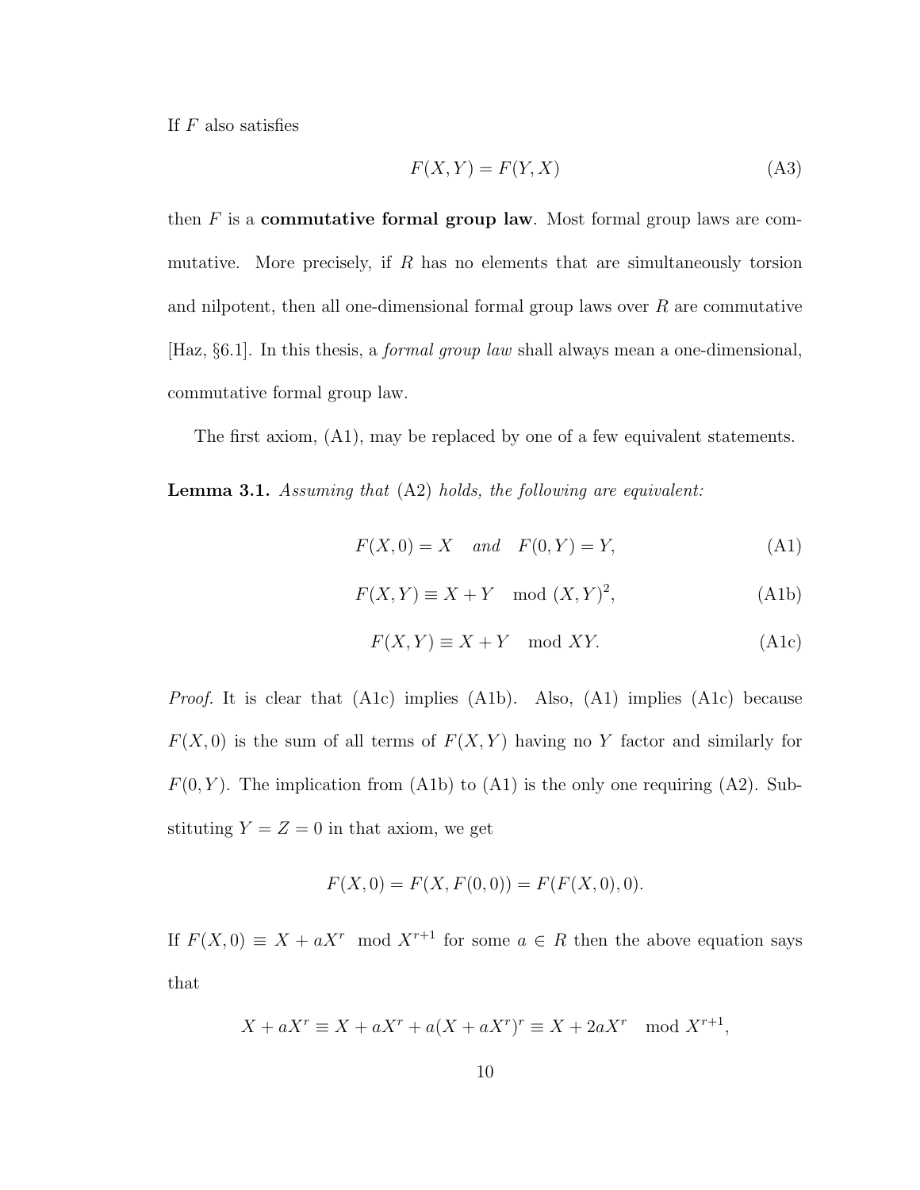If $F$ also satisfies

$$F(X, Y) = F(Y, X) \tag{A3}$$

then $F$ is a **commutative formal group law**. Most formal group laws are commutative. More precisely, if $R$ has no elements that are simultaneously torsion and nilpotent, then all one-dimensional formal group laws over $R$ are commutative [Haz, §6.1]. In this thesis, a *formal group law* shall always mean a one-dimensional, commutative formal group law.

The first axiom, (A1), may be replaced by one of a few equivalent statements.

**Lemma 3.1.** *Assuming that* (A2) *holds, the following are equivalent:*

$$F(X, 0) = X \quad \text{and} \quad F(0, Y) = Y, \tag{A1}$$

$$F(X, Y) \equiv X + Y \mod (X, Y)^2, \tag{A1b}$$

$$F(X, Y) \equiv X + Y \mod XY. \tag{A1c}$$

*Proof.* It is clear that (A1c) implies (A1b). Also, (A1) implies (A1c) because $F(X, 0)$ is the sum of all terms of $F(X, Y)$ having no $Y$ factor and similarly for $F(0, Y)$. The implication from (A1b) to (A1) is the only one requiring (A2). Substituting $Y = Z = 0$ in that axiom, we get

$$F(X, 0) = F(X, F(0, 0)) = F(F(X, 0), 0).$$

If $F(X, 0) \equiv X + aX^r \mod X^{r+1}$ for some $a \in R$ then the above equation says that

$$X + aX^r \equiv X + aX^r + a(X + aX^r)^r \equiv X + 2aX^r \mod X^{r+1},$$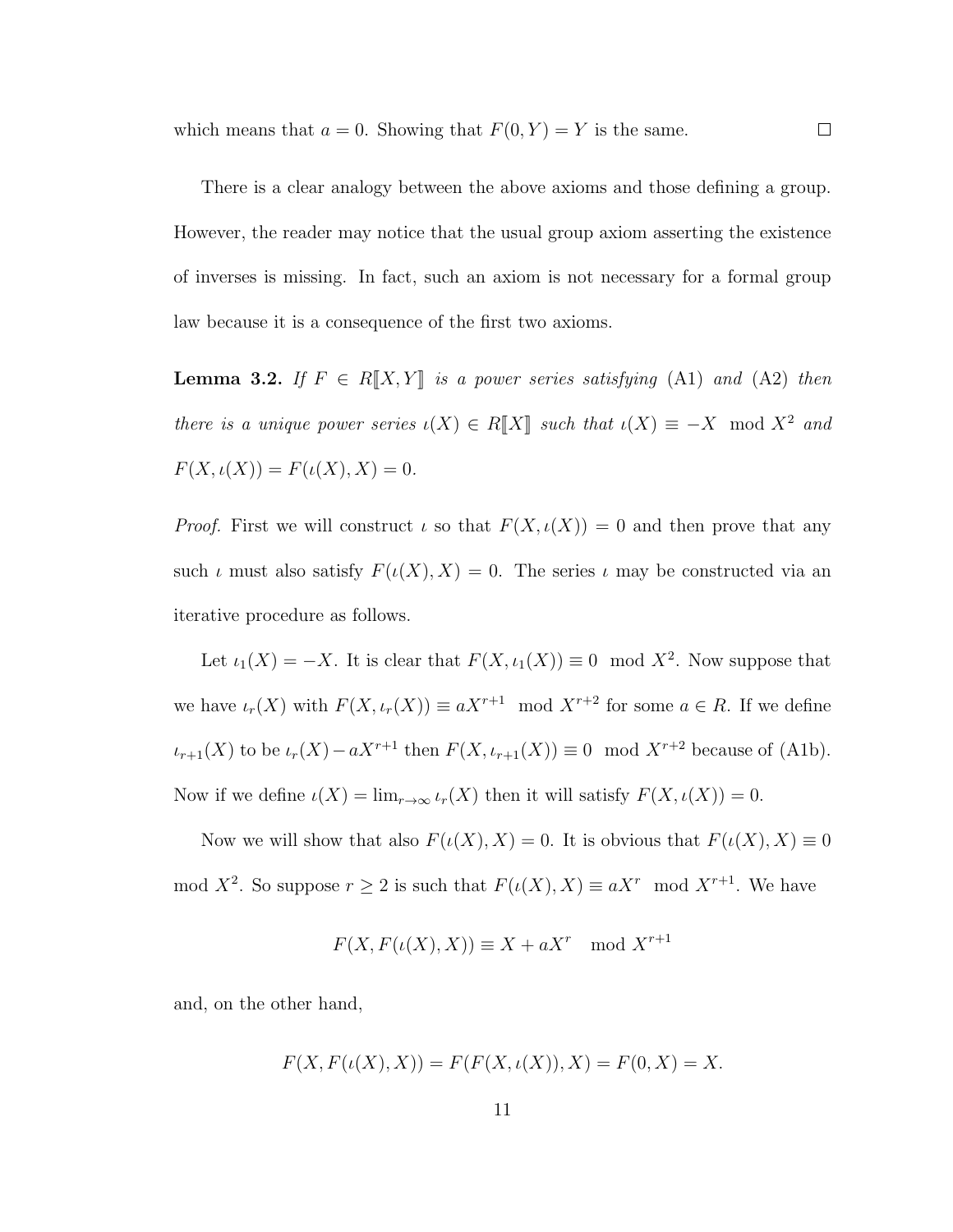which means that $a = 0$. Showing that $F(0, Y) = Y$ is the same. □

There is a clear analogy between the above axioms and those defining a group. However, the reader may notice that the usual group axiom asserting the existence of inverses is missing. In fact, such an axiom is not necessary for a formal group law because it is a consequence of the first two axioms.

**Lemma 3.2.** *If $F \in R[\![X, Y]\!]$ is a power series satisfying* (A1) *and* (A2) *then there is a unique power series $\iota(X) \in R[\![X]\!]$ such that $\iota(X) \equiv -X \mod X^2$ and $F(X, \iota(X)) = F(\iota(X), X) = 0$.*

*Proof.* First we will construct $\iota$ so that $F(X, \iota(X)) = 0$ and then prove that any such $\iota$ must also satisfy $F(\iota(X), X) = 0$. The series $\iota$ may be constructed via an iterative procedure as follows.

Let $\iota_1(X) = -X$. It is clear that $F(X, \iota_1(X)) \equiv 0 \mod X^2$. Now suppose that we have $\iota_r(X)$ with $F(X, \iota_r(X)) \equiv aX^{r+1} \mod X^{r+2}$ for some $a \in R$. If we define $\iota_{r+1}(X)$ to be $\iota_r(X) - aX^{r+1}$ then $F(X, \iota_{r+1}(X)) \equiv 0 \mod X^{r+2}$ because of (A1b). Now if we define $\iota(X) = \lim_{r \to \infty} \iota_r(X)$ then it will satisfy $F(X, \iota(X)) = 0$.

Now we will show that also $F(\iota(X), X) = 0$. It is obvious that $F(\iota(X), X) \equiv 0 \mod X^2$. So suppose $r \geq 2$ is such that $F(\iota(X), X) \equiv aX^r \mod X^{r+1}$. We have

$$F(X, F(\iota(X), X)) \equiv X + aX^r \mod X^{r+1}$$

and, on the other hand,

$$F(X, F(\iota(X), X)) = F(F(X, \iota(X)), X) = F(0, X) = X.$$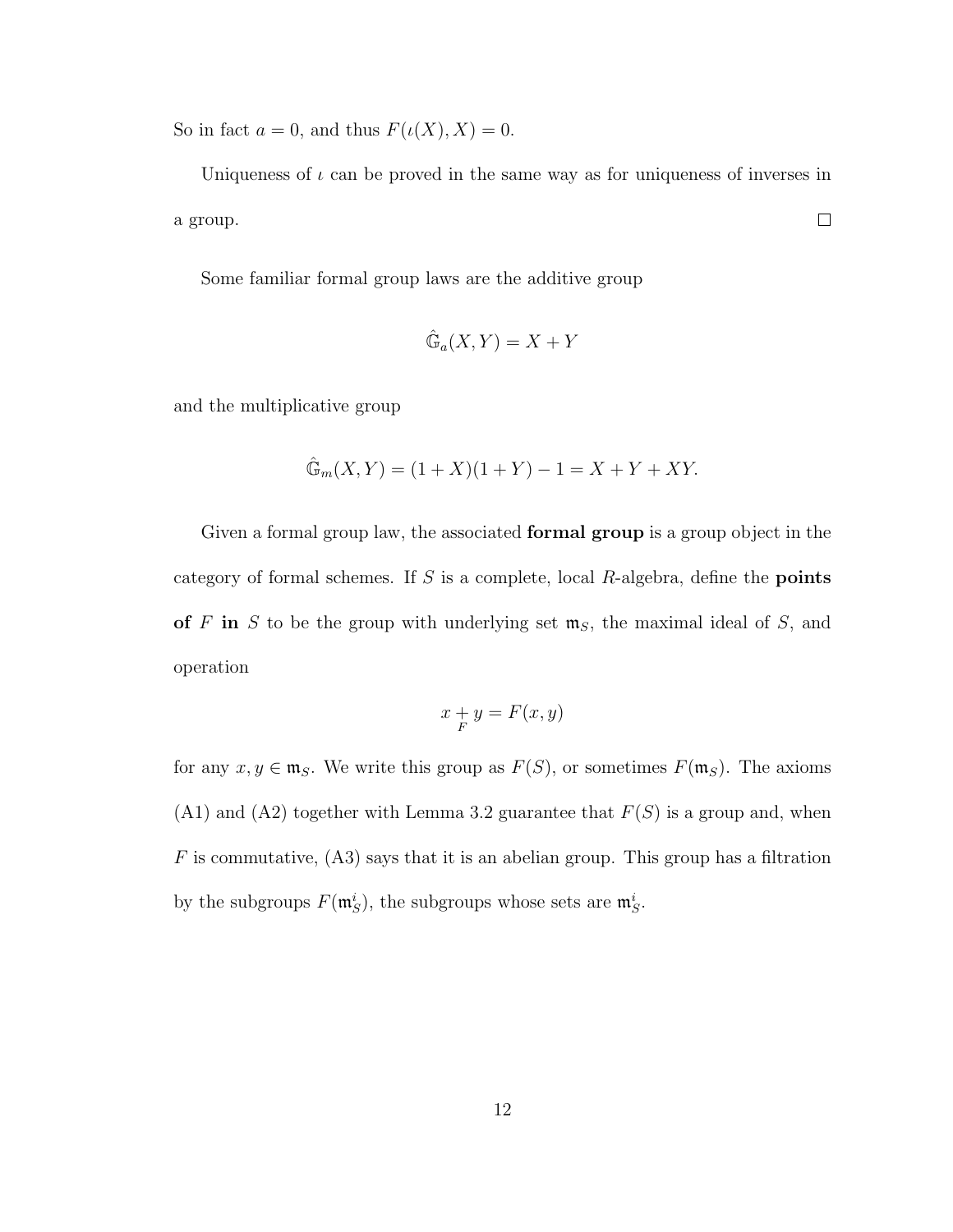So in fact $a = 0$, and thus $F(\iota(X), X) = 0$.

Uniqueness of $\iota$ can be proved in the same way as for uniqueness of inverses in a group. $\square$

Some familiar formal group laws are the additive group

$$\hat{\mathbb{G}}_a(X, Y) = X + Y$$

and the multiplicative group

$$\hat{\mathbb{G}}_m(X, Y) = (1 + X)(1 + Y) - 1 = X + Y + XY.$$

Given a formal group law, the associated **formal group** is a group object in the category of formal schemes. If $S$ is a complete, local $R$-algebra, define the **points of $F$ in $S$** to be the group with underlying set $\mathfrak{m}_S$, the maximal ideal of $S$, and operation

$$x \underset{F}{+} y = F(x, y)$$

for any $x, y \in \mathfrak{m}_S$. We write this group as $F(S)$, or sometimes $F(\mathfrak{m}_S)$. The axioms (A1) and (A2) together with Lemma 3.2 guarantee that $F(S)$ is a group and, when $F$ is commutative, (A3) says that it is an abelian group. This group has a filtration by the subgroups $F(\mathfrak{m}_S^i)$, the subgroups whose sets are $\mathfrak{m}_S^i$.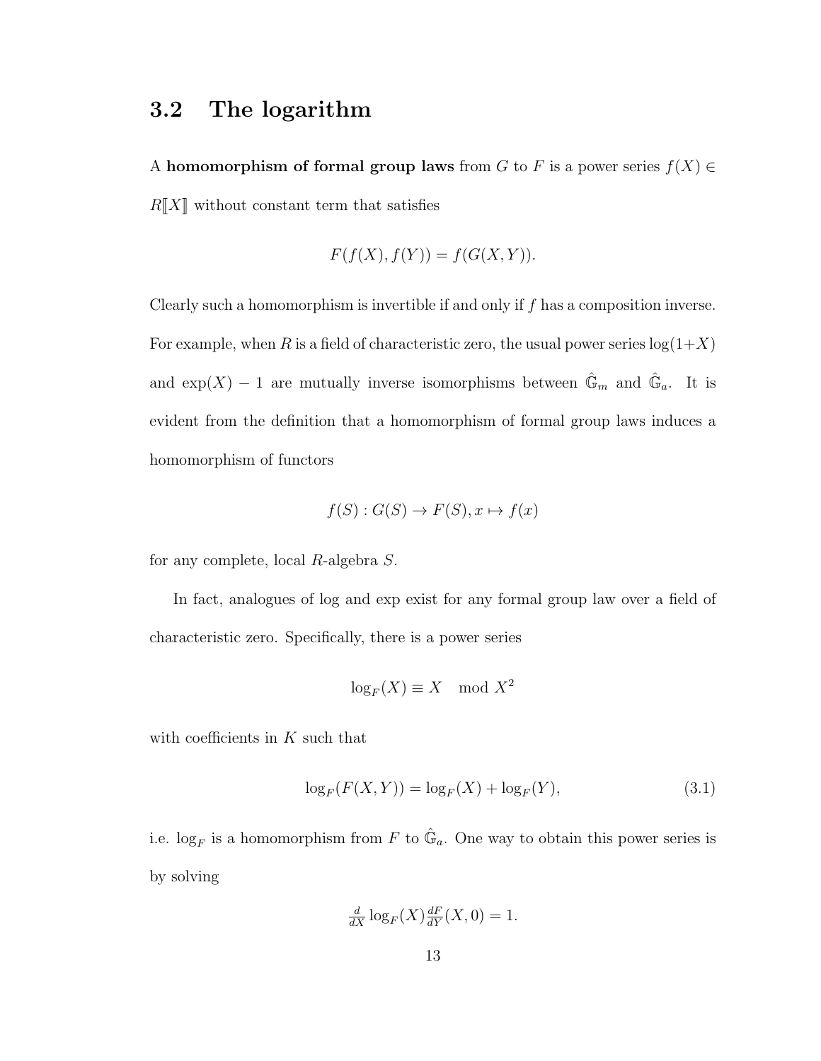## 3.2 The logarithm

A **homomorphism of formal group laws** from $G$ to $F$ is a power series $f(X) \in R[\![X]\!]$ without constant term that satisfies

$$F(f(X), f(Y)) = f(G(X, Y)).$$

Clearly such a homomorphism is invertible if and only if $f$ has a composition inverse. For example, when $R$ is a field of characteristic zero, the usual power series $\log(1+X)$ and $\exp(X) - 1$ are mutually inverse isomorphisms between $\hat{\mathbb{G}}_m$ and $\hat{\mathbb{G}}_a$. It is evident from the definition that a homomorphism of formal group laws induces a homomorphism of functors

$$f(S) : G(S) \to F(S), x \mapsto f(x)$$

for any complete, local $R$-algebra $S$.

In fact, analogues of log and exp exist for any formal group law over a field of characteristic zero. Specifically, there is a power series

$$\log_F(X) \equiv X \mod X^2$$

with coefficients in $K$ such that

$$\log_F(F(X, Y)) = \log_F(X) + \log_F(Y), \tag{3.1}$$

i.e. $\log_F$ is a homomorphism from $F$ to $\hat{\mathbb{G}}_a$. One way to obtain this power series is by solving

$$\tfrac{d}{dX} \log_F(X) \tfrac{dF}{dY}(X, 0) = 1.$$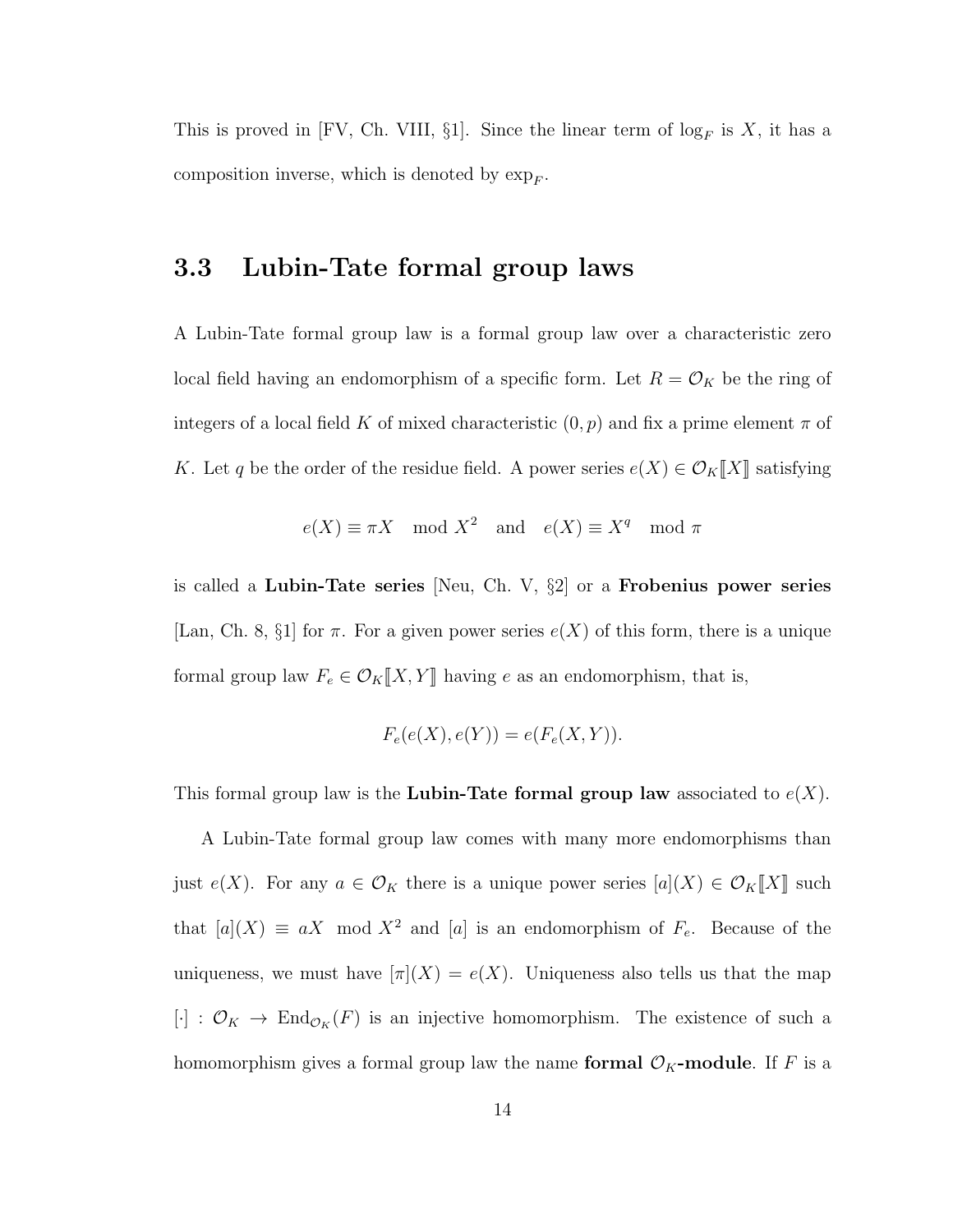This is proved in [FV, Ch. VIII, §1]. Since the linear term of $\log_F$ is $X$, it has a composition inverse, which is denoted by $\exp_F$.

## 3.3 Lubin-Tate formal group laws

A Lubin-Tate formal group law is a formal group law over a characteristic zero local field having an endomorphism of a specific form. Let $R = \mathcal{O}_K$ be the ring of integers of a local field $K$ of mixed characteristic $(0, p)$ and fix a prime element $\pi$ of $K$. Let $q$ be the order of the residue field. A power series $e(X) \in \mathcal{O}_K[\![X]\!]$ satisfying

$$e(X) \equiv \pi X \mod X^2 \quad \text{and} \quad e(X) \equiv X^q \mod \pi$$

is called a **Lubin-Tate series** [Neu, Ch. V, §2] or a **Frobenius power series** [Lan, Ch. 8, §1] for $\pi$. For a given power series $e(X)$ of this form, there is a unique formal group law $F_e \in \mathcal{O}_K[\![X, Y]\!]$ having $e$ as an endomorphism, that is,

$$F_e(e(X), e(Y)) = e(F_e(X, Y)).$$

This formal group law is the **Lubin-Tate formal group law** associated to $e(X)$.

A Lubin-Tate formal group law comes with many more endomorphisms than just $e(X)$. For any $a \in \mathcal{O}_K$ there is a unique power series $[a](X) \in \mathcal{O}_K[\![X]\!]$ such that $[a](X) \equiv aX \mod X^2$ and $[a]$ is an endomorphism of $F_e$. Because of the uniqueness, we must have $[\pi](X) = e(X)$. Uniqueness also tells us that the map $[\cdot] : \mathcal{O}_K \to \mathrm{End}_{\mathcal{O}_K}(F)$ is an injective homomorphism. The existence of such a homomorphism gives a formal group law the name **formal $\mathcal{O}_K$-module**. If $F$ is a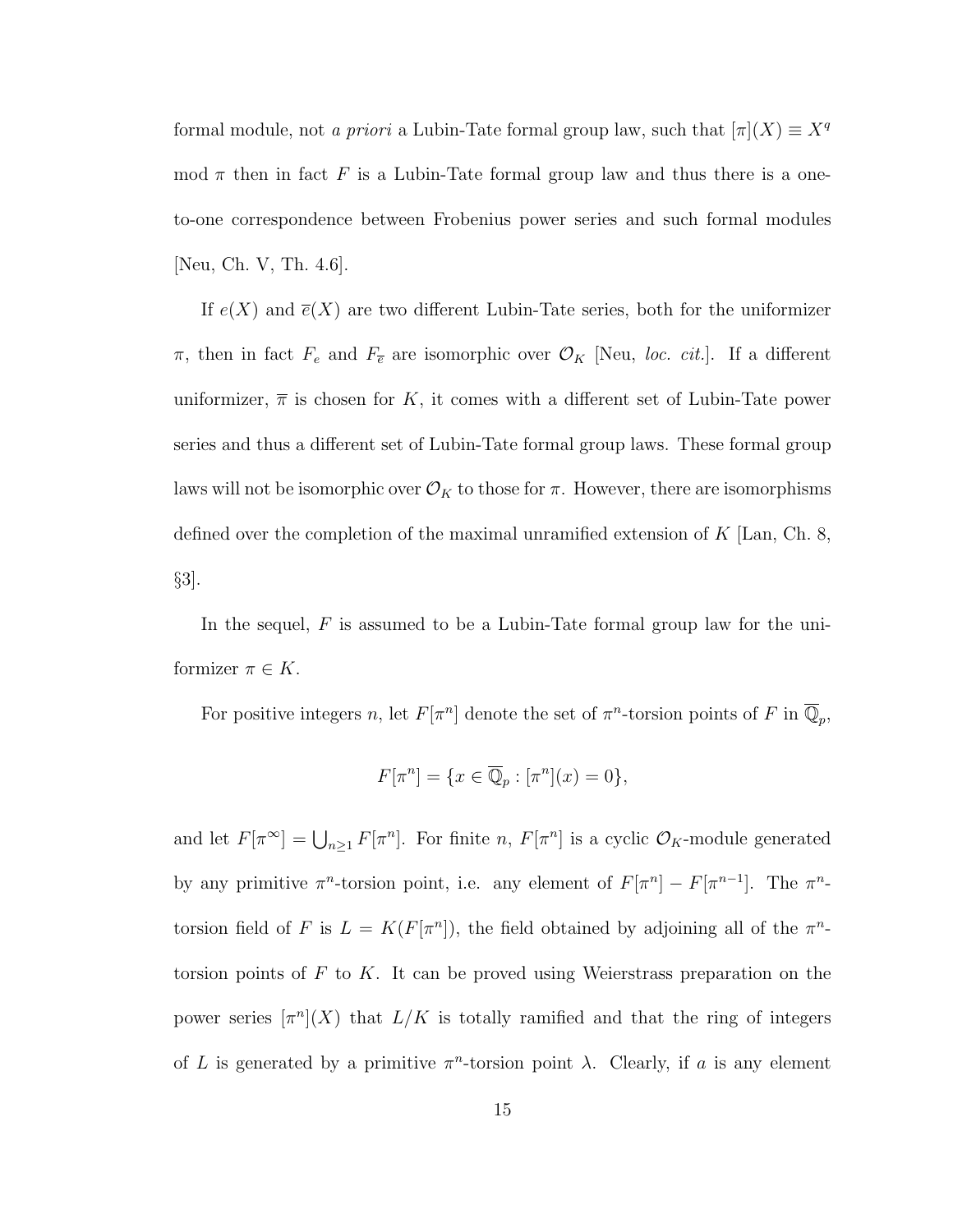formal module, not *a priori* a Lubin-Tate formal group law, such that $[\pi](X) \equiv X^q \mod \pi$ then in fact $F$ is a Lubin-Tate formal group law and thus there is a one-to-one correspondence between Frobenius power series and such formal modules [Neu, Ch. V, Th. 4.6].

If $e(X)$ and $\overline{e}(X)$ are two different Lubin-Tate series, both for the uniformizer $\pi$, then in fact $F_e$ and $F_{\overline{e}}$ are isomorphic over $\mathcal{O}_K$ [Neu, *loc. cit.*]. If a different uniformizer, $\overline{\pi}$ is chosen for $K$, it comes with a different set of Lubin-Tate power series and thus a different set of Lubin-Tate formal group laws. These formal group laws will not be isomorphic over $\mathcal{O}_K$ to those for $\pi$. However, there are isomorphisms defined over the completion of the maximal unramified extension of $K$ [Lan, Ch. 8, §3].

In the sequel, $F$ is assumed to be a Lubin-Tate formal group law for the uniformizer $\pi \in K$.

For positive integers $n$, let $F[\pi^n]$ denote the set of $\pi^n$-torsion points of $F$ in $\overline{\mathbb{Q}}_p$,

$$F[\pi^n] = \{x \in \overline{\mathbb{Q}}_p : [\pi^n](x) = 0\},$$

and let $F[\pi^\infty] = \bigcup_{n \geq 1} F[\pi^n]$. For finite $n$, $F[\pi^n]$ is a cyclic $\mathcal{O}_K$-module generated by any primitive $\pi^n$-torsion point, i.e. any element of $F[\pi^n] - F[\pi^{n-1}]$. The $\pi^n$-torsion field of $F$ is $L = K(F[\pi^n])$, the field obtained by adjoining all of the $\pi^n$-torsion points of $F$ to $K$. It can be proved using Weierstrass preparation on the power series $[\pi^n](X)$ that $L/K$ is totally ramified and that the ring of integers of $L$ is generated by a primitive $\pi^n$-torsion point $\lambda$. Clearly, if $a$ is any element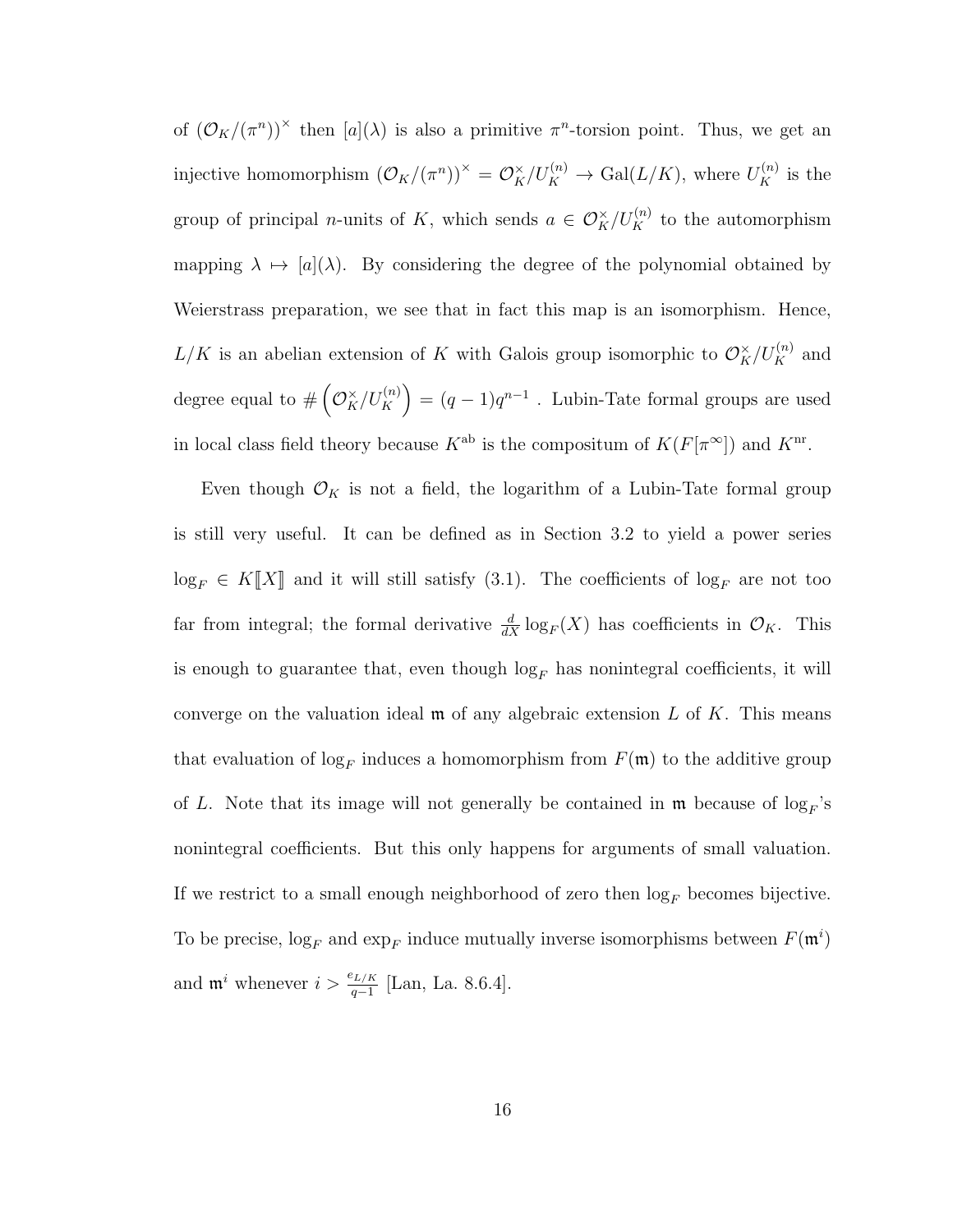of $(\mathcal{O}_K/(\pi^n))^\times$ then $[a](\lambda)$ is also a primitive $\pi^n$-torsion point. Thus, we get an injective homomorphism $(\mathcal{O}_K/(\pi^n))^\times = \mathcal{O}_K^\times/U_K^{(n)} \to \mathrm{Gal}(L/K)$, where $U_K^{(n)}$ is the group of principal $n$-units of $K$, which sends $a \in \mathcal{O}_K^\times/U_K^{(n)}$ to the automorphism mapping $\lambda \mapsto [a](\lambda)$. By considering the degree of the polynomial obtained by Weierstrass preparation, we see that in fact this map is an isomorphism. Hence, $L/K$ is an abelian extension of $K$ with Galois group isomorphic to $\mathcal{O}_K^\times/U_K^{(n)}$ and degree equal to $\#\left(\mathcal{O}_K^\times/U_K^{(n)}\right) = (q-1)q^{n-1}$ . Lubin-Tate formal groups are used in local class field theory because $K^{\mathrm{ab}}$ is the compositum of $K(F[\pi^\infty])$ and $K^{\mathrm{nr}}$.

Even though $\mathcal{O}_K$ is not a field, the logarithm of a Lubin-Tate formal group is still very useful. It can be defined as in Section 3.2 to yield a power series $\log_F \in K[\![X]\!]$ and it will still satisfy (3.1). The coefficients of $\log_F$ are not too far from integral; the formal derivative $\frac{d}{dX}\log_F(X)$ has coefficients in $\mathcal{O}_K$. This is enough to guarantee that, even though $\log_F$ has nonintegral coefficients, it will converge on the valuation ideal $\mathfrak{m}$ of any algebraic extension $L$ of $K$. This means that evaluation of $\log_F$ induces a homomorphism from $F(\mathfrak{m})$ to the additive group of $L$. Note that its image will not generally be contained in $\mathfrak{m}$ because of $\log_F$'s nonintegral coefficients. But this only happens for arguments of small valuation. If we restrict to a small enough neighborhood of zero then $\log_F$ becomes bijective. To be precise, $\log_F$ and $\exp_F$ induce mutually inverse isomorphisms between $F(\mathfrak{m}^i)$ and $\mathfrak{m}^i$ whenever $i > \frac{e_{L/K}}{q-1}$ [Lan, La. 8.6.4].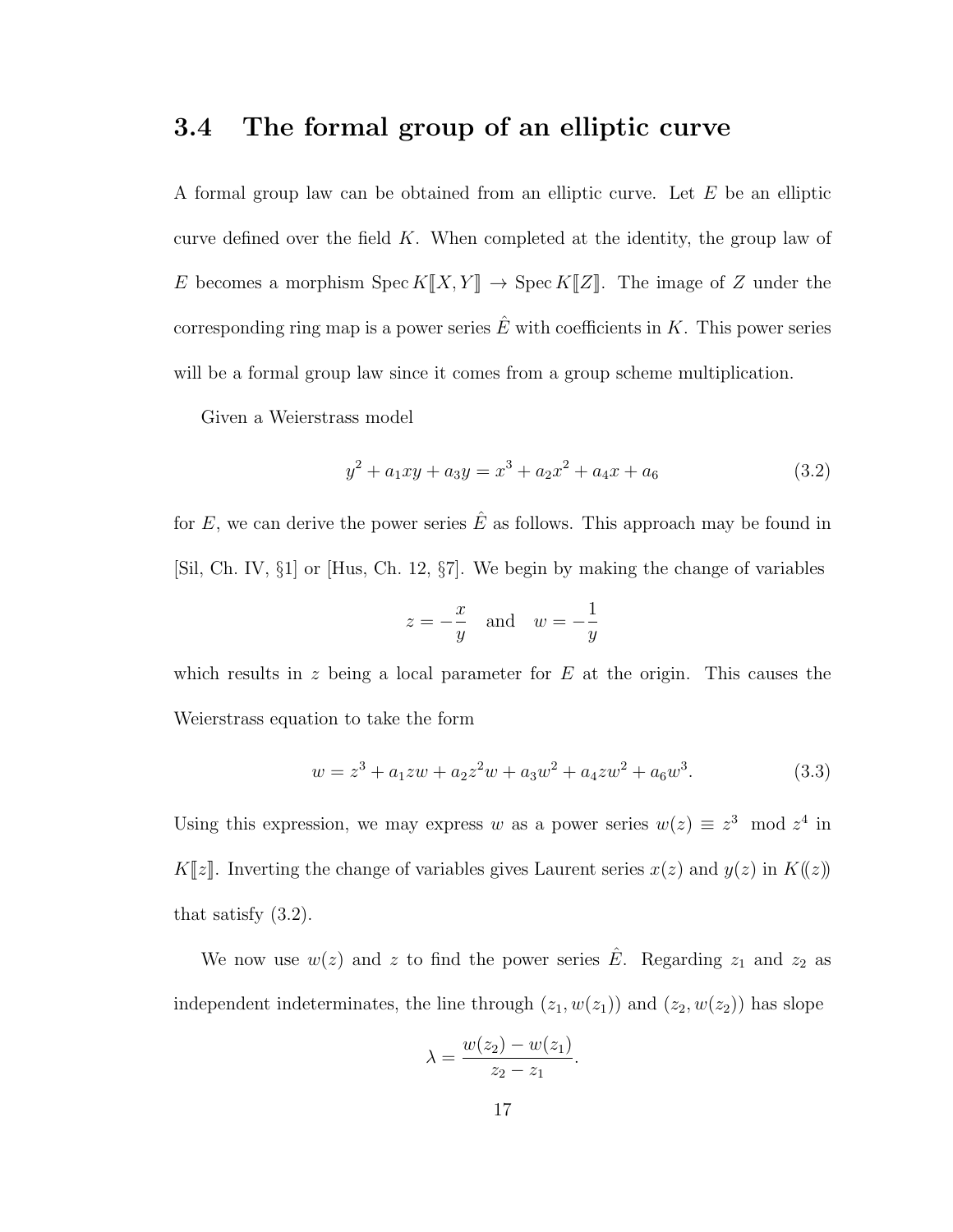## 3.4 The formal group of an elliptic curve

A formal group law can be obtained from an elliptic curve. Let $E$ be an elliptic curve defined over the field $K$. When completed at the identity, the group law of $E$ becomes a morphism $\operatorname{Spec} K[\![X, Y]\!] \to \operatorname{Spec} K[\![Z]\!]$. The image of $Z$ under the corresponding ring map is a power series $\hat{E}$ with coefficients in $K$. This power series will be a formal group law since it comes from a group scheme multiplication.

Given a Weierstrass model

$$y^2 + a_1xy + a_3y = x^3 + a_2x^2 + a_4x + a_6 \tag{3.2}$$

for $E$, we can derive the power series $\hat{E}$ as follows. This approach may be found in [Sil, Ch. IV, §1] or [Hus, Ch. 12, §7]. We begin by making the change of variables

$$z = -\frac{x}{y} \quad \text{and} \quad w = -\frac{1}{y}$$

which results in $z$ being a local parameter for $E$ at the origin. This causes the Weierstrass equation to take the form

$$w = z^3 + a_1zw + a_2z^2w + a_3w^2 + a_4zw^2 + a_6w^3. \tag{3.3}$$

Using this expression, we may express $w$ as a power series $w(z) \equiv z^3 \mod z^4$ in $K[\![z]\!]$. Inverting the change of variables gives Laurent series $x(z)$ and $y(z)$ in $K(\!(z)\!)$ that satisfy (3.2).

We now use $w(z)$ and $z$ to find the power series $\hat{E}$. Regarding $z_1$ and $z_2$ as independent indeterminates, the line through $(z_1, w(z_1))$ and $(z_2, w(z_2))$ has slope

$$\lambda = \frac{w(z_2) - w(z_1)}{z_2 - z_1}.$$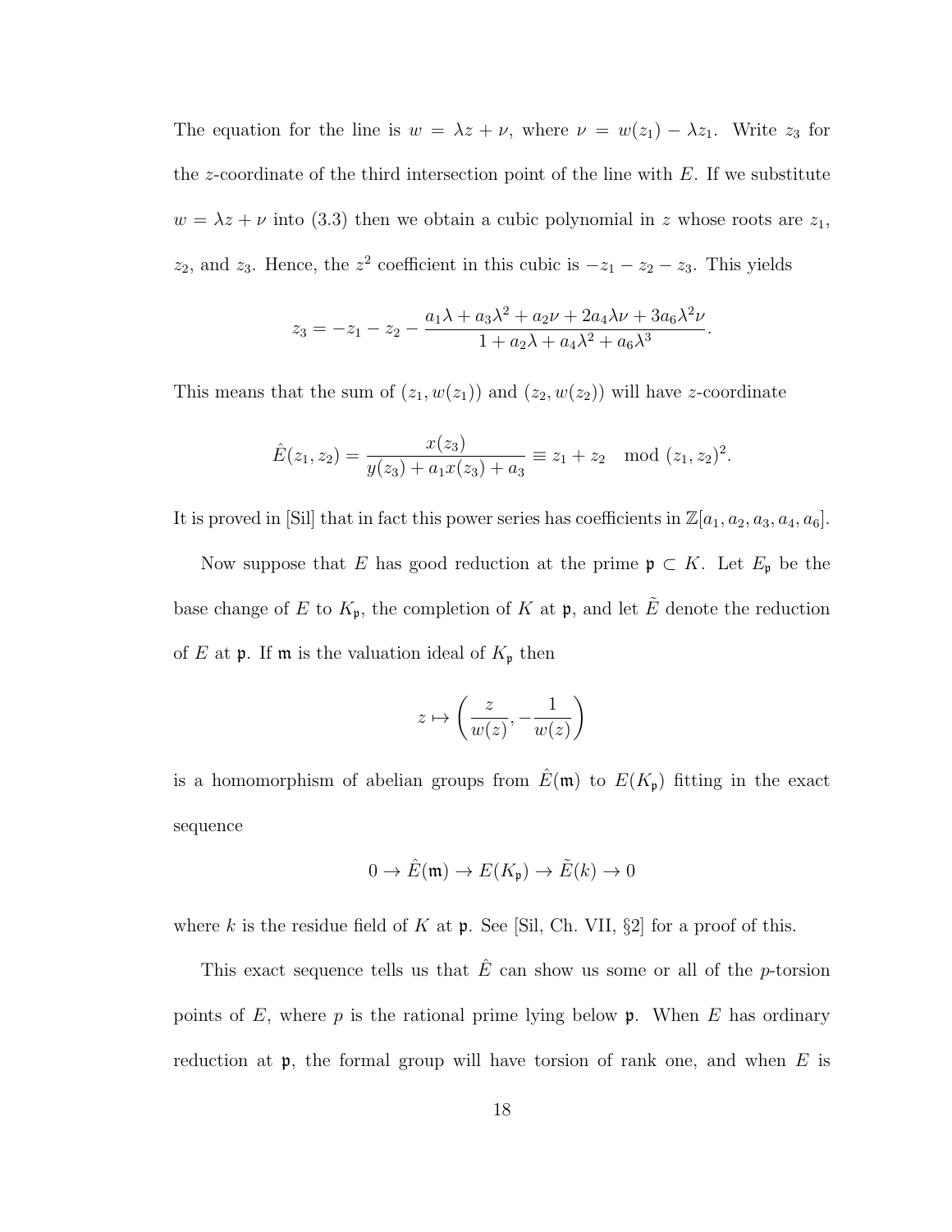The equation for the line is $w = \lambda z + \nu$, where $\nu = w(z_1) - \lambda z_1$. Write $z_3$ for the $z$-coordinate of the third intersection point of the line with $E$. If we substitute $w = \lambda z + \nu$ into (3.3) then we obtain a cubic polynomial in $z$ whose roots are $z_1$, $z_2$, and $z_3$. Hence, the $z^2$ coefficient in this cubic is $-z_1 - z_2 - z_3$. This yields

$$z_3 = -z_1 - z_2 - \frac{a_1\lambda + a_3\lambda^2 + a_2\nu + 2a_4\lambda\nu + 3a_6\lambda^2\nu}{1 + a_2\lambda + a_4\lambda^2 + a_6\lambda^3}.$$

This means that the sum of $(z_1, w(z_1))$ and $(z_2, w(z_2))$ will have $z$-coordinate

$$\hat{E}(z_1, z_2) = \frac{x(z_3)}{y(z_3) + a_1 x(z_3) + a_3} \equiv z_1 + z_2 \mod (z_1, z_2)^2.$$

It is proved in [Sil] that in fact this power series has coefficients in $\mathbb{Z}[a_1, a_2, a_3, a_4, a_6]$.

Now suppose that $E$ has good reduction at the prime $\mathfrak{p} \subset K$. Let $E_{\mathfrak{p}}$ be the base change of $E$ to $K_{\mathfrak{p}}$, the completion of $K$ at $\mathfrak{p}$, and let $\tilde{E}$ denote the reduction of $E$ at $\mathfrak{p}$. If $\mathfrak{m}$ is the valuation ideal of $K_{\mathfrak{p}}$ then

$$z \mapsto \left(\frac{z}{w(z)}, -\frac{1}{w(z)}\right)$$

is a homomorphism of abelian groups from $\hat{E}(\mathfrak{m})$ to $E(K_{\mathfrak{p}})$ fitting in the exact sequence

$$0 \to \hat{E}(\mathfrak{m}) \to E(K_{\mathfrak{p}}) \to \tilde{E}(k) \to 0$$

where $k$ is the residue field of $K$ at $\mathfrak{p}$. See [Sil, Ch. VII, §2] for a proof of this.

This exact sequence tells us that $\hat{E}$ can show us some or all of the $p$-torsion points of $E$, where $p$ is the rational prime lying below $\mathfrak{p}$. When $E$ has ordinary reduction at $\mathfrak{p}$, the formal group will have torsion of rank one, and when $E$ is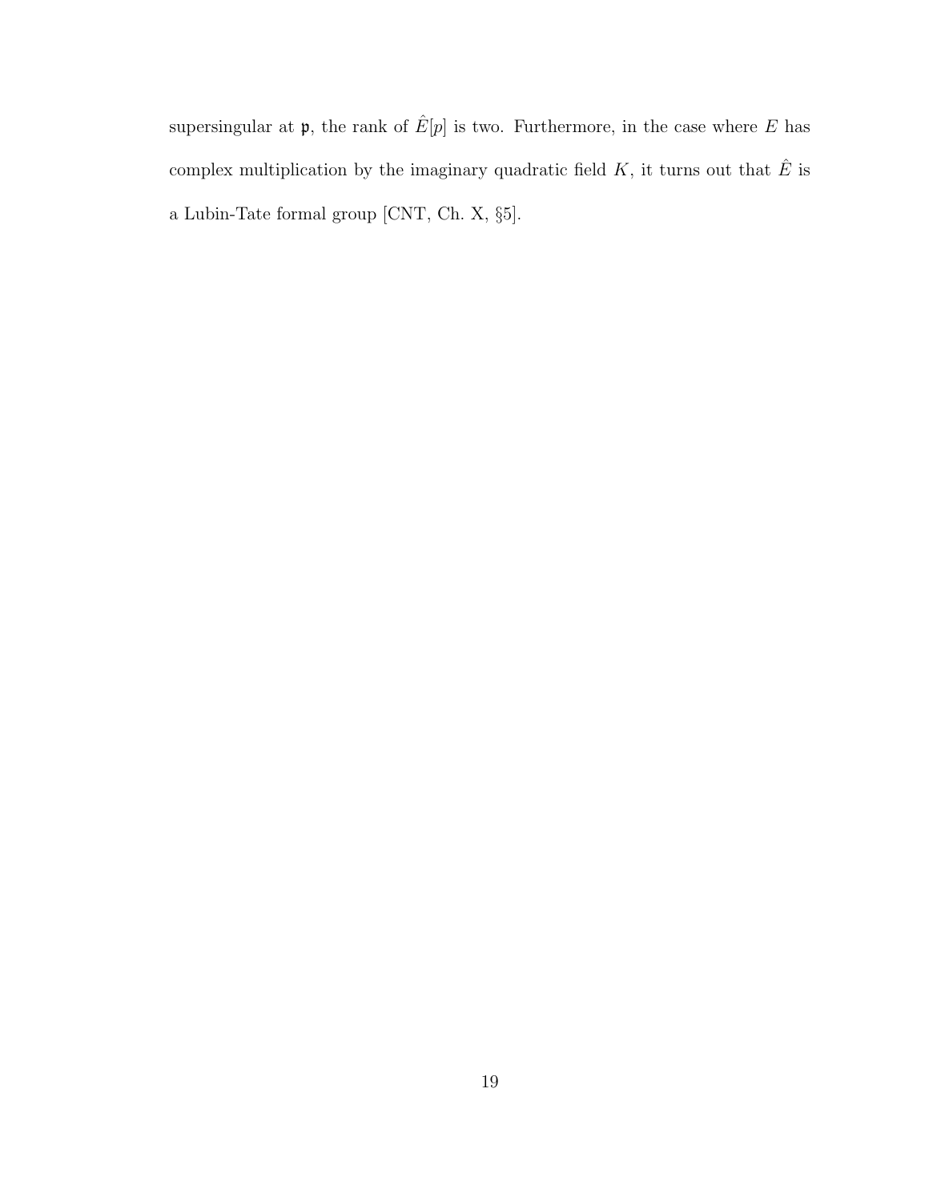supersingular at $\mathfrak{p}$, the rank of $\hat{E}[p]$ is two. Furthermore, in the case where $E$ has complex multiplication by the imaginary quadratic field $K$, it turns out that $\hat{E}$ is a Lubin-Tate formal group [CNT, Ch. X, §5].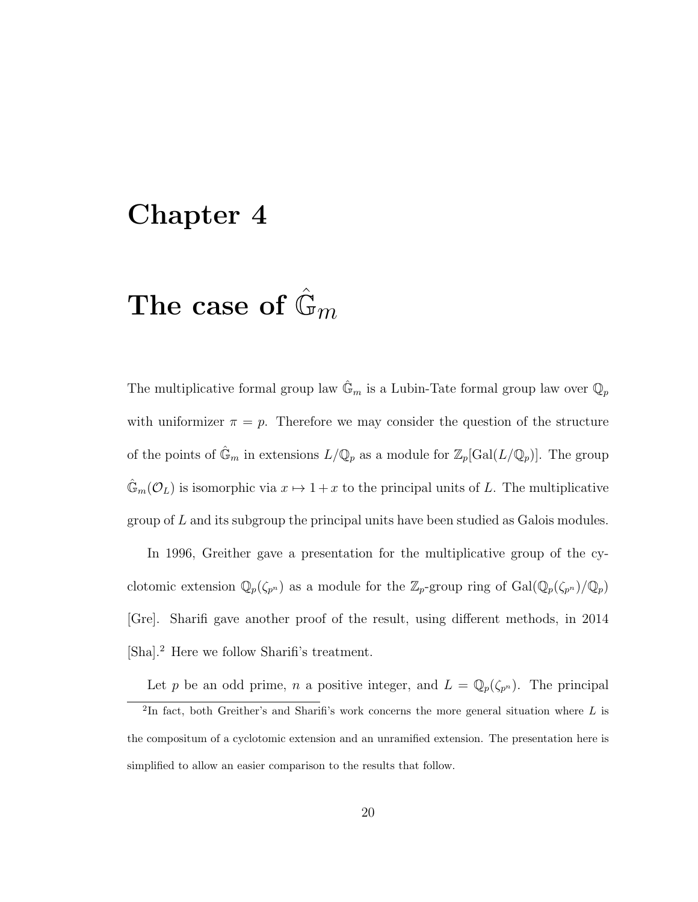# Chapter 4

# The case of $\hat{\mathbb{G}}_m$

The multiplicative formal group law $\hat{\mathbb{G}}_m$ is a Lubin-Tate formal group law over $\mathbb{Q}_p$ with uniformizer $\pi = p$. Therefore we may consider the question of the structure of the points of $\hat{\mathbb{G}}_m$ in extensions $L/\mathbb{Q}_p$ as a module for $\mathbb{Z}_p[\mathrm{Gal}(L/\mathbb{Q}_p)]$. The group $\hat{\mathbb{G}}_m(\mathcal{O}_L)$ is isomorphic via $x \mapsto 1+x$ to the principal units of $L$. The multiplicative group of $L$ and its subgroup the principal units have been studied as Galois modules.

In 1996, Greither gave a presentation for the multiplicative group of the cyclotomic extension $\mathbb{Q}_p(\zeta_{p^n})$ as a module for the $\mathbb{Z}_p$-group ring of $\mathrm{Gal}(\mathbb{Q}_p(\zeta_{p^n})/\mathbb{Q}_p)$ [Gre]. Sharifi gave another proof of the result, using different methods, in 2014 [Sha].[2] Here we follow Sharifi's treatment.

Let $p$ be an odd prime, $n$ a positive integer, and $L = \mathbb{Q}_p(\zeta_{p^n})$. The principal

[2] In fact, both Greither's and Sharifi's work concerns the more general situation where $L$ is the compositum of a cyclotomic extension and an unramified extension. The presentation here is simplified to allow an easier comparison to the results that follow.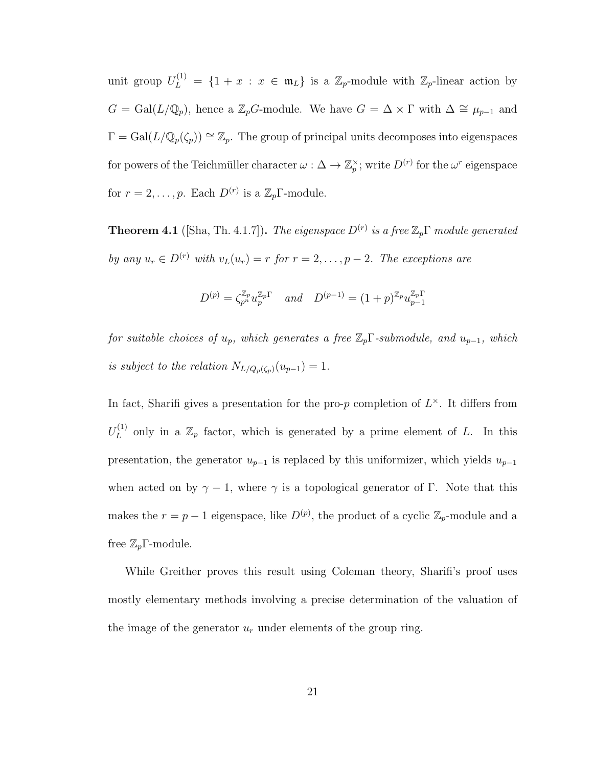unit group $U_L^{(1)} = \{1 + x : x \in \mathfrak{m}_L\}$ is a $\mathbb{Z}_p$-module with $\mathbb{Z}_p$-linear action by $G = \mathrm{Gal}(L/\mathbb{Q}_p)$, hence a $\mathbb{Z}_pG$-module. We have $G = \Delta \times \Gamma$ with $\Delta \cong \mu_{p-1}$ and $\Gamma = \mathrm{Gal}(L/\mathbb{Q}_p(\zeta_p)) \cong \mathbb{Z}_p$. The group of principal units decomposes into eigenspaces for powers of the Teichmüller character $\omega : \Delta \to \mathbb{Z}_p^\times$; write $D^{(r)}$ for the $\omega^r$ eigenspace for $r = 2, \ldots, p$. Each $D^{(r)}$ is a $\mathbb{Z}_p\Gamma$-module.

**Theorem 4.1** ([Sha, Th. 4.1.7])**.** *The eigenspace $D^{(r)}$ is a free $\mathbb{Z}_p\Gamma$ module generated by any $u_r \in D^{(r)}$ with $v_L(u_r) = r$ for $r = 2, \ldots, p-2$. The exceptions are*

$$D^{(p)} = \zeta_{p^n}^{\mathbb{Z}_p} u_p^{\mathbb{Z}_p\Gamma} \quad \text{and} \quad D^{(p-1)} = (1+p)^{\mathbb{Z}_p} u_{p-1}^{\mathbb{Z}_p\Gamma}$$

*for suitable choices of $u_p$, which generates a free $\mathbb{Z}_p\Gamma$-submodule, and $u_{p-1}$, which is subject to the relation $N_{L/Q_p(\zeta_p)}(u_{p-1}) = 1$.*

In fact, Sharifi gives a presentation for the pro-$p$ completion of $L^\times$. It differs from $U_L^{(1)}$ only in a $\mathbb{Z}_p$ factor, which is generated by a prime element of $L$. In this presentation, the generator $u_{p-1}$ is replaced by this uniformizer, which yields $u_{p-1}$ when acted on by $\gamma - 1$, where $\gamma$ is a topological generator of $\Gamma$. Note that this makes the $r = p-1$ eigenspace, like $D^{(p)}$, the product of a cyclic $\mathbb{Z}_p$-module and a free $\mathbb{Z}_p\Gamma$-module.

While Greither proves this result using Coleman theory, Sharifi's proof uses mostly elementary methods involving a precise determination of the valuation of the image of the generator $u_r$ under elements of the group ring.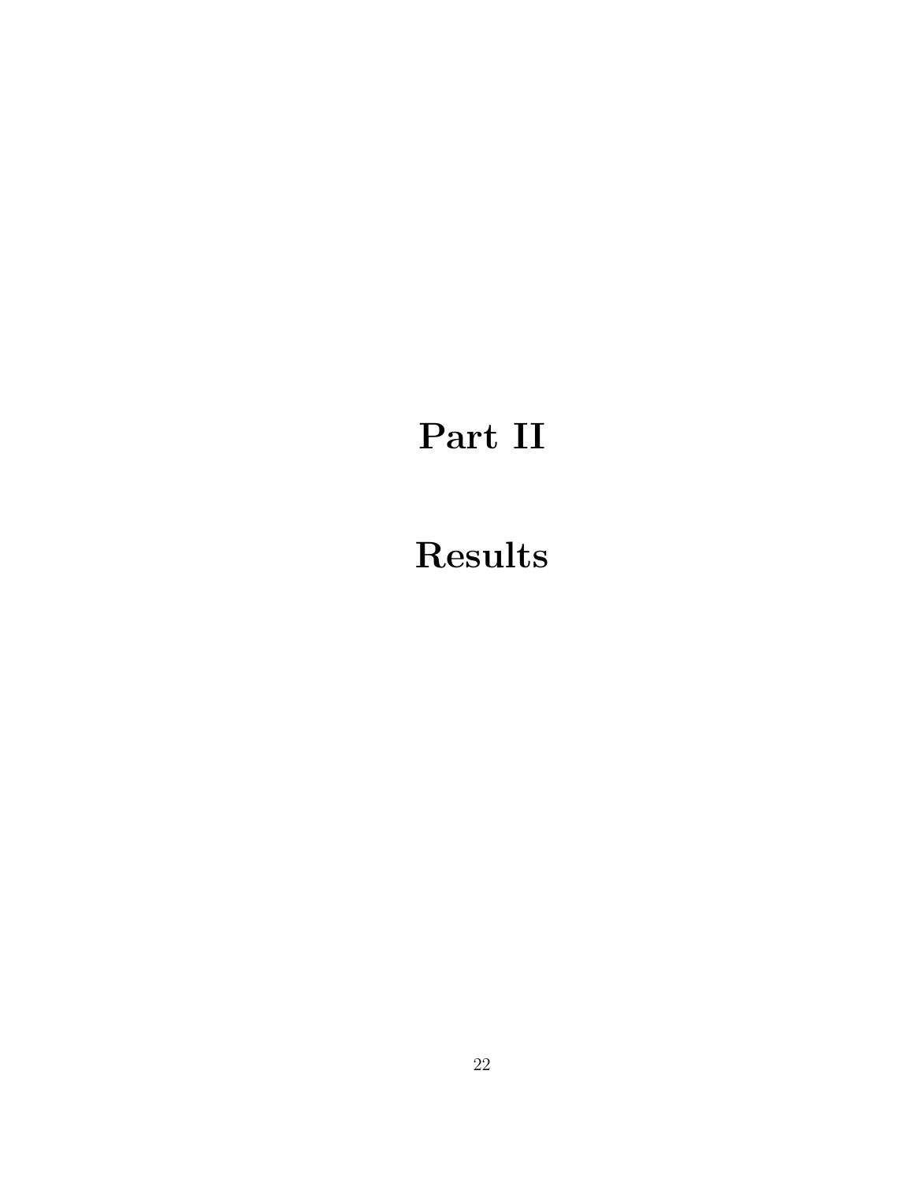# Part II

# Results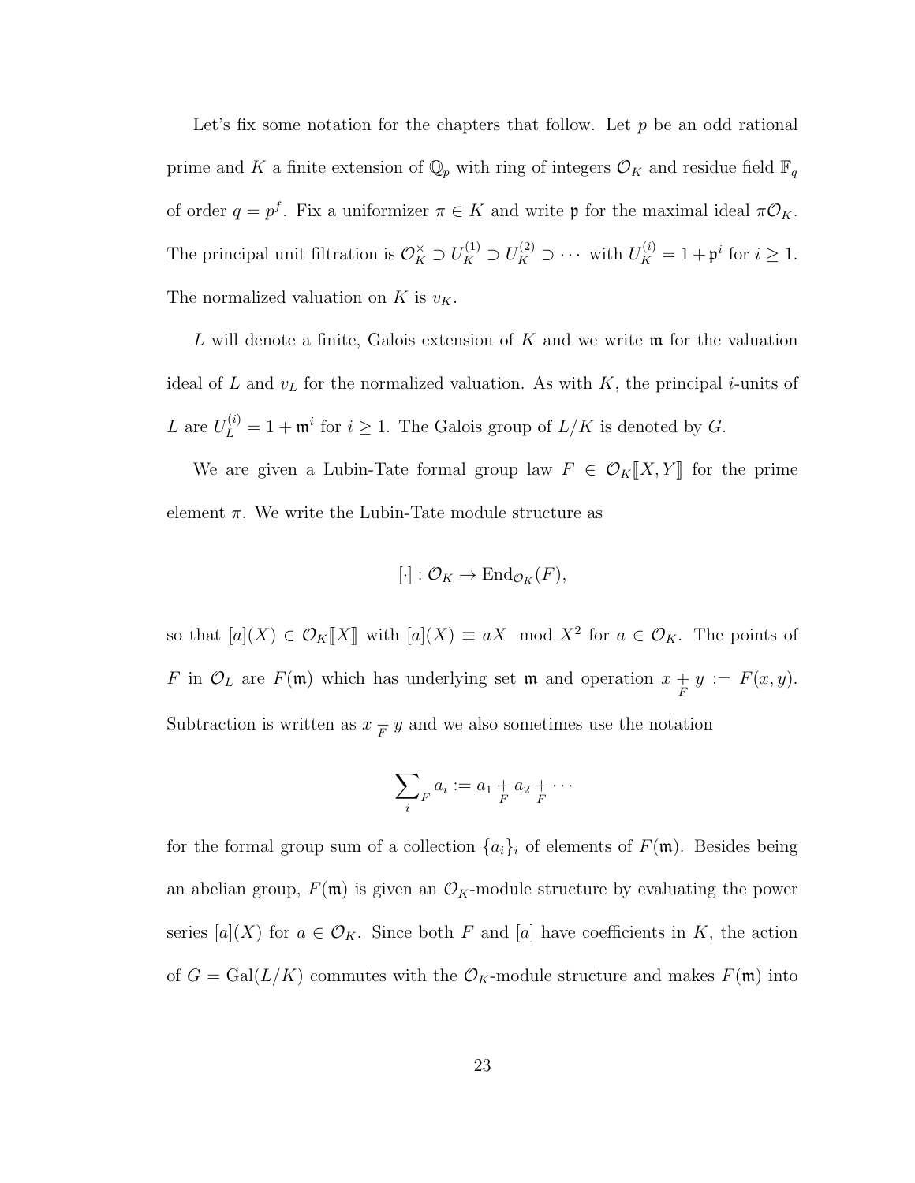Let's fix some notation for the chapters that follow. Let $p$ be an odd rational prime and $K$ a finite extension of $\mathbb{Q}_p$ with ring of integers $\mathcal{O}_K$ and residue field $\mathbb{F}_q$ of order $q = p^f$. Fix a uniformizer $\pi \in K$ and write $\mathfrak{p}$ for the maximal ideal $\pi\mathcal{O}_K$. The principal unit filtration is $\mathcal{O}_K^\times \supset U_K^{(1)} \supset U_K^{(2)} \supset \cdots$ with $U_K^{(i)} = 1 + \mathfrak{p}^i$ for $i \geq 1$. The normalized valuation on $K$ is $v_K$.

$L$ will denote a finite, Galois extension of $K$ and we write $\mathfrak{m}$ for the valuation ideal of $L$ and $v_L$ for the normalized valuation. As with $K$, the principal $i$-units of $L$ are $U_L^{(i)} = 1 + \mathfrak{m}^i$ for $i \geq 1$. The Galois group of $L/K$ is denoted by $G$.

We are given a Lubin-Tate formal group law $F \in \mathcal{O}_K[\![X, Y]\!]$ for the prime element $\pi$. We write the Lubin-Tate module structure as

$$[\cdot] : \mathcal{O}_K \to \operatorname{End}_{\mathcal{O}_K}(F),$$

so that $[a](X) \in \mathcal{O}_K[\![X]\!]$ with $[a](X) \equiv aX \mod X^2$ for $a \in \mathcal{O}_K$. The points of $F$ in $\mathcal{O}_L$ are $F(\mathfrak{m})$ which has underlying set $\mathfrak{m}$ and operation $x \underset{F}{+} y := F(x, y)$. Subtraction is written as $x \underset{F}{-} y$ and we also sometimes use the notation

$$\sum_{i}{}_F\, a_i := a_1 \underset{F}{+} a_2 \underset{F}{+} \cdots$$

for the formal group sum of a collection $\{a_i\}_i$ of elements of $F(\mathfrak{m})$. Besides being an abelian group, $F(\mathfrak{m})$ is given an $\mathcal{O}_K$-module structure by evaluating the power series $[a](X)$ for $a \in \mathcal{O}_K$. Since both $F$ and $[a]$ have coefficients in $K$, the action of $G = \operatorname{Gal}(L/K)$ commutes with the $\mathcal{O}_K$-module structure and makes $F(\mathfrak{m})$ into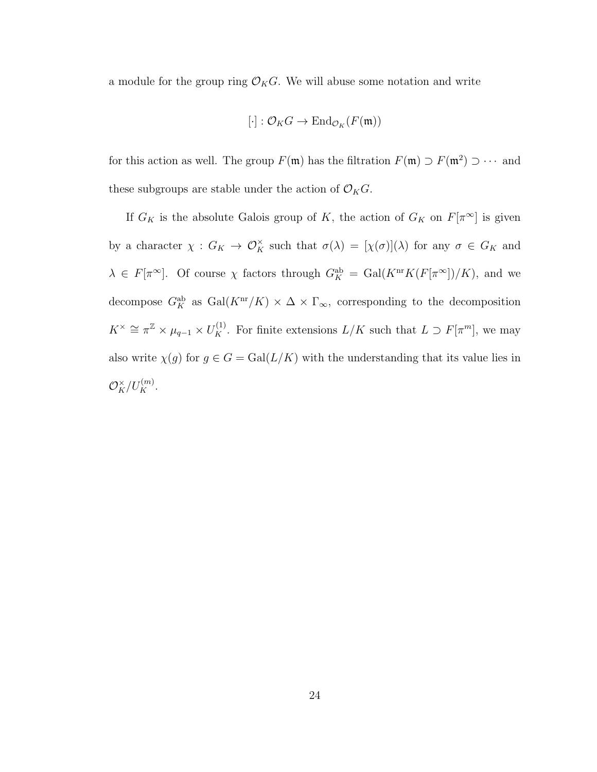a module for the group ring $\mathcal{O}_K G$. We will abuse some notation and write

$$[\cdot] : \mathcal{O}_K G \to \mathrm{End}_{\mathcal{O}_K}(F(\mathfrak{m}))$$

for this action as well. The group $F(\mathfrak{m})$ has the filtration $F(\mathfrak{m}) \supset F(\mathfrak{m}^2) \supset \cdots$ and these subgroups are stable under the action of $\mathcal{O}_K G$.

If $G_K$ is the absolute Galois group of $K$, the action of $G_K$ on $F[\pi^\infty]$ is given by a character $\chi : G_K \to \mathcal{O}_K^\times$ such that $\sigma(\lambda) = [\chi(\sigma)](\lambda)$ for any $\sigma \in G_K$ and $\lambda \in F[\pi^\infty]$. Of course $\chi$ factors through $G_K^{\mathrm{ab}} = \mathrm{Gal}(K^{\mathrm{nr}} K(F[\pi^\infty])/K)$, and we decompose $G_K^{\mathrm{ab}}$ as $\mathrm{Gal}(K^{\mathrm{nr}}/K) \times \Delta \times \Gamma_\infty$, corresponding to the decomposition $K^\times \cong \pi^{\mathbb{Z}} \times \mu_{q-1} \times U_K^{(1)}$. For finite extensions $L/K$ such that $L \supset F[\pi^m]$, we may also write $\chi(g)$ for $g \in G = \mathrm{Gal}(L/K)$ with the understanding that its value lies in $\mathcal{O}_K^\times / U_K^{(m)}$.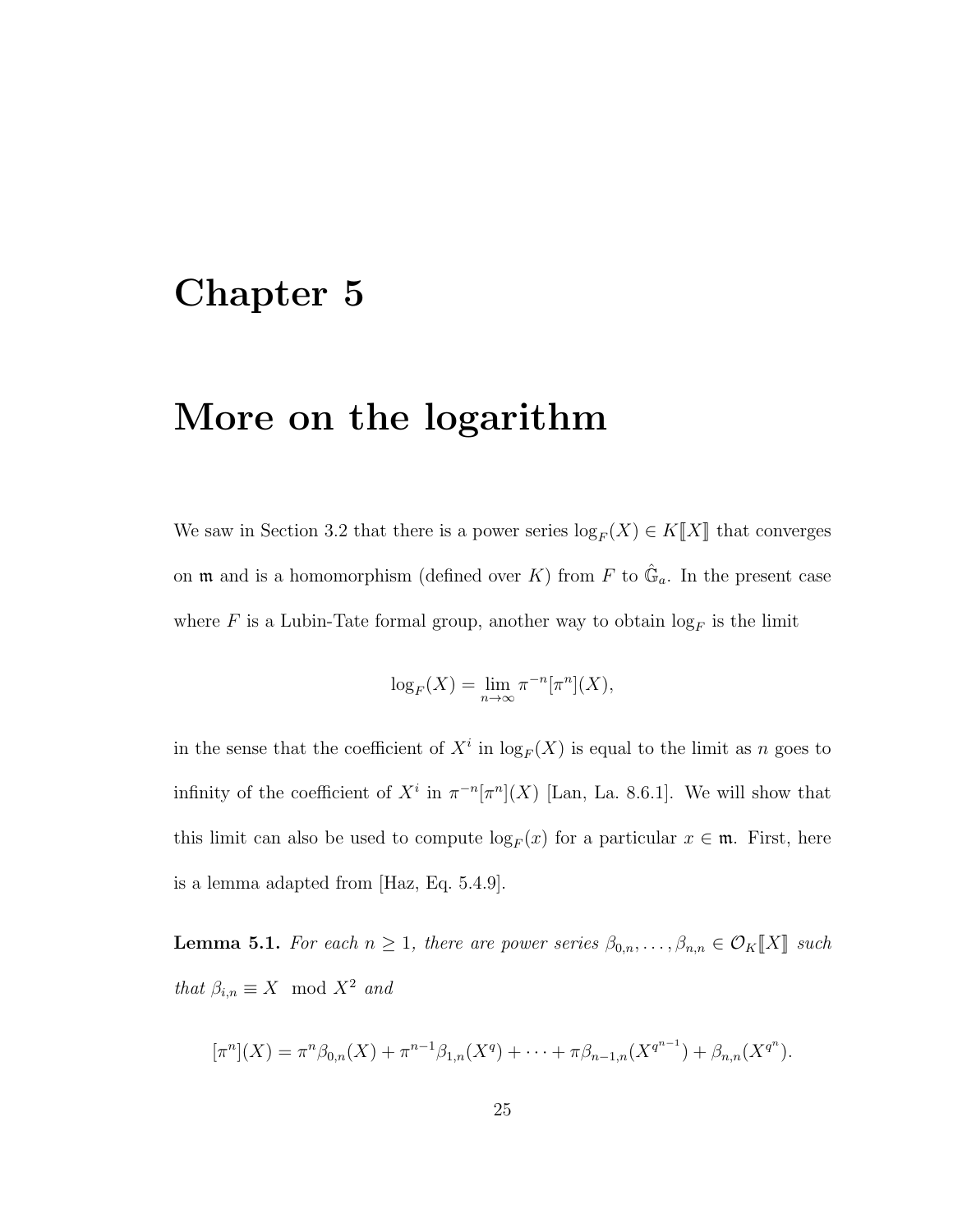# Chapter 5

# More on the logarithm

We saw in Section 3.2 that there is a power series $\log_F(X) \in K[\![X]\!]$ that converges on $\mathfrak{m}$ and is a homomorphism (defined over $K$) from $F$ to $\hat{\mathbb{G}}_a$. In the present case where $F$ is a Lubin-Tate formal group, another way to obtain $\log_F$ is the limit

$$\log_F(X) = \lim_{n \to \infty} \pi^{-n}[\pi^n](X),$$

in the sense that the coefficient of $X^i$ in $\log_F(X)$ is equal to the limit as $n$ goes to infinity of the coefficient of $X^i$ in $\pi^{-n}[\pi^n](X)$ [Lan, La. 8.6.1]. We will show that this limit can also be used to compute $\log_F(x)$ for a particular $x \in \mathfrak{m}$. First, here is a lemma adapted from [Haz, Eq. 5.4.9].

**Lemma 5.1.** *For each $n \geq 1$, there are power series $\beta_{0,n}, \ldots, \beta_{n,n} \in \mathcal{O}_K[\![X]\!]$ such that $\beta_{i,n} \equiv X \mod X^2$ and*

$$[\pi^n](X) = \pi^n \beta_{0,n}(X) + \pi^{n-1}\beta_{1,n}(X^q) + \cdots + \pi\beta_{n-1,n}(X^{q^{n-1}}) + \beta_{n,n}(X^{q^n}).$$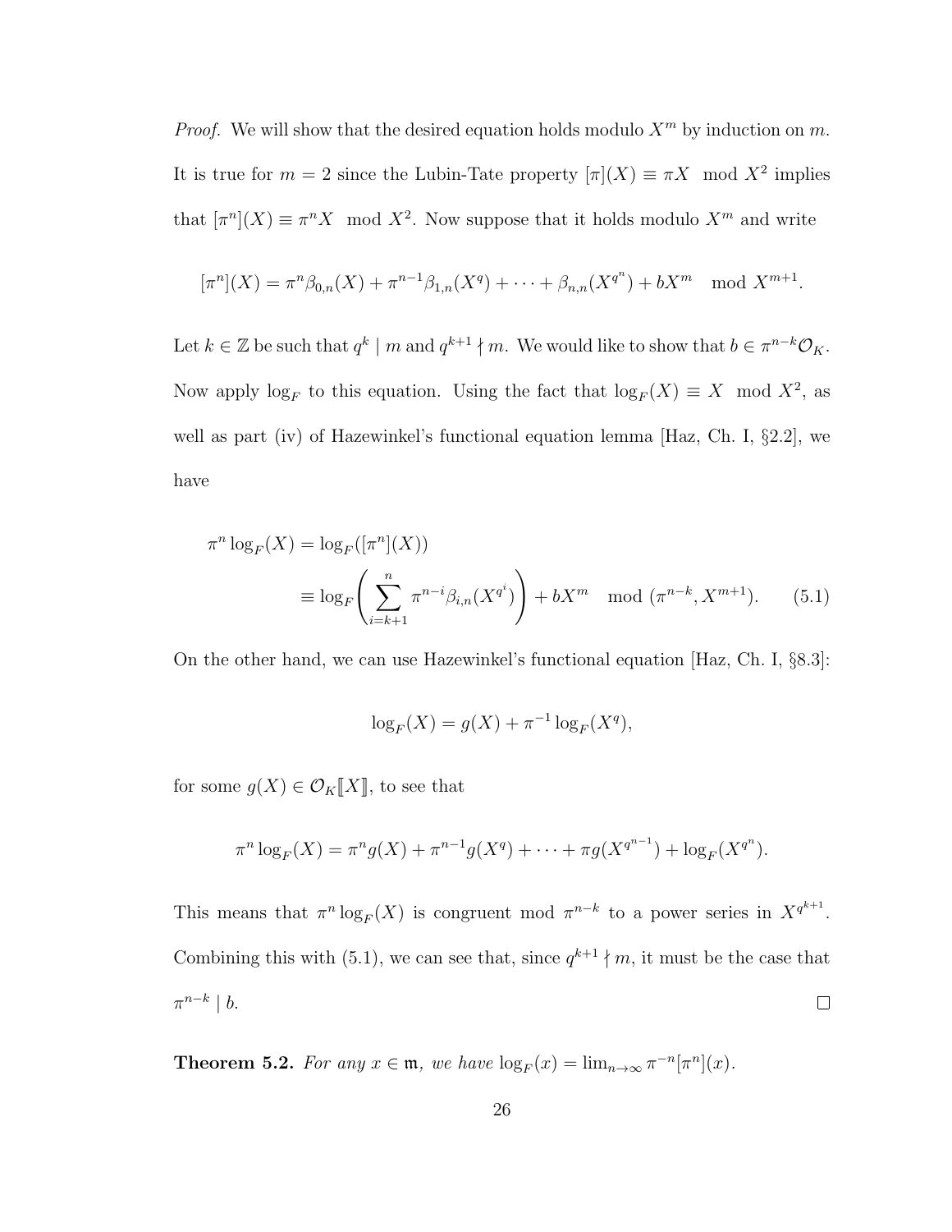*Proof.* We will show that the desired equation holds modulo $X^m$ by induction on $m$. It is true for $m = 2$ since the Lubin-Tate property $[\pi](X) \equiv \pi X \mod X^2$ implies that $[\pi^n](X) \equiv \pi^n X \mod X^2$. Now suppose that it holds modulo $X^m$ and write

$$[\pi^n](X) = \pi^n \beta_{0,n}(X) + \pi^{n-1}\beta_{1,n}(X^q) + \cdots + \beta_{n,n}(X^{q^n}) + bX^m \mod X^{m+1}.$$

Let $k \in \mathbb{Z}$ be such that $q^k \mid m$ and $q^{k+1} \nmid m$. We would like to show that $b \in \pi^{n-k}\mathcal{O}_K$. Now apply $\log_F$ to this equation. Using the fact that $\log_F(X) \equiv X \mod X^2$, as well as part (iv) of Hazewinkel's functional equation lemma [Haz, Ch. I, §2.2], we have

$$\begin{aligned}\pi^n \log_F(X) &= \log_F([\pi^n](X)) \\ &\equiv \log_F\left(\sum_{i=k+1}^{n} \pi^{n-i}\beta_{i,n}(X^{q^i})\right) + bX^m \mod (\pi^{n-k}, X^{m+1}).\end{aligned} \tag{5.1}$$

On the other hand, we can use Hazewinkel's functional equation [Haz, Ch. I, §8.3]:

$$\log_F(X) = g(X) + \pi^{-1}\log_F(X^q),$$

for some $g(X) \in \mathcal{O}_K[\![X]\!]$, to see that

$$\pi^n \log_F(X) = \pi^n g(X) + \pi^{n-1}g(X^q) + \cdots + \pi g(X^{q^{n-1}}) + \log_F(X^{q^n}).$$

This means that $\pi^n \log_F(X)$ is congruent mod $\pi^{n-k}$ to a power series in $X^{q^{k+1}}$. Combining this with (5.1), we can see that, since $q^{k+1} \nmid m$, it must be the case that $\pi^{n-k} \mid b$. ∎

**Theorem 5.2.** *For any $x \in \mathfrak{m}$, we have $\log_F(x) = \lim_{n\to\infty} \pi^{-n}[\pi^n](x)$.*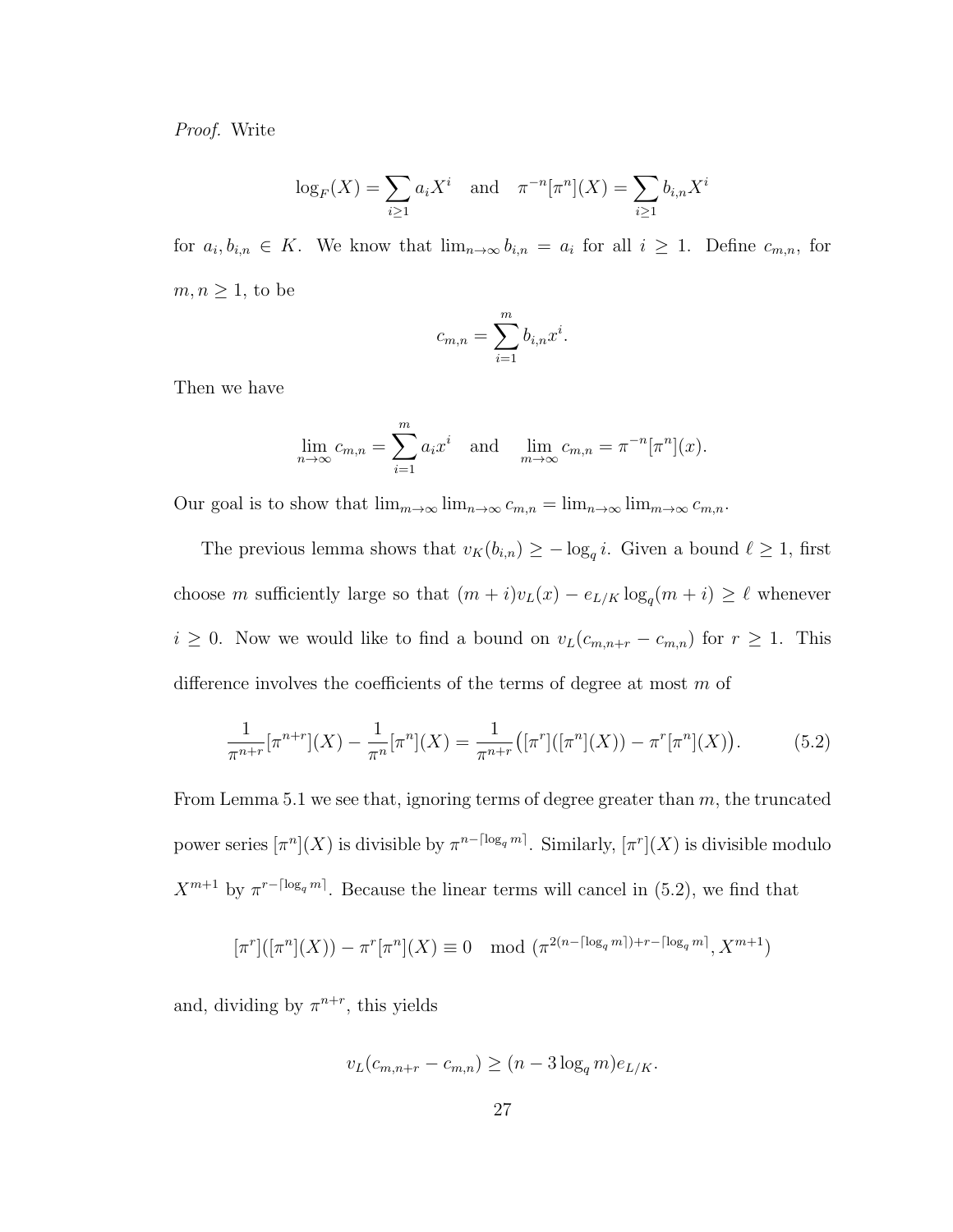*Proof.* Write

$$\log_F(X) = \sum_{i \geq 1} a_i X^i \quad \text{and} \quad \pi^{-n}[\pi^n](X) = \sum_{i \geq 1} b_{i,n} X^i$$

for $a_i, b_{i,n} \in K$. We know that $\lim_{n\to\infty} b_{i,n} = a_i$ for all $i \geq 1$. Define $c_{m,n}$, for $m, n \geq 1$, to be

$$c_{m,n} = \sum_{i=1}^{m} b_{i,n} x^i.$$

Then we have

$$\lim_{n\to\infty} c_{m,n} = \sum_{i=1}^{m} a_i x^i \quad \text{and} \quad \lim_{m\to\infty} c_{m,n} = \pi^{-n}[\pi^n](x).$$

Our goal is to show that $\lim_{m\to\infty} \lim_{n\to\infty} c_{m,n} = \lim_{n\to\infty} \lim_{m\to\infty} c_{m,n}$.

The previous lemma shows that $v_K(b_{i,n}) \geq -\log_q i$. Given a bound $\ell \geq 1$, first choose $m$ sufficiently large so that $(m+i)v_L(x) - e_{L/K} \log_q(m+i) \geq \ell$ whenever $i \geq 0$. Now we would like to find a bound on $v_L(c_{m,n+r} - c_{m,n})$ for $r \geq 1$. This difference involves the coefficients of the terms of degree at most $m$ of

$$\frac{1}{\pi^{n+r}}[\pi^{n+r}](X) - \frac{1}{\pi^n}[\pi^n](X) = \frac{1}{\pi^{n+r}}\big([\pi^r]([\pi^n](X)) - \pi^r[\pi^n](X)\big). \tag{5.2}$$

From Lemma 5.1 we see that, ignoring terms of degree greater than $m$, the truncated power series $[\pi^n](X)$ is divisible by $\pi^{n-\lceil \log_q m \rceil}$. Similarly, $[\pi^r](X)$ is divisible modulo $X^{m+1}$ by $\pi^{r-\lceil \log_q m \rceil}$. Because the linear terms will cancel in (5.2), we find that

$$[\pi^r]([\pi^n](X)) - \pi^r[\pi^n](X) \equiv 0 \mod \big(\pi^{2(n-\lceil \log_q m \rceil)+r-\lceil \log_q m \rceil}, X^{m+1}\big)$$

and, dividing by $\pi^{n+r}$, this yields

$$v_L(c_{m,n+r} - c_{m,n}) \geq (n - 3\log_q m)e_{L/K}.$$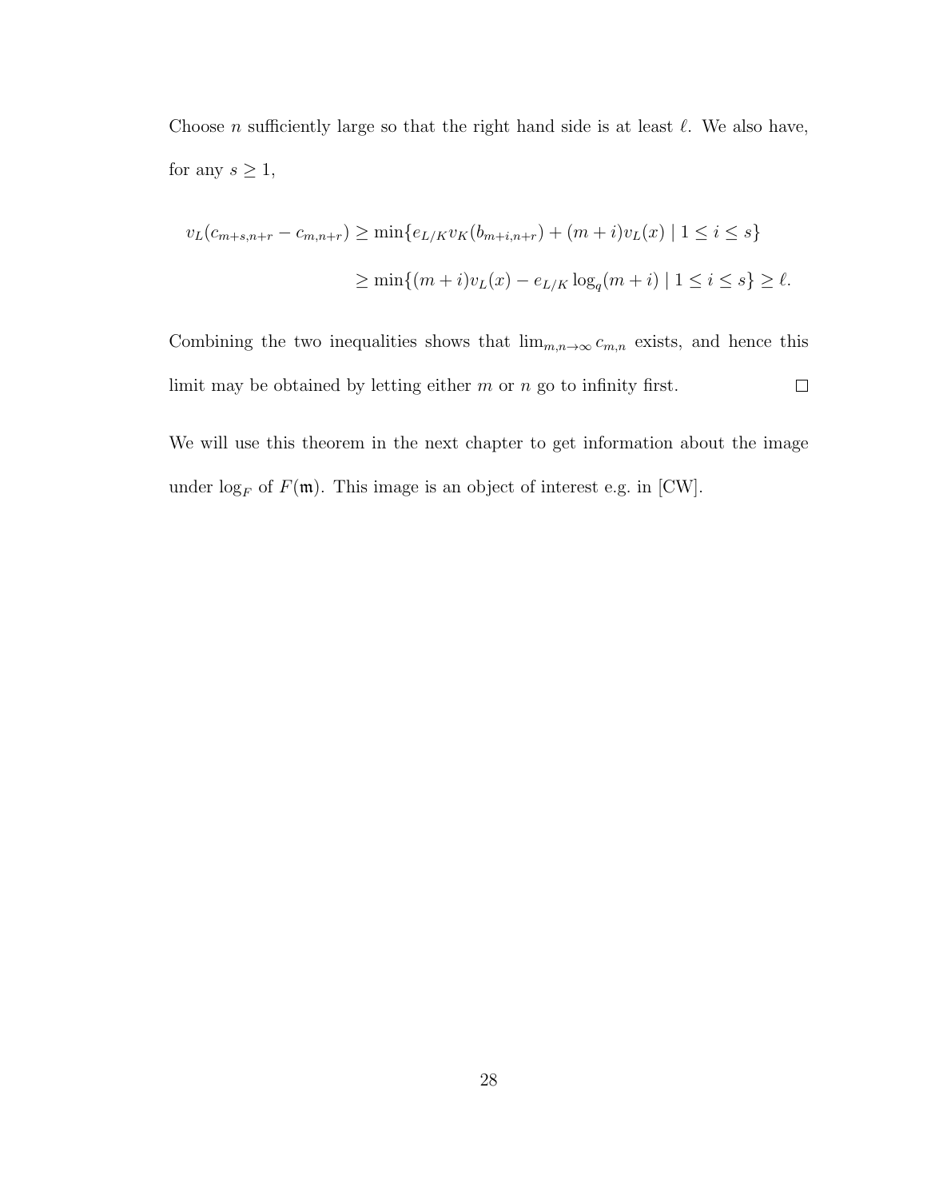Choose $n$ sufficiently large so that the right hand side is at least $\ell$. We also have, for any $s \geq 1$,

$$
\begin{aligned}
v_L(c_{m+s,n+r} - c_{m,n+r}) &\geq \min\{e_{L/K} v_K(b_{m+i,n+r}) + (m+i)v_L(x) \mid 1 \leq i \leq s\} \\
&\geq \min\{(m+i)v_L(x) - e_{L/K} \log_q(m+i) \mid 1 \leq i \leq s\} \geq \ell.
\end{aligned}
$$

Combining the two inequalities shows that $\lim_{m,n\to\infty} c_{m,n}$ exists, and hence this limit may be obtained by letting either $m$ or $n$ go to infinity first. $\square$

We will use this theorem in the next chapter to get information about the image under $\log_F$ of $F(\mathfrak{m})$. This image is an object of interest e.g. in [CW].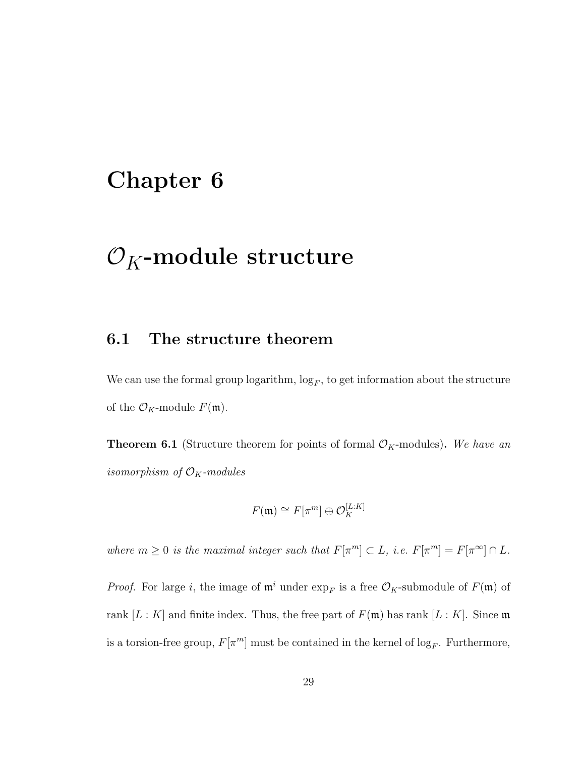# Chapter 6

# $\mathcal{O}_K$-module structure

## 6.1 The structure theorem

We can use the formal group logarithm, $\log_F$, to get information about the structure of the $\mathcal{O}_K$-module $F(\mathfrak{m})$.

**Theorem 6.1** (Structure theorem for points of formal $\mathcal{O}_K$-modules)**.** *We have an isomorphism of $\mathcal{O}_K$-modules*

$$F(\mathfrak{m}) \cong F[\pi^m] \oplus \mathcal{O}_K^{[L:K]}$$

*where $m \geq 0$ is the maximal integer such that $F[\pi^m] \subset L$, i.e. $F[\pi^m] = F[\pi^\infty] \cap L$.*

*Proof.* For large $i$, the image of $\mathfrak{m}^i$ under $\exp_F$ is a free $\mathcal{O}_K$-submodule of $F(\mathfrak{m})$ of rank $[L : K]$ and finite index. Thus, the free part of $F(\mathfrak{m})$ has rank $[L : K]$. Since $\mathfrak{m}$ is a torsion-free group, $F[\pi^m]$ must be contained in the kernel of $\log_F$. Furthermore,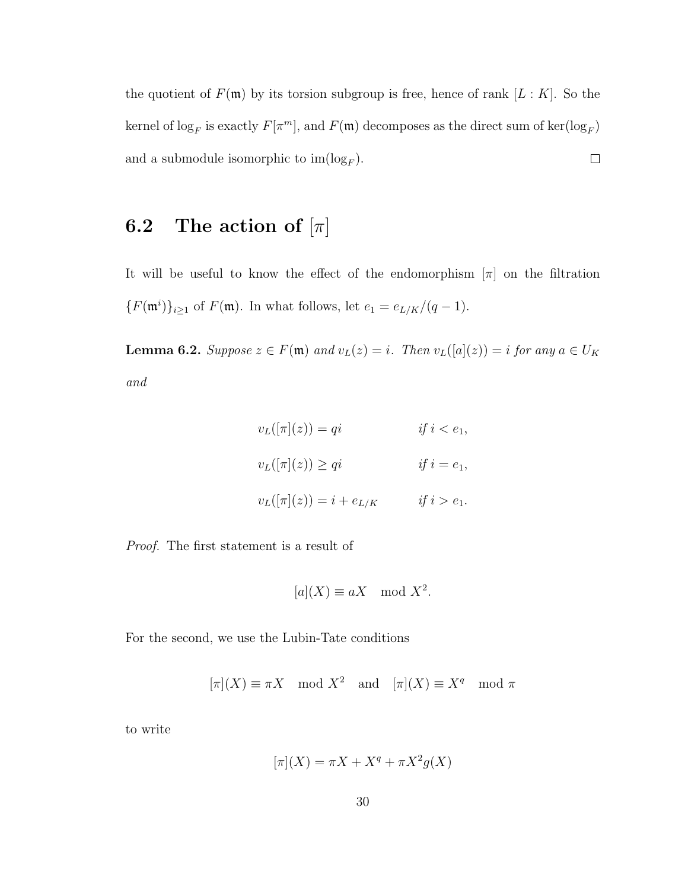the quotient of $F(\mathfrak{m})$ by its torsion subgroup is free, hence of rank $[L : K]$. So the kernel of $\log_F$ is exactly $F[\pi^m]$, and $F(\mathfrak{m})$ decomposes as the direct sum of $\ker(\log_F)$ and a submodule isomorphic to $\operatorname{im}(\log_F)$. $\square$

## 6.2 The action of $[\pi]$

It will be useful to know the effect of the endomorphism $[\pi]$ on the filtration $\{F(\mathfrak{m}^i)\}_{i\geq 1}$ of $F(\mathfrak{m})$. In what follows, let $e_1 = e_{L/K}/(q-1)$.

**Lemma 6.2.** *Suppose $z \in F(\mathfrak{m})$ and $v_L(z) = i$. Then $v_L([a](z)) = i$ for any $a \in U_K$ and*

$$
\begin{aligned}
v_L([\pi](z)) &= qi && \text{if } i < e_1, \\
v_L([\pi](z)) &\geq qi && \text{if } i = e_1, \\
v_L([\pi](z)) &= i + e_{L/K} && \text{if } i > e_1.
\end{aligned}
$$

*Proof.* The first statement is a result of

$$[a](X) \equiv aX \mod X^2.$$

For the second, we use the Lubin-Tate conditions

$$[\pi](X) \equiv \pi X \mod X^2 \quad \text{and} \quad [\pi](X) \equiv X^q \mod \pi$$

to write

$$[\pi](X) = \pi X + X^q + \pi X^2 g(X)$$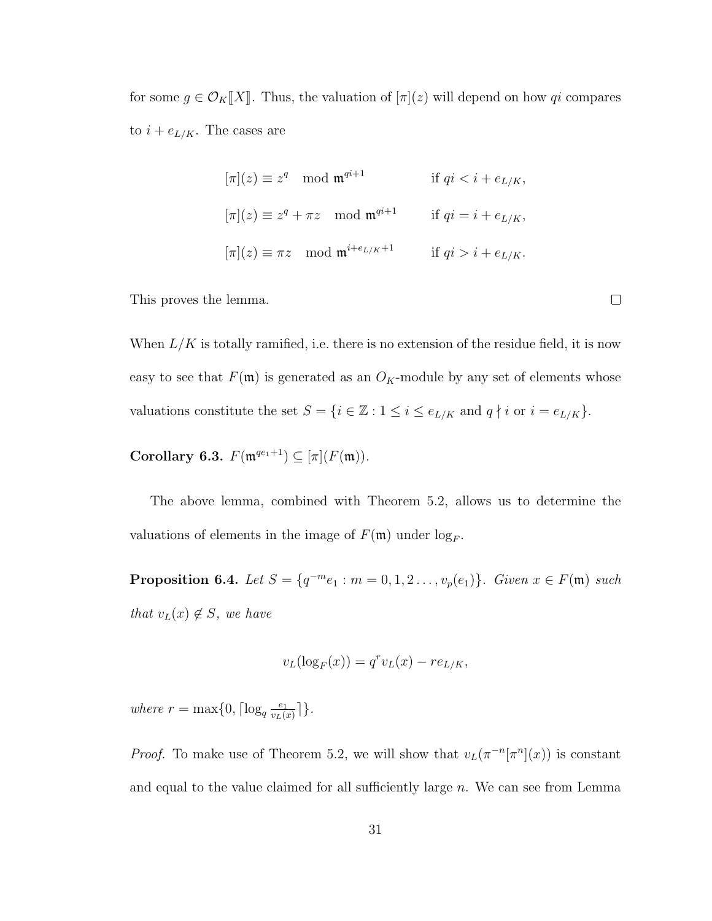for some $g \in \mathcal{O}_K[\![X]\!]$. Thus, the valuation of $[\pi](z)$ will depend on how $qi$ compares to $i + e_{L/K}$. The cases are

$$
\begin{aligned}
&[\pi](z) \equiv z^q \mod \mathfrak{m}^{qi+1} &&\text{if } qi < i + e_{L/K},\\
&[\pi](z) \equiv z^q + \pi z \mod \mathfrak{m}^{qi+1} &&\text{if } qi = i + e_{L/K},\\
&[\pi](z) \equiv \pi z \mod \mathfrak{m}^{i+e_{L/K}+1} &&\text{if } qi > i + e_{L/K}.
\end{aligned}
$$

This proves the lemma. $\square$

When $L/K$ is totally ramified, i.e. there is no extension of the residue field, it is now easy to see that $F(\mathfrak{m})$ is generated as an $O_K$-module by any set of elements whose valuations constitute the set $S = \{i \in \mathbb{Z} : 1 \leq i \leq e_{L/K} \text{ and } q \nmid i \text{ or } i = e_{L/K}\}$.

**Corollary 6.3.** $F(\mathfrak{m}^{qe_1+1}) \subseteq [\pi](F(\mathfrak{m}))$.

The above lemma, combined with Theorem 5.2, allows us to determine the valuations of elements in the image of $F(\mathfrak{m})$ under $\log_F$.

**Proposition 6.4.** *Let $S = \{q^{-m}e_1 : m = 0, 1, 2 \ldots, v_p(e_1)\}$. Given $x \in F(\mathfrak{m})$ such that $v_L(x) \notin S$, we have*

$$v_L(\log_F(x)) = q^r v_L(x) - re_{L/K},$$

*where $r = \max\{0, \lceil \log_q \frac{e_1}{v_L(x)} \rceil\}$.*

*Proof.* To make use of Theorem 5.2, we will show that $v_L(\pi^{-n}[\pi^n](x))$ is constant and equal to the value claimed for all sufficiently large $n$. We can see from Lemma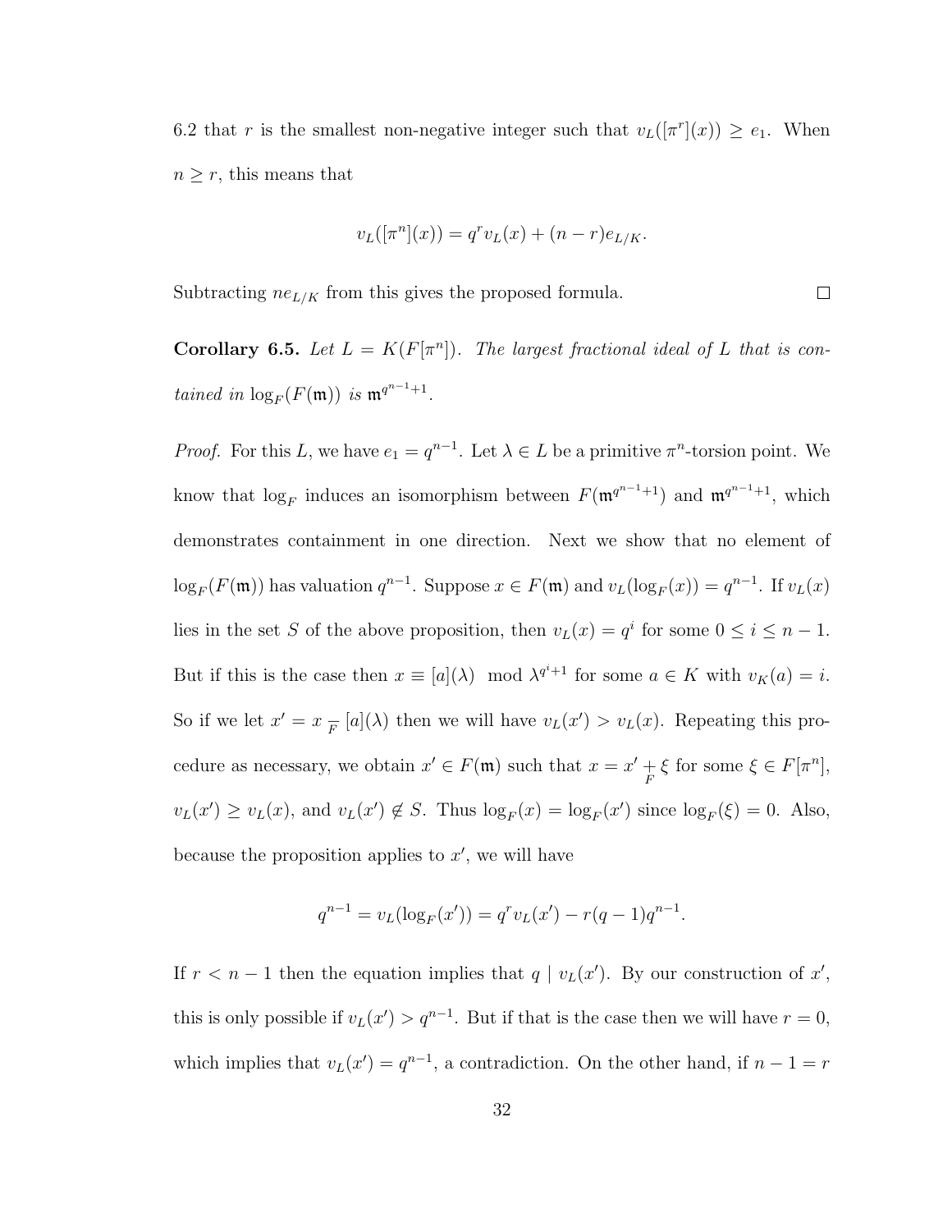6.2 that $r$ is the smallest non-negative integer such that $v_L([\pi^r](x)) \geq e_1$. When $n \geq r$, this means that

$$v_L([\pi^n](x)) = q^r v_L(x) + (n-r)e_{L/K}.$$

Subtracting $ne_{L/K}$ from this gives the proposed formula. $\square$

**Corollary 6.5.** *Let $L = K(F[\pi^n])$. The largest fractional ideal of $L$ that is contained in $\log_F(F(\mathfrak{m}))$ is $\mathfrak{m}^{q^{n-1}+1}$.*

*Proof.* For this $L$, we have $e_1 = q^{n-1}$. Let $\lambda \in L$ be a primitive $\pi^n$-torsion point. We know that $\log_F$ induces an isomorphism between $F(\mathfrak{m}^{q^{n-1}+1})$ and $\mathfrak{m}^{q^{n-1}+1}$, which demonstrates containment in one direction. Next we show that no element of $\log_F(F(\mathfrak{m}))$ has valuation $q^{n-1}$. Suppose $x \in F(\mathfrak{m})$ and $v_L(\log_F(x)) = q^{n-1}$. If $v_L(x)$ lies in the set $S$ of the above proposition, then $v_L(x) = q^i$ for some $0 \leq i \leq n-1$. But if this is the case then $x \equiv [a](\lambda) \mod \lambda^{q^i+1}$ for some $a \in K$ with $v_K(a) = i$. So if we let $x' = x \underset{F}{-} [a](\lambda)$ then we will have $v_L(x') > v_L(x)$. Repeating this procedure as necessary, we obtain $x' \in F(\mathfrak{m})$ such that $x = x' \underset{F}{+} \xi$ for some $\xi \in F[\pi^n]$, $v_L(x') \geq v_L(x)$, and $v_L(x') \notin S$. Thus $\log_F(x) = \log_F(x')$ since $\log_F(\xi) = 0$. Also, because the proposition applies to $x'$, we will have

$$q^{n-1} = v_L(\log_F(x')) = q^r v_L(x') - r(q-1)q^{n-1}.$$

If $r < n-1$ then the equation implies that $q \mid v_L(x')$. By our construction of $x'$, this is only possible if $v_L(x') > q^{n-1}$. But if that is the case then we will have $r = 0$, which implies that $v_L(x') = q^{n-1}$, a contradiction. On the other hand, if $n-1 = r$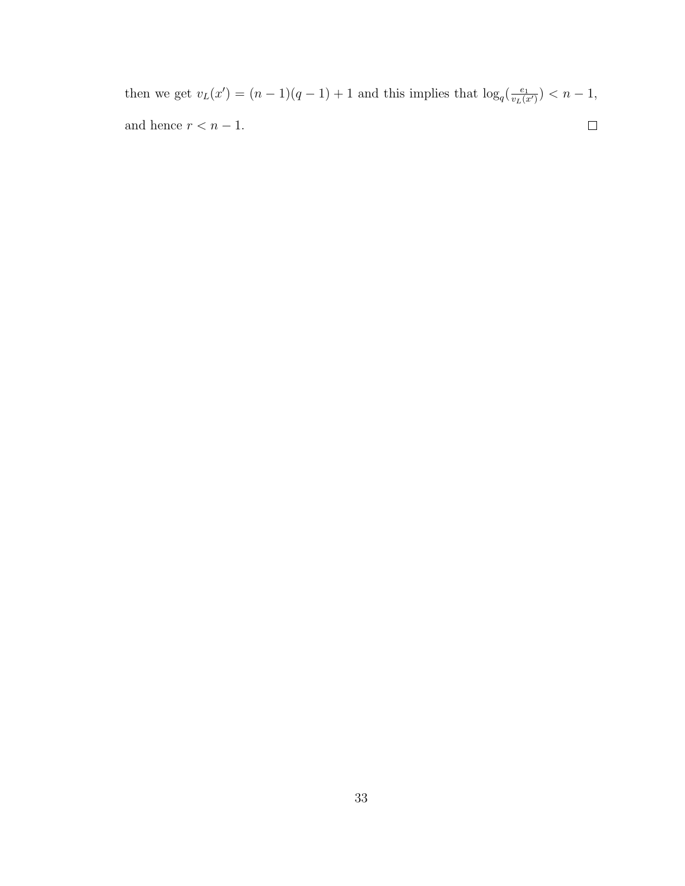then we get $v_L(x') = (n-1)(q-1)+1$ and this implies that $\log_q(\frac{e_1}{v_L(x')}) < n-1$, and hence $r < n-1$. $\square$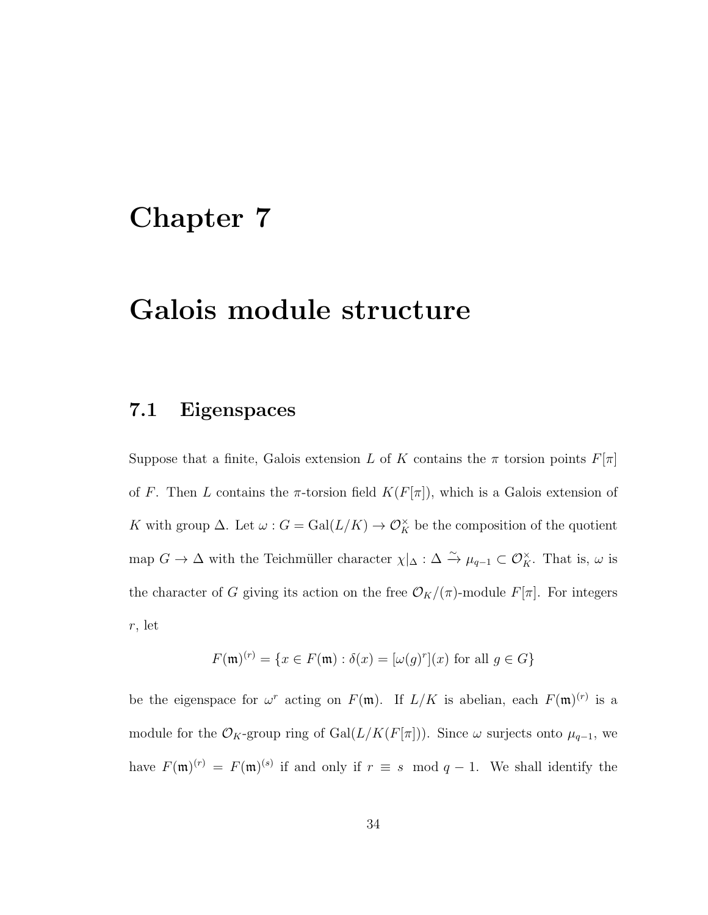# Chapter 7

# Galois module structure

## 7.1 Eigenspaces

Suppose that a finite, Galois extension $L$ of $K$ contains the $\pi$ torsion points $F[\pi]$ of $F$. Then $L$ contains the $\pi$-torsion field $K(F[\pi])$, which is a Galois extension of $K$ with group $\Delta$. Let $\omega : G = \mathrm{Gal}(L/K) \to \mathcal{O}_K^\times$ be the composition of the quotient map $G \to \Delta$ with the Teichmüller character $\chi|_\Delta : \Delta \xrightarrow{\sim} \mu_{q-1} \subset \mathcal{O}_K^\times$. That is, $\omega$ is the character of $G$ giving its action on the free $\mathcal{O}_K/(\pi)$-module $F[\pi]$. For integers $r$, let

$$F(\mathfrak{m})^{(r)} = \{x \in F(\mathfrak{m}) : \delta(x) = [\omega(g)^r](x) \text{ for all } g \in G\}$$

be the eigenspace for $\omega^r$ acting on $F(\mathfrak{m})$. If $L/K$ is abelian, each $F(\mathfrak{m})^{(r)}$ is a module for the $\mathcal{O}_K$-group ring of $\mathrm{Gal}(L/K(F[\pi]))$. Since $\omega$ surjects onto $\mu_{q-1}$, we have $F(\mathfrak{m})^{(r)} = F(\mathfrak{m})^{(s)}$ if and only if $r \equiv s \mod q-1$. We shall identify the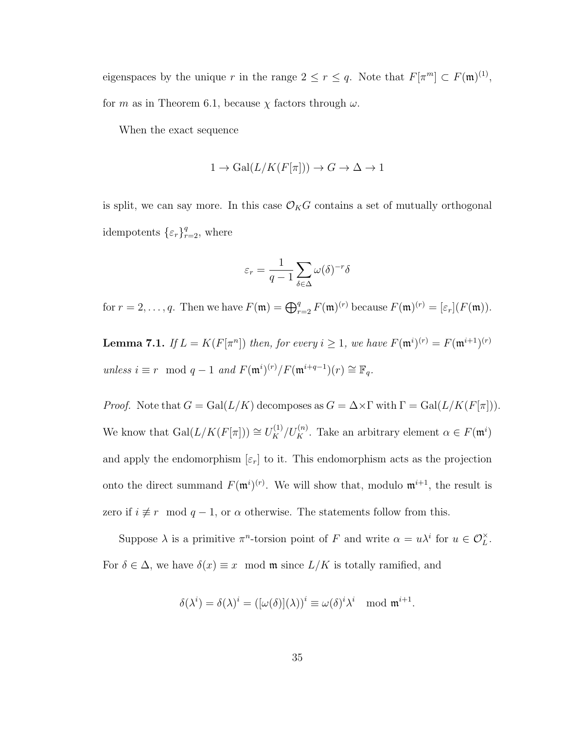eigenspaces by the unique $r$ in the range $2 \le r \le q$. Note that $F[\pi^m] \subset F(\mathfrak{m})^{(1)}$, for $m$ as in Theorem 6.1, because $\chi$ factors through $\omega$.

When the exact sequence

$$1 \to \mathrm{Gal}(L/K(F[\pi])) \to G \to \Delta \to 1$$

is split, we can say more. In this case $\mathcal{O}_K G$ contains a set of mutually orthogonal idempotents $\{\varepsilon_r\}_{r=2}^{q}$, where

$$\varepsilon_r = \frac{1}{q-1} \sum_{\delta \in \Delta} \omega(\delta)^{-r} \delta$$

for $r = 2, \ldots, q$. Then we have $F(\mathfrak{m}) = \bigoplus_{r=2}^{q} F(\mathfrak{m})^{(r)}$ because $F(\mathfrak{m})^{(r)} = [\varepsilon_r](F(\mathfrak{m}))$.

**Lemma 7.1.** *If $L = K(F[\pi^n])$ then, for every $i \ge 1$, we have $F(\mathfrak{m}^i)^{(r)} = F(\mathfrak{m}^{i+1})^{(r)}$ unless $i \equiv r \mod q-1$ and $F(\mathfrak{m}^i)^{(r)}/F(\mathfrak{m}^{i+q-1})(r) \cong \mathbb{F}_q$.*

*Proof.* Note that $G = \mathrm{Gal}(L/K)$ decomposes as $G = \Delta \times \Gamma$ with $\Gamma = \mathrm{Gal}(L/K(F[\pi]))$. We know that $\mathrm{Gal}(L/K(F[\pi])) \cong U_K^{(1)}/U_K^{(n)}$. Take an arbitrary element $\alpha \in F(\mathfrak{m}^i)$ and apply the endomorphism $[\varepsilon_r]$ to it. This endomorphism acts as the projection onto the direct summand $F(\mathfrak{m}^i)^{(r)}$. We will show that, modulo $\mathfrak{m}^{i+1}$, the result is zero if $i \not\equiv r \mod q-1$, or $\alpha$ otherwise. The statements follow from this.

Suppose $\lambda$ is a primitive $\pi^n$-torsion point of $F$ and write $\alpha = u\lambda^i$ for $u \in \mathcal{O}_L^{\times}$. For $\delta \in \Delta$, we have $\delta(x) \equiv x \mod \mathfrak{m}$ since $L/K$ is totally ramified, and

$$\delta(\lambda^i) = \delta(\lambda)^i = ([\omega(\delta)](\lambda))^i \equiv \omega(\delta)^i \lambda^i \mod \mathfrak{m}^{i+1}.$$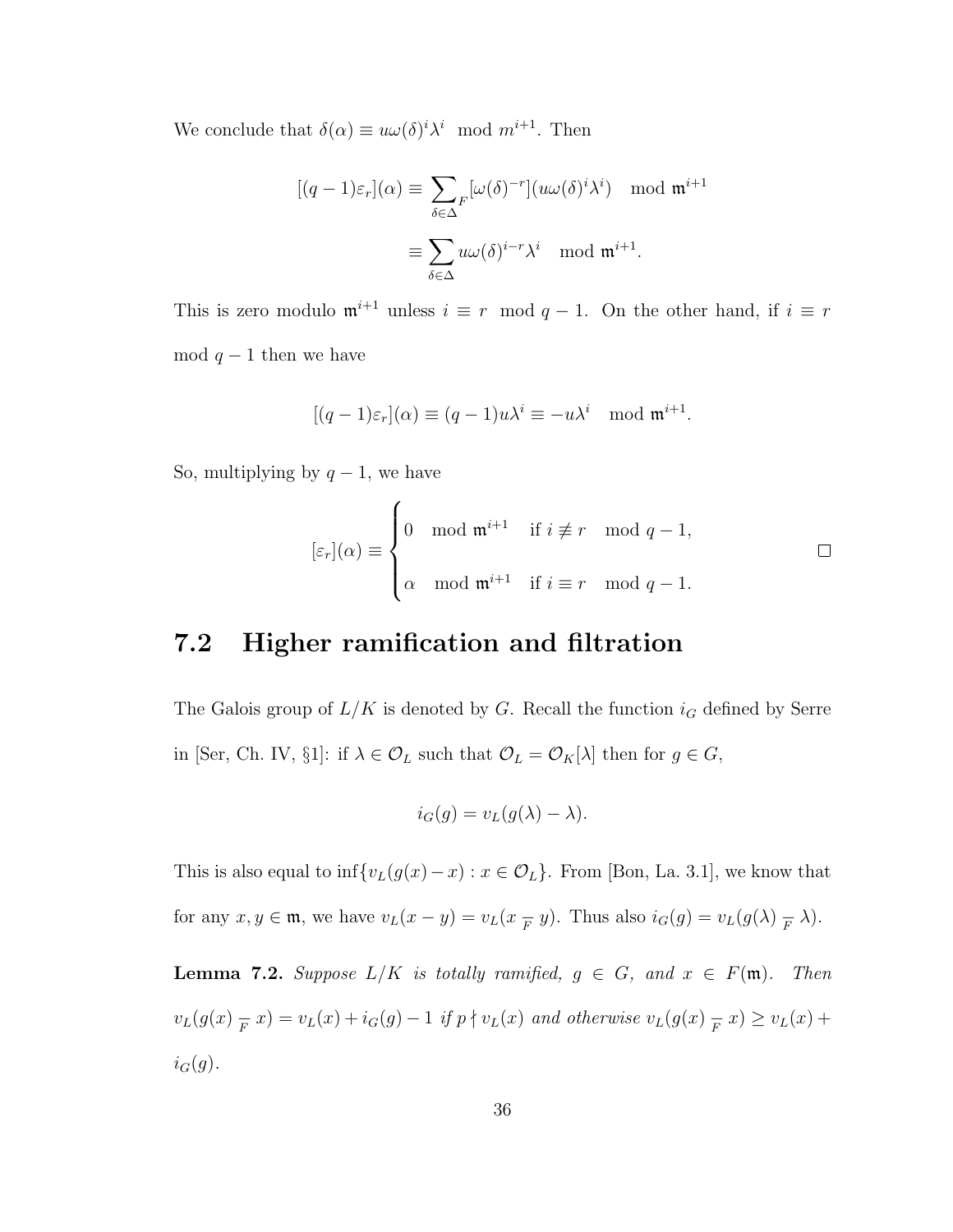We conclude that $\delta(\alpha) \equiv u\omega(\delta)^i\lambda^i \mod m^{i+1}$. Then

$$[(q-1)\varepsilon_r](\alpha) \equiv \sum_{\delta\in\Delta}{}_F[\omega(\delta)^{-r}](u\omega(\delta)^i\lambda^i) \mod \mathfrak{m}^{i+1}$$

$$\equiv \sum_{\delta\in\Delta} u\omega(\delta)^{i-r}\lambda^i \mod \mathfrak{m}^{i+1}.$$

This is zero modulo $\mathfrak{m}^{i+1}$ unless $i \equiv r \mod q-1$. On the other hand, if $i \equiv r \mod q-1$ then we have

$$[(q-1)\varepsilon_r](\alpha) \equiv (q-1)u\lambda^i \equiv -u\lambda^i \mod \mathfrak{m}^{i+1}.$$

So, multiplying by $q-1$, we have

$$[\varepsilon_r](\alpha) \equiv \begin{cases} 0 \mod \mathfrak{m}^{i+1} & \text{if } i \not\equiv r \mod q-1, \\ \alpha \mod \mathfrak{m}^{i+1} & \text{if } i \equiv r \mod q-1. \end{cases}$$

□

## 7.2 Higher ramification and filtration

The Galois group of $L/K$ is denoted by $G$. Recall the function $i_G$ defined by Serre in [Ser, Ch. IV, §1]: if $\lambda \in \mathcal{O}_L$ such that $\mathcal{O}_L = \mathcal{O}_K[\lambda]$ then for $g \in G$,

$$i_G(g) = v_L(g(\lambda) - \lambda).$$

This is also equal to $\inf\{v_L(g(x)-x) : x \in \mathcal{O}_L\}$. From [Bon, La. 3.1], we know that for any $x, y \in \mathfrak{m}$, we have $v_L(x-y) = v_L(x \underset{F}{-} y)$. Thus also $i_G(g) = v_L(g(\lambda) \underset{F}{-} \lambda)$.

**Lemma 7.2.** *Suppose $L/K$ is totally ramified, $g \in G$, and $x \in F(\mathfrak{m})$. Then $v_L(g(x) \underset{F}{-} x) = v_L(x) + i_G(g) - 1$ if $p \nmid v_L(x)$ and otherwise $v_L(g(x) \underset{F}{-} x) \geq v_L(x) + i_G(g)$.*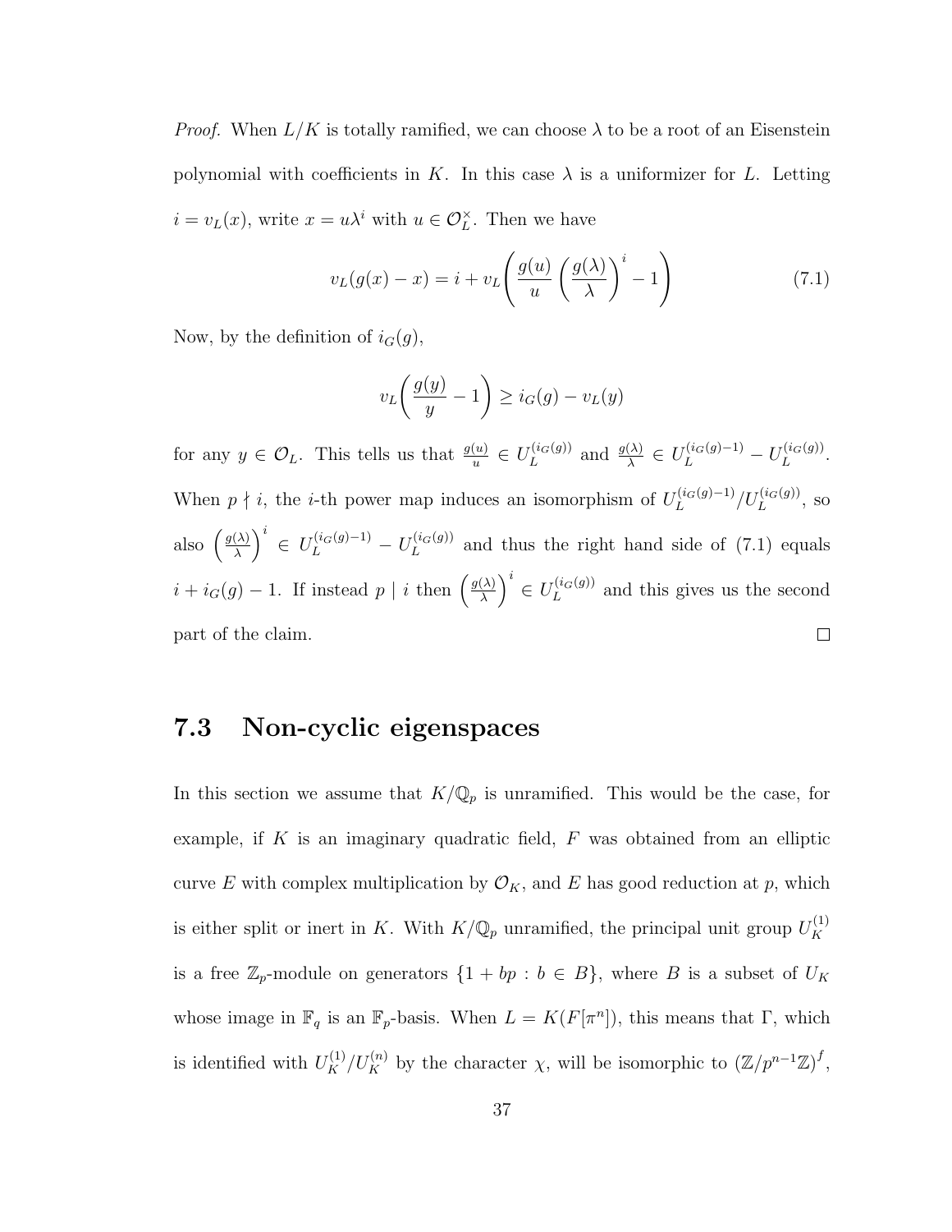*Proof.* When $L/K$ is totally ramified, we can choose $\lambda$ to be a root of an Eisenstein polynomial with coefficients in $K$. In this case $\lambda$ is a uniformizer for $L$. Letting $i = v_L(x)$, write $x = u\lambda^i$ with $u \in \mathcal{O}_L^\times$. Then we have

$$v_L(g(x) - x) = i + v_L\left(\frac{g(u)}{u}\left(\frac{g(\lambda)}{\lambda}\right)^i - 1\right) \tag{7.1}$$

Now, by the definition of $i_G(g)$,

$$v_L\left(\frac{g(y)}{y} - 1\right) \geq i_G(g) - v_L(y)$$

for any $y \in \mathcal{O}_L$. This tells us that $\frac{g(u)}{u} \in U_L^{(i_G(g))}$ and $\frac{g(\lambda)}{\lambda} \in U_L^{(i_G(g)-1)} - U_L^{(i_G(g))}$. When $p \nmid i$, the $i$-th power map induces an isomorphism of $U_L^{(i_G(g)-1)}/U_L^{(i_G(g))}$, so also $\left(\frac{g(\lambda)}{\lambda}\right)^i \in U_L^{(i_G(g)-1)} - U_L^{(i_G(g))}$ and thus the right hand side of (7.1) equals $i + i_G(g) - 1$. If instead $p \mid i$ then $\left(\frac{g(\lambda)}{\lambda}\right)^i \in U_L^{(i_G(g))}$ and this gives us the second part of the claim. $\square$

## 7.3 Non-cyclic eigenspaces

In this section we assume that $K/\mathbb{Q}_p$ is unramified. This would be the case, for example, if $K$ is an imaginary quadratic field, $F$ was obtained from an elliptic curve $E$ with complex multiplication by $\mathcal{O}_K$, and $E$ has good reduction at $p$, which is either split or inert in $K$. With $K/\mathbb{Q}_p$ unramified, the principal unit group $U_K^{(1)}$ is a free $\mathbb{Z}_p$-module on generators $\{1 + bp : b \in B\}$, where $B$ is a subset of $U_K$ whose image in $\mathbb{F}_q$ is an $\mathbb{F}_p$-basis. When $L = K(F[\pi^n])$, this means that $\Gamma$, which is identified with $U_K^{(1)}/U_K^{(n)}$ by the character $\chi$, will be isomorphic to $(\mathbb{Z}/p^{n-1}\mathbb{Z})^f$,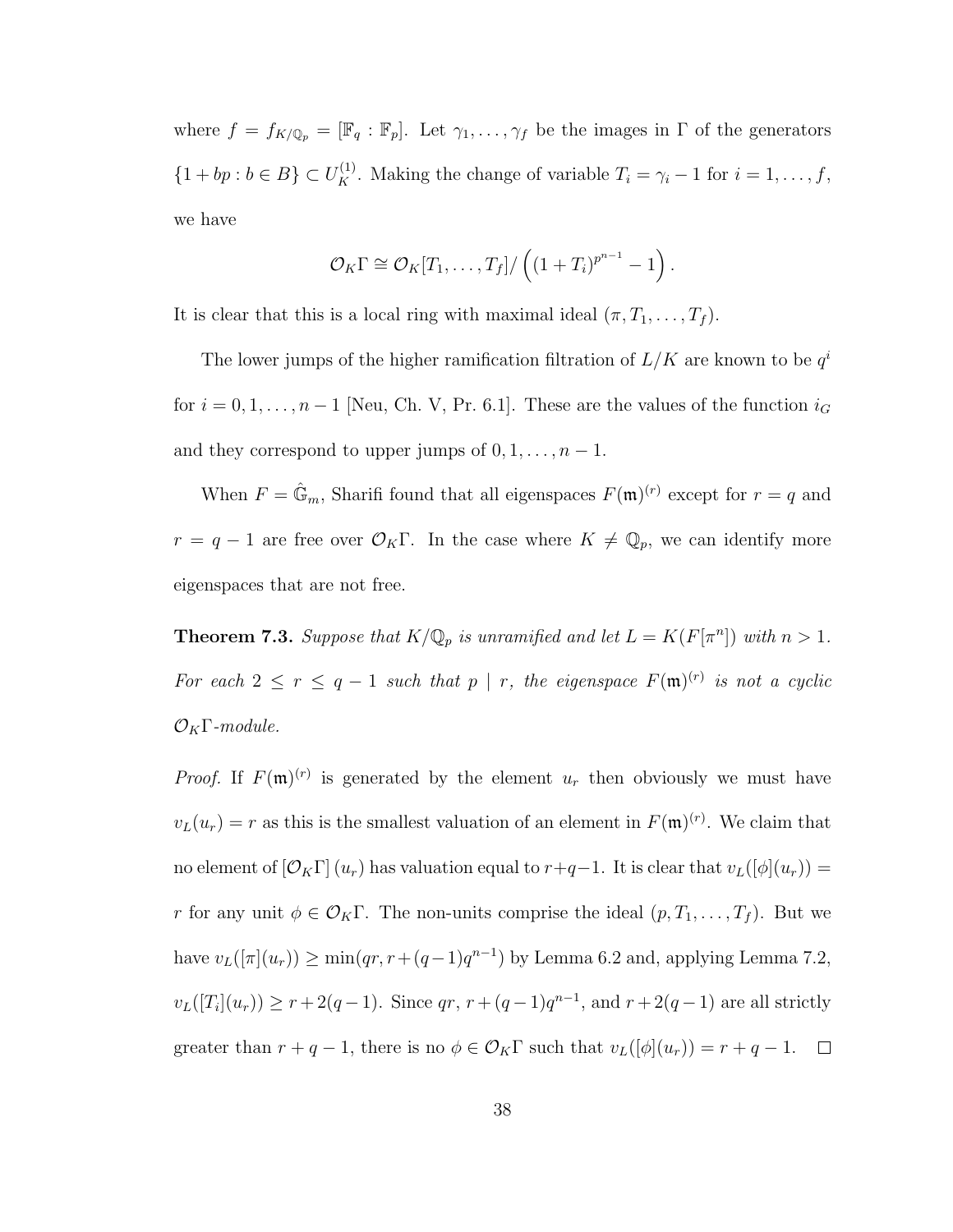where $f = f_{K/\mathbb{Q}_p} = [\mathbb{F}_q : \mathbb{F}_p]$. Let $\gamma_1, \ldots, \gamma_f$ be the images in $\Gamma$ of the generators $\{1 + bp : b \in B\} \subset U_K^{(1)}$. Making the change of variable $T_i = \gamma_i - 1$ for $i = 1, \ldots, f$, we have

$$\mathcal{O}_K\Gamma \cong \mathcal{O}_K[T_1, \ldots, T_f] / \left( (1 + T_i)^{p^{n-1}} - 1 \right).$$

It is clear that this is a local ring with maximal ideal $(\pi, T_1, \ldots, T_f)$.

The lower jumps of the higher ramification filtration of $L/K$ are known to be $q^i$ for $i = 0, 1, \ldots, n-1$ [Neu, Ch. V, Pr. 6.1]. These are the values of the function $i_G$ and they correspond to upper jumps of $0, 1, \ldots, n-1$.

When $F = \hat{\mathbb{G}}_m$, Sharifi found that all eigenspaces $F(\mathfrak{m})^{(r)}$ except for $r = q$ and $r = q - 1$ are free over $\mathcal{O}_K\Gamma$. In the case where $K \neq \mathbb{Q}_p$, we can identify more eigenspaces that are not free.

**Theorem 7.3.** *Suppose that $K/\mathbb{Q}_p$ is unramified and let $L = K(F[\pi^n])$ with $n > 1$. For each $2 \leq r \leq q - 1$ such that $p \mid r$, the eigenspace $F(\mathfrak{m})^{(r)}$ is not a cyclic $\mathcal{O}_K\Gamma$-module.*

*Proof.* If $F(\mathfrak{m})^{(r)}$ is generated by the element $u_r$ then obviously we must have $v_L(u_r) = r$ as this is the smallest valuation of an element in $F(\mathfrak{m})^{(r)}$. We claim that no element of $[\mathcal{O}_K\Gamma](u_r)$ has valuation equal to $r+q-1$. It is clear that $v_L([\phi](u_r)) = r$ for any unit $\phi \in \mathcal{O}_K\Gamma$. The non-units comprise the ideal $(p, T_1, \ldots, T_f)$. But we have $v_L([\pi](u_r)) \geq \min(qr, r + (q-1)q^{n-1})$ by Lemma 6.2 and, applying Lemma 7.2, $v_L([T_i](u_r)) \geq r + 2(q-1)$. Since $qr$, $r + (q-1)q^{n-1}$, and $r + 2(q-1)$ are all strictly greater than $r + q - 1$, there is no $\phi \in \mathcal{O}_K\Gamma$ such that $v_L([\phi](u_r)) = r + q - 1$. $\square$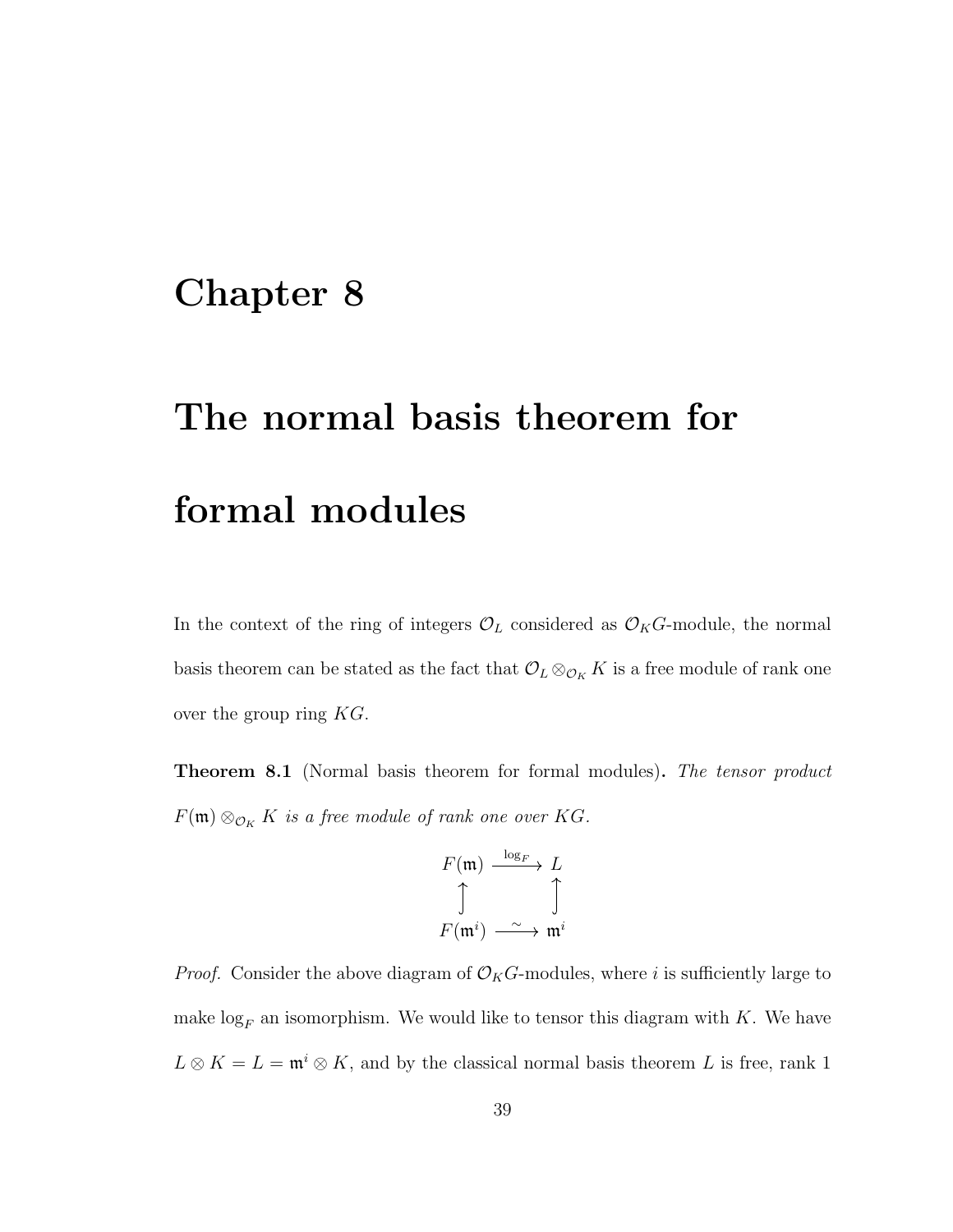# Chapter 8

# The normal basis theorem for formal modules

In the context of the ring of integers $\mathcal{O}_L$ considered as $\mathcal{O}_K G$-module, the normal basis theorem can be stated as the fact that $\mathcal{O}_L \otimes_{\mathcal{O}_K} K$ is a free module of rank one over the group ring $KG$.

**Theorem 8.1** (Normal basis theorem for formal modules)**.** *The tensor product $F(\mathfrak{m}) \otimes_{\mathcal{O}_K} K$ is a free module of rank one over $KG$.*

$$\begin{array}{ccc} F(\mathfrak{m}) & \xrightarrow{\log_F} & L \\ \uparrow & & \uparrow \\ F(\mathfrak{m}^i) & \xrightarrow{\sim} & \mathfrak{m}^i \end{array}$$

*Proof.* Consider the above diagram of $\mathcal{O}_K G$-modules, where $i$ is sufficiently large to make $\log_F$ an isomorphism. We would like to tensor this diagram with $K$. We have $L \otimes K = L = \mathfrak{m}^i \otimes K$, and by the classical normal basis theorem $L$ is free, rank 1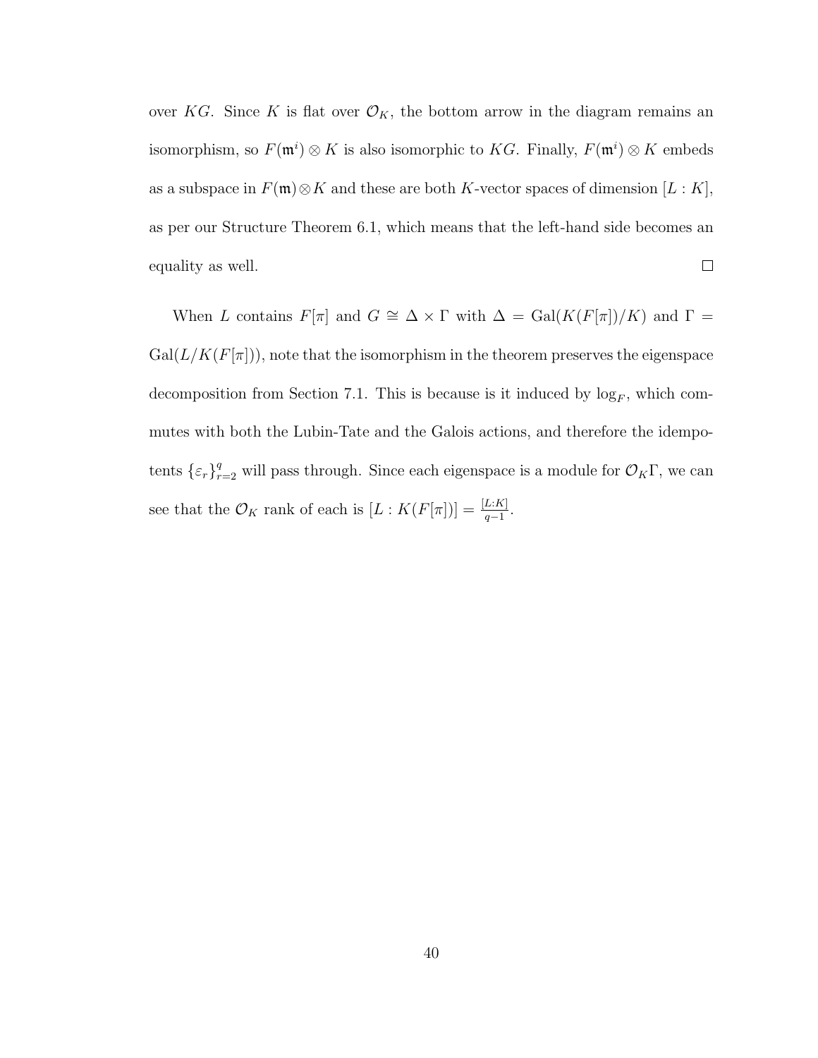over $KG$. Since $K$ is flat over $\mathcal{O}_K$, the bottom arrow in the diagram remains an isomorphism, so $F(\mathfrak{m}^i) \otimes K$ is also isomorphic to $KG$. Finally, $F(\mathfrak{m}^i) \otimes K$ embeds as a subspace in $F(\mathfrak{m}) \otimes K$ and these are both $K$-vector spaces of dimension $[L : K]$, as per our Structure Theorem 6.1, which means that the left-hand side becomes an equality as well. $\square$

When $L$ contains $F[\pi]$ and $G \cong \Delta \times \Gamma$ with $\Delta = \mathrm{Gal}(K(F[\pi])/K)$ and $\Gamma = \mathrm{Gal}(L/K(F[\pi]))$, note that the isomorphism in the theorem preserves the eigenspace decomposition from Section 7.1. This is because is it induced by $\log_F$, which commutes with both the Lubin-Tate and the Galois actions, and therefore the idempotents $\{\varepsilon_r\}_{r=2}^{q}$ will pass through. Since each eigenspace is a module for $\mathcal{O}_K\Gamma$, we can see that the $\mathcal{O}_K$ rank of each is $[L : K(F[\pi])] = \frac{[L:K]}{q-1}$.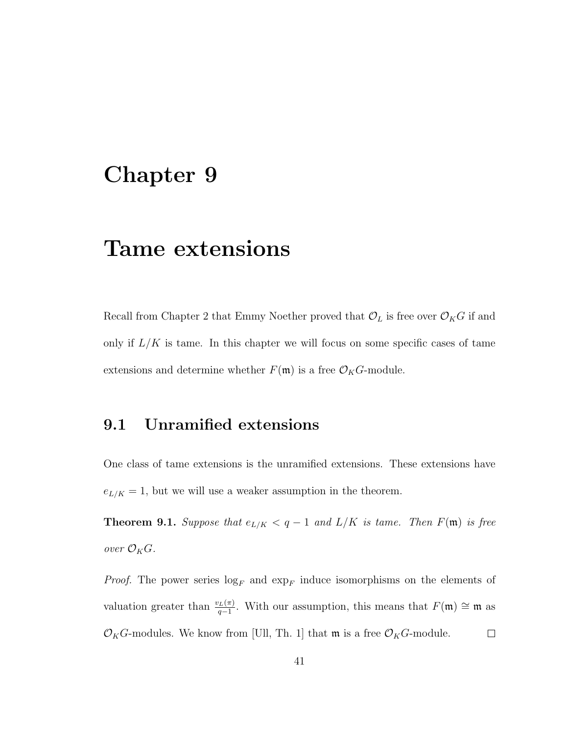// Chapter 9

# Tame extensions

Recall from Chapter 2 that Emmy Noether proved that $\mathcal{O}_L$ is free over $\mathcal{O}_K G$ if and only if $L/K$ is tame. In this chapter we will focus on some specific cases of tame extensions and determine whether $F(\mathfrak{m})$ is a free $\mathcal{O}_K G$-module.

## 9.1 Unramified extensions

One class of tame extensions is the unramified extensions. These extensions have $e_{L/K} = 1$, but we will use a weaker assumption in the theorem.

**Theorem 9.1.** *Suppose that $e_{L/K} < q - 1$ and $L/K$ is tame. Then $F(\mathfrak{m})$ is free over $\mathcal{O}_K G$.*

*Proof.* The power series $\log_F$ and $\exp_F$ induce isomorphisms on the elements of valuation greater than $\frac{v_L(\pi)}{q-1}$. With our assumption, this means that $F(\mathfrak{m}) \cong \mathfrak{m}$ as $\mathcal{O}_K G$-modules. We know from [Ull, Th. 1] that $\mathfrak{m}$ is a free $\mathcal{O}_K G$-module. □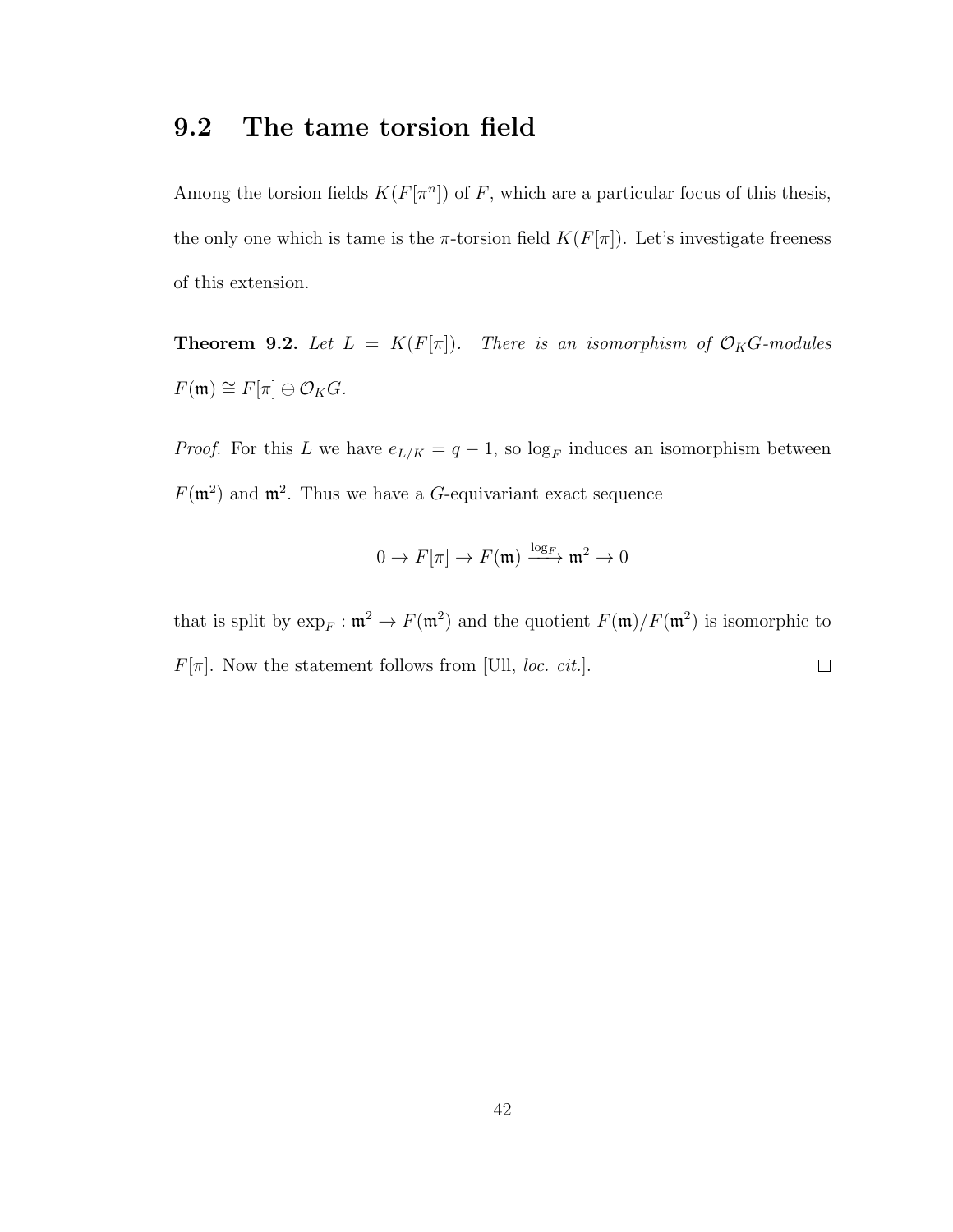## 9.2 The tame torsion field

Among the torsion fields $K(F[\pi^n])$ of $F$, which are a particular focus of this thesis, the only one which is tame is the $\pi$-torsion field $K(F[\pi])$. Let's investigate freeness of this extension.

**Theorem 9.2.** *Let $L = K(F[\pi])$. There is an isomorphism of $\mathcal{O}_K G$-modules $F(\mathfrak{m}) \cong F[\pi] \oplus \mathcal{O}_K G$.*

*Proof.* For this $L$ we have $e_{L/K} = q - 1$, so $\log_F$ induces an isomorphism between $F(\mathfrak{m}^2)$ and $\mathfrak{m}^2$. Thus we have a $G$-equivariant exact sequence

$$0 \to F[\pi] \to F(\mathfrak{m}) \xrightarrow{\log_F} \mathfrak{m}^2 \to 0$$

that is split by $\exp_F : \mathfrak{m}^2 \to F(\mathfrak{m}^2)$ and the quotient $F(\mathfrak{m})/F(\mathfrak{m}^2)$ is isomorphic to $F[\pi]$. Now the statement follows from [Ull, *loc. cit.*]. $\square$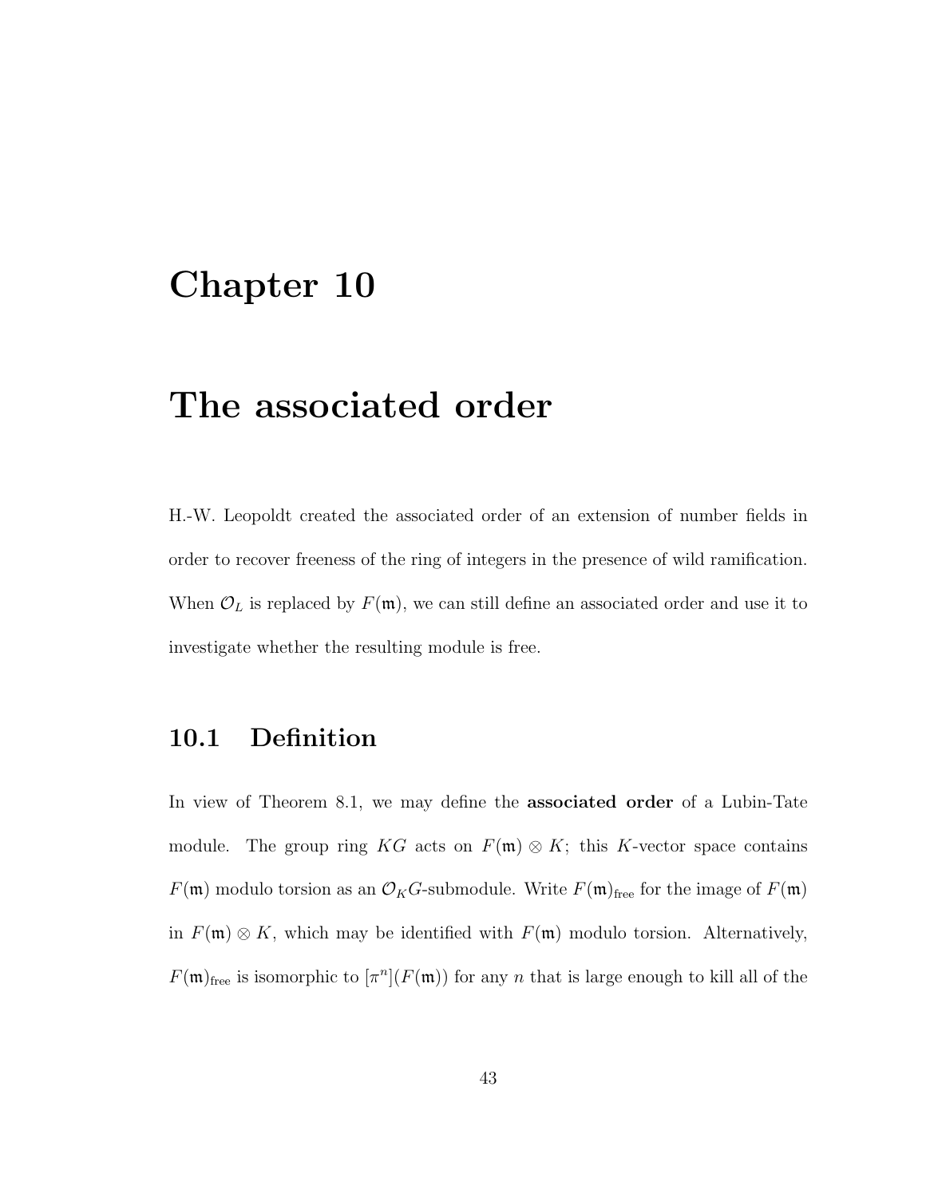# Chapter 10

# The associated order

H.-W. Leopoldt created the associated order of an extension of number fields in order to recover freeness of the ring of integers in the presence of wild ramification. When $\mathcal{O}_L$ is replaced by $F(\mathfrak{m})$, we can still define an associated order and use it to investigate whether the resulting module is free.

## 10.1 Definition

In view of Theorem 8.1, we may define the **associated order** of a Lubin-Tate module. The group ring $KG$ acts on $F(\mathfrak{m}) \otimes K$; this $K$-vector space contains $F(\mathfrak{m})$ modulo torsion as an $\mathcal{O}_K G$-submodule. Write $F(\mathfrak{m})_{\text{free}}$ for the image of $F(\mathfrak{m})$ in $F(\mathfrak{m}) \otimes K$, which may be identified with $F(\mathfrak{m})$ modulo torsion. Alternatively, $F(\mathfrak{m})_{\text{free}}$ is isomorphic to $[\pi^n](F(\mathfrak{m}))$ for any $n$ that is large enough to kill all of the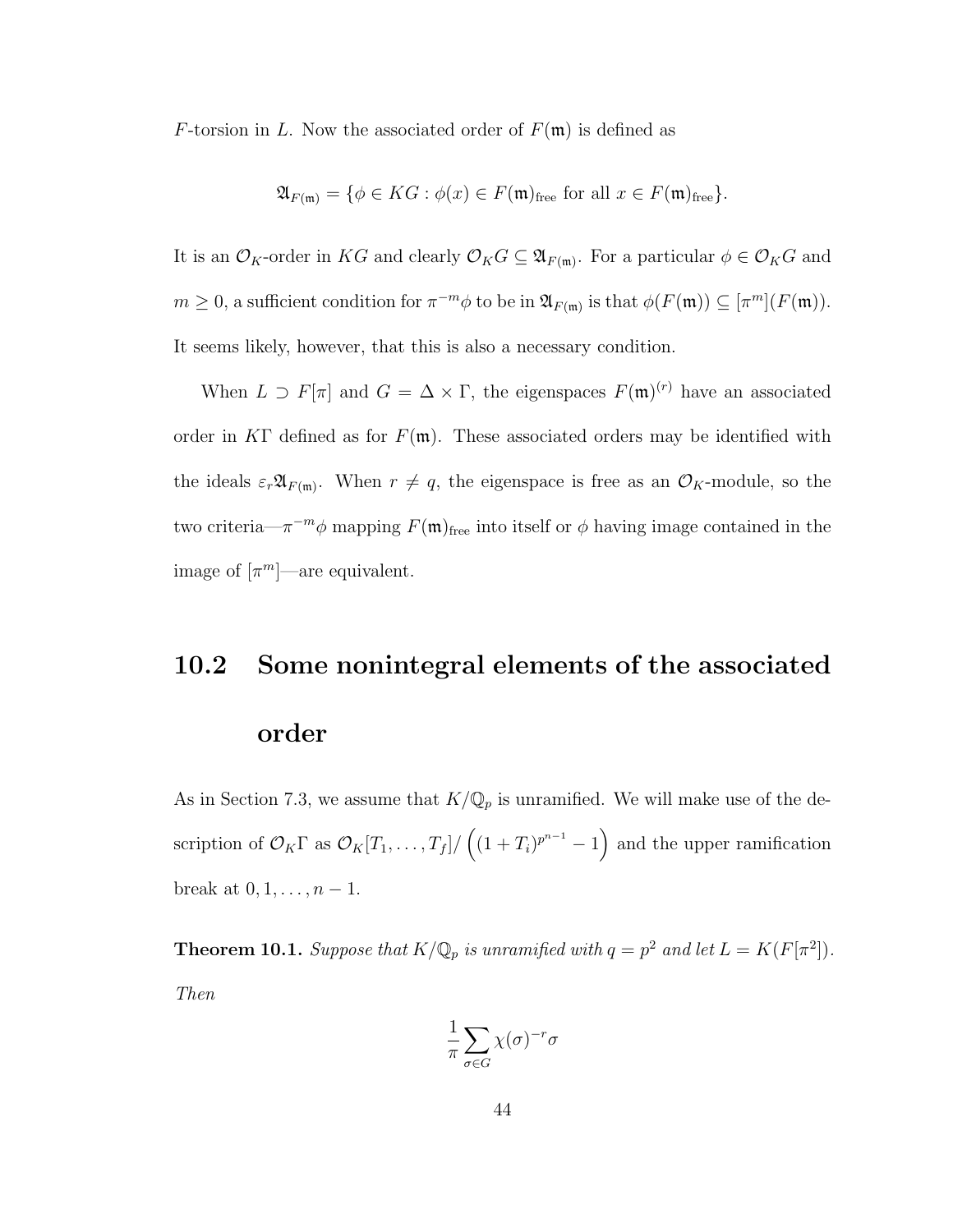$F$-torsion in $L$. Now the associated order of $F(\mathfrak{m})$ is defined as

$$\mathfrak{A}_{F(\mathfrak{m})} = \{\phi \in KG : \phi(x) \in F(\mathfrak{m})_{\text{free}} \text{ for all } x \in F(\mathfrak{m})_{\text{free}}\}.$$

It is an $\mathcal{O}_K$-order in $KG$ and clearly $\mathcal{O}_K G \subseteq \mathfrak{A}_{F(\mathfrak{m})}$. For a particular $\phi \in \mathcal{O}_K G$ and $m \geq 0$, a sufficient condition for $\pi^{-m}\phi$ to be in $\mathfrak{A}_{F(\mathfrak{m})}$ is that $\phi(F(\mathfrak{m})) \subseteq [\pi^m](F(\mathfrak{m}))$. It seems likely, however, that this is also a necessary condition.

When $L \supset F[\pi]$ and $G = \Delta \times \Gamma$, the eigenspaces $F(\mathfrak{m})^{(r)}$ have an associated order in $K\Gamma$ defined as for $F(\mathfrak{m})$. These associated orders may be identified with the ideals $\varepsilon_r \mathfrak{A}_{F(\mathfrak{m})}$. When $r \neq q$, the eigenspace is free as an $\mathcal{O}_K$-module, so the two criteria—$\pi^{-m}\phi$ mapping $F(\mathfrak{m})_{\text{free}}$ into itself or $\phi$ having image contained in the image of $[\pi^m]$—are equivalent.

## 10.2 Some nonintegral elements of the associated order

As in Section 7.3, we assume that $K/\mathbb{Q}_p$ is unramified. We will make use of the description of $\mathcal{O}_K\Gamma$ as $\mathcal{O}_K[T_1, \ldots, T_f]/\left((1+T_i)^{p^{n-1}} - 1\right)$ and the upper ramification break at $0, 1, \ldots, n-1$.

**Theorem 10.1.** *Suppose that $K/\mathbb{Q}_p$ is unramified with $q = p^2$ and let $L = K(F[\pi^2])$. Then*

$$\frac{1}{\pi} \sum_{\sigma \in G} \chi(\sigma)^{-r} \sigma$$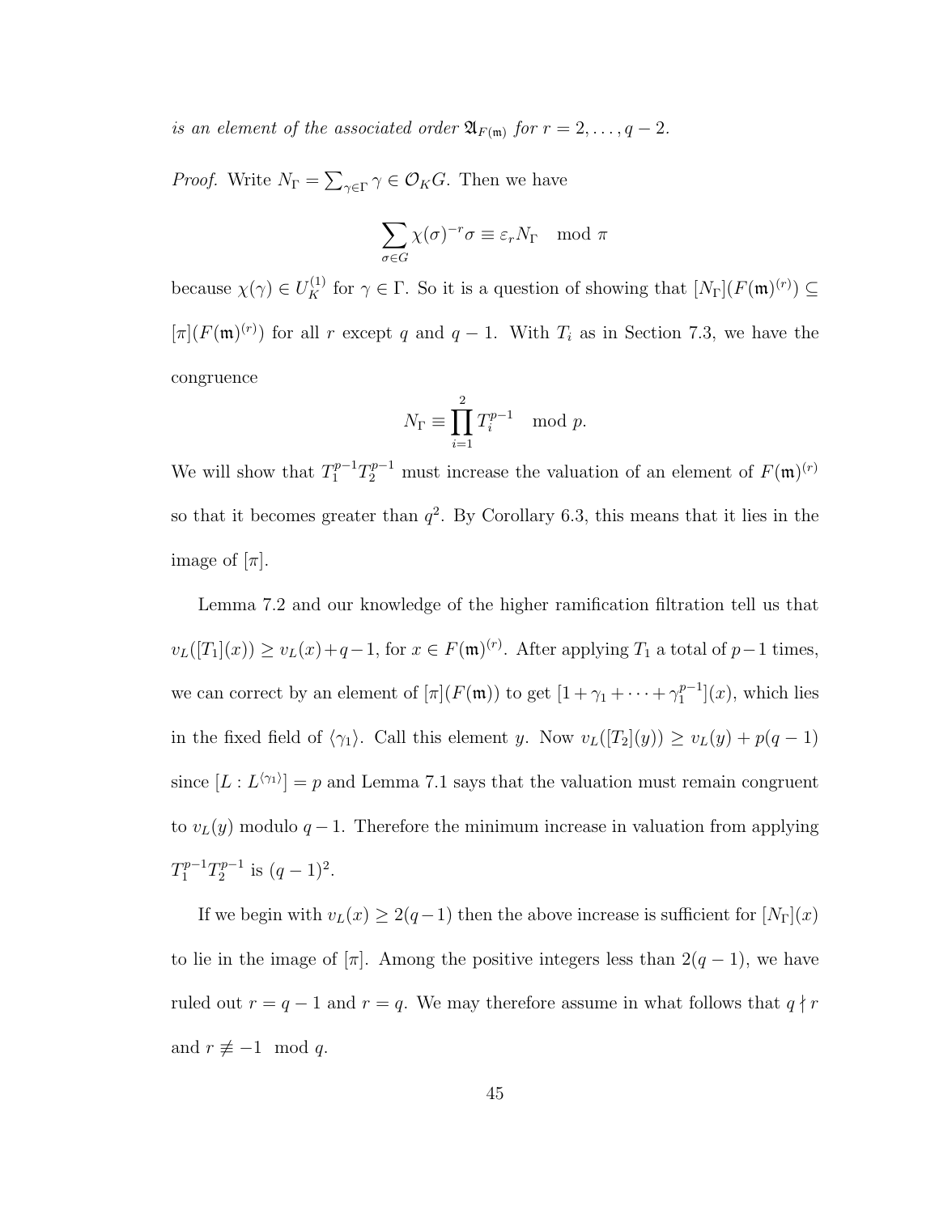*is an element of the associated order $\mathfrak{A}_{F(\mathfrak{m})}$ for $r = 2, \ldots, q-2$.*

*Proof.* Write $N_\Gamma = \sum_{\gamma \in \Gamma} \gamma \in \mathcal{O}_K G$. Then we have

$$\sum_{\sigma \in G} \chi(\sigma)^{-r} \sigma \equiv \varepsilon_r N_\Gamma \mod \pi$$

because $\chi(\gamma) \in U_K^{(1)}$ for $\gamma \in \Gamma$. So it is a question of showing that $[N_\Gamma](F(\mathfrak{m})^{(r)}) \subseteq [\pi](F(\mathfrak{m})^{(r)})$ for all $r$ except $q$ and $q-1$. With $T_i$ as in Section 7.3, we have the congruence

$$N_\Gamma \equiv \prod_{i=1}^{2} T_i^{p-1} \mod p.$$

We will show that $T_1^{p-1} T_2^{p-1}$ must increase the valuation of an element of $F(\mathfrak{m})^{(r)}$ so that it becomes greater than $q^2$. By Corollary 6.3, this means that it lies in the image of $[\pi]$.

Lemma 7.2 and our knowledge of the higher ramification filtration tell us that $v_L([T_1](x)) \geq v_L(x) + q - 1$, for $x \in F(\mathfrak{m})^{(r)}$. After applying $T_1$ a total of $p-1$ times, we can correct by an element of $[\pi](F(\mathfrak{m}))$ to get $[1 + \gamma_1 + \cdots + \gamma_1^{p-1}](x)$, which lies in the fixed field of $\langle \gamma_1 \rangle$. Call this element $y$. Now $v_L([T_2](y)) \geq v_L(y) + p(q-1)$ since $[L : L^{\langle \gamma_1 \rangle}] = p$ and Lemma 7.1 says that the valuation must remain congruent to $v_L(y)$ modulo $q-1$. Therefore the minimum increase in valuation from applying $T_1^{p-1} T_2^{p-1}$ is $(q-1)^2$.

If we begin with $v_L(x) \geq 2(q-1)$ then the above increase is sufficient for $[N_\Gamma](x)$ to lie in the image of $[\pi]$. Among the positive integers less than $2(q-1)$, we have ruled out $r = q-1$ and $r = q$. We may therefore assume in what follows that $q \nmid r$ and $r \not\equiv -1 \mod q$.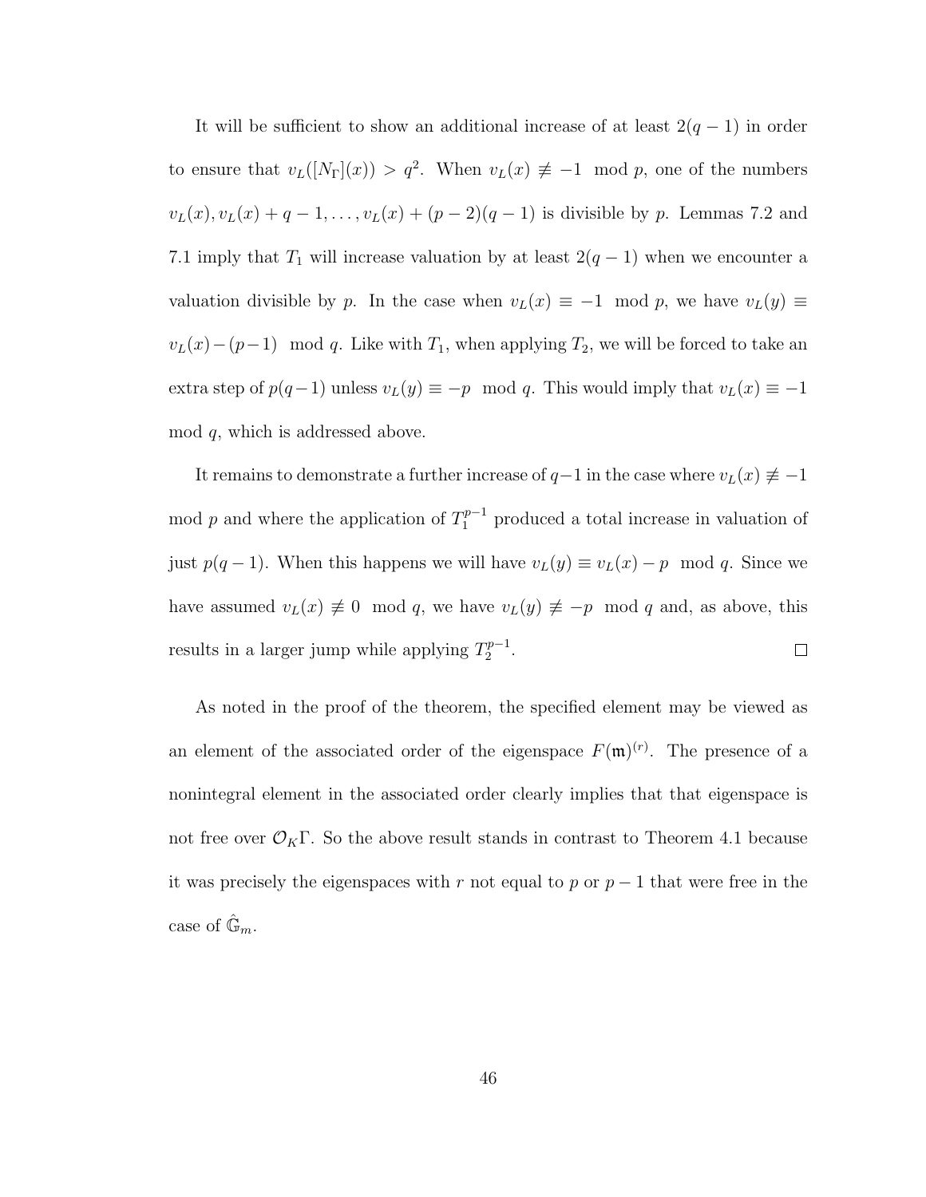It will be sufficient to show an additional increase of at least $2(q-1)$ in order to ensure that $v_L([N_\Gamma](x)) > q^2$. When $v_L(x) \not\equiv -1 \mod p$, one of the numbers $v_L(x), v_L(x)+q-1, \ldots, v_L(x)+(p-2)(q-1)$ is divisible by $p$. Lemmas 7.2 and 7.1 imply that $T_1$ will increase valuation by at least $2(q-1)$ when we encounter a valuation divisible by $p$. In the case when $v_L(x) \equiv -1 \mod p$, we have $v_L(y) \equiv v_L(x)-(p-1) \mod q$. Like with $T_1$, when applying $T_2$, we will be forced to take an extra step of $p(q-1)$ unless $v_L(y) \equiv -p \mod q$. This would imply that $v_L(x) \equiv -1 \mod q$, which is addressed above.

It remains to demonstrate a further increase of $q-1$ in the case where $v_L(x) \not\equiv -1 \mod p$ and where the application of $T_1^{p-1}$ produced a total increase in valuation of just $p(q-1)$. When this happens we will have $v_L(y) \equiv v_L(x) - p \mod q$. Since we have assumed $v_L(x) \not\equiv 0 \mod q$, we have $v_L(y) \not\equiv -p \mod q$ and, as above, this results in a larger jump while applying $T_2^{p-1}$. □

As noted in the proof of the theorem, the specified element may be viewed as an element of the associated order of the eigenspace $F(\mathfrak{m})^{(r)}$. The presence of a nonintegral element in the associated order clearly implies that that eigenspace is not free over $\mathcal{O}_K\Gamma$. So the above result stands in contrast to Theorem 4.1 because it was precisely the eigenspaces with $r$ not equal to $p$ or $p-1$ that were free in the case of $\hat{\mathbb{G}}_m$.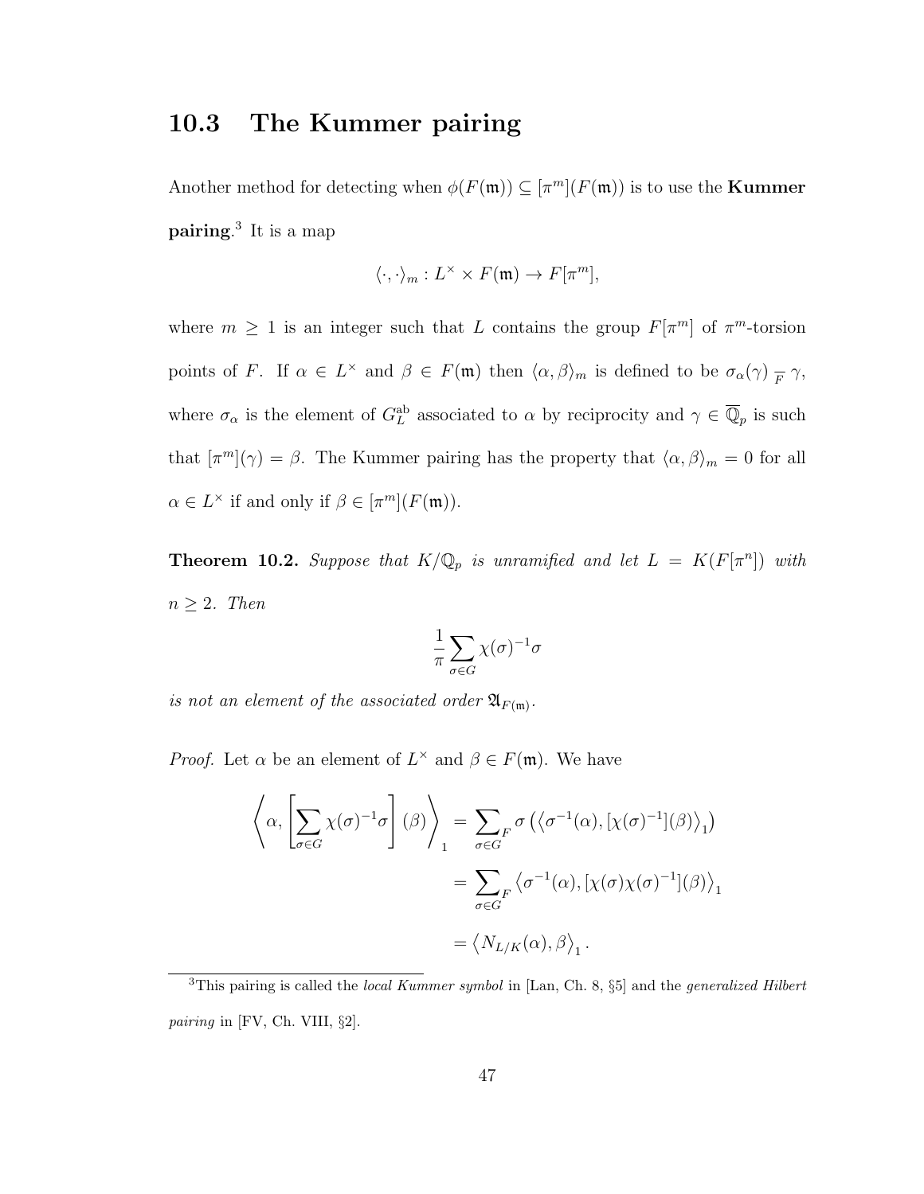## 10.3 The Kummer pairing

Another method for detecting when $\phi(F(\mathfrak{m})) \subseteq [\pi^m](F(\mathfrak{m}))$ is to use the **Kummer pairing**.[3] It is a map

$$\langle \cdot, \cdot \rangle_m : L^\times \times F(\mathfrak{m}) \to F[\pi^m],$$

where $m \geq 1$ is an integer such that $L$ contains the group $F[\pi^m]$ of $\pi^m$-torsion points of $F$. If $\alpha \in L^\times$ and $\beta \in F(\mathfrak{m})$ then $\langle \alpha, \beta \rangle_m$ is defined to be $\sigma_\alpha(\gamma) \underset{F}{-} \gamma$, where $\sigma_\alpha$ is the element of $G_L^{\mathrm{ab}}$ associated to $\alpha$ by reciprocity and $\gamma \in \overline{\mathbb{Q}}_p$ is such that $[\pi^m](\gamma) = \beta$. The Kummer pairing has the property that $\langle \alpha, \beta \rangle_m = 0$ for all $\alpha \in L^\times$ if and only if $\beta \in [\pi^m](F(\mathfrak{m}))$.

**Theorem 10.2.** *Suppose that $K/\mathbb{Q}_p$ is unramified and let $L = K(F[\pi^n])$ with $n \geq 2$. Then*

$$\frac{1}{\pi} \sum_{\sigma \in G} \chi(\sigma)^{-1} \sigma$$

*is not an element of the associated order $\mathfrak{A}_{F(\mathfrak{m})}$.*

*Proof.* Let $\alpha$ be an element of $L^\times$ and $\beta \in F(\mathfrak{m})$. We have

$$\begin{aligned}
\left\langle \alpha, \left[\sum_{\sigma \in G} \chi(\sigma)^{-1} \sigma\right](\beta) \right\rangle_1 &= \sum_{\sigma \in G}{}_F\, \sigma\left(\left\langle \sigma^{-1}(\alpha), [\chi(\sigma)^{-1}](\beta)\right\rangle_1\right) \\
&= \sum_{\sigma \in G}{}_F \left\langle \sigma^{-1}(\alpha), [\chi(\sigma)\chi(\sigma)^{-1}](\beta)\right\rangle_1 \\
&= \left\langle N_{L/K}(\alpha), \beta \right\rangle_1 .
\end{aligned}$$

[3] This pairing is called the *local Kummer symbol* in [Lan, Ch. 8, §5] and the *generalized Hilbert pairing* in [FV, Ch. VIII, §2].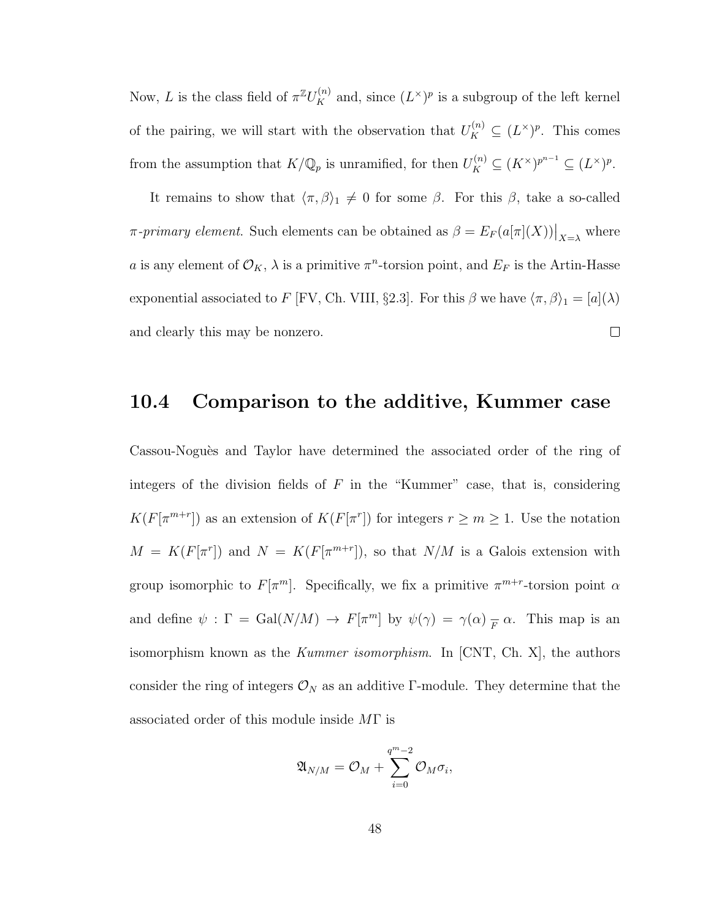Now, $L$ is the class field of $\pi^{\mathbb{Z}}U_K^{(n)}$ and, since $(L^\times)^p$ is a subgroup of the left kernel of the pairing, we will start with the observation that $U_K^{(n)} \subseteq (L^\times)^p$. This comes from the assumption that $K/\mathbb{Q}_p$ is unramified, for then $U_K^{(n)} \subseteq (K^\times)^{p^{n-1}} \subseteq (L^\times)^p$.

It remains to show that $\langle \pi, \beta \rangle_1 \neq 0$ for some $\beta$. For this $\beta$, take a so-called *$\pi$-primary element*. Such elements can be obtained as $\beta = E_F(a[\pi](X))\big|_{X=\lambda}$ where $a$ is any element of $\mathcal{O}_K$, $\lambda$ is a primitive $\pi^n$-torsion point, and $E_F$ is the Artin-Hasse exponential associated to $F$ [FV, Ch. VIII, §2.3]. For this $\beta$ we have $\langle \pi, \beta \rangle_1 = [a](\lambda)$ and clearly this may be nonzero. $\square$

## 10.4 Comparison to the additive, Kummer case

Cassou-Noguès and Taylor have determined the associated order of the ring of integers of the division fields of $F$ in the "Kummer" case, that is, considering $K(F[\pi^{m+r}])$ as an extension of $K(F[\pi^r])$ for integers $r \geq m \geq 1$. Use the notation $M = K(F[\pi^r])$ and $N = K(F[\pi^{m+r}])$, so that $N/M$ is a Galois extension with group isomorphic to $F[\pi^m]$. Specifically, we fix a primitive $\pi^{m+r}$-torsion point $\alpha$ and define $\psi : \Gamma = \mathrm{Gal}(N/M) \to F[\pi^m]$ by $\psi(\gamma) = \gamma(\alpha) \underset{F}{-} \alpha$. This map is an isomorphism known as the *Kummer isomorphism*. In [CNT, Ch. X], the authors consider the ring of integers $\mathcal{O}_N$ as an additive $\Gamma$-module. They determine that the associated order of this module inside $M\Gamma$ is

$$\mathfrak{A}_{N/M} = \mathcal{O}_M + \sum_{i=0}^{q^m-2} \mathcal{O}_M \sigma_i,$$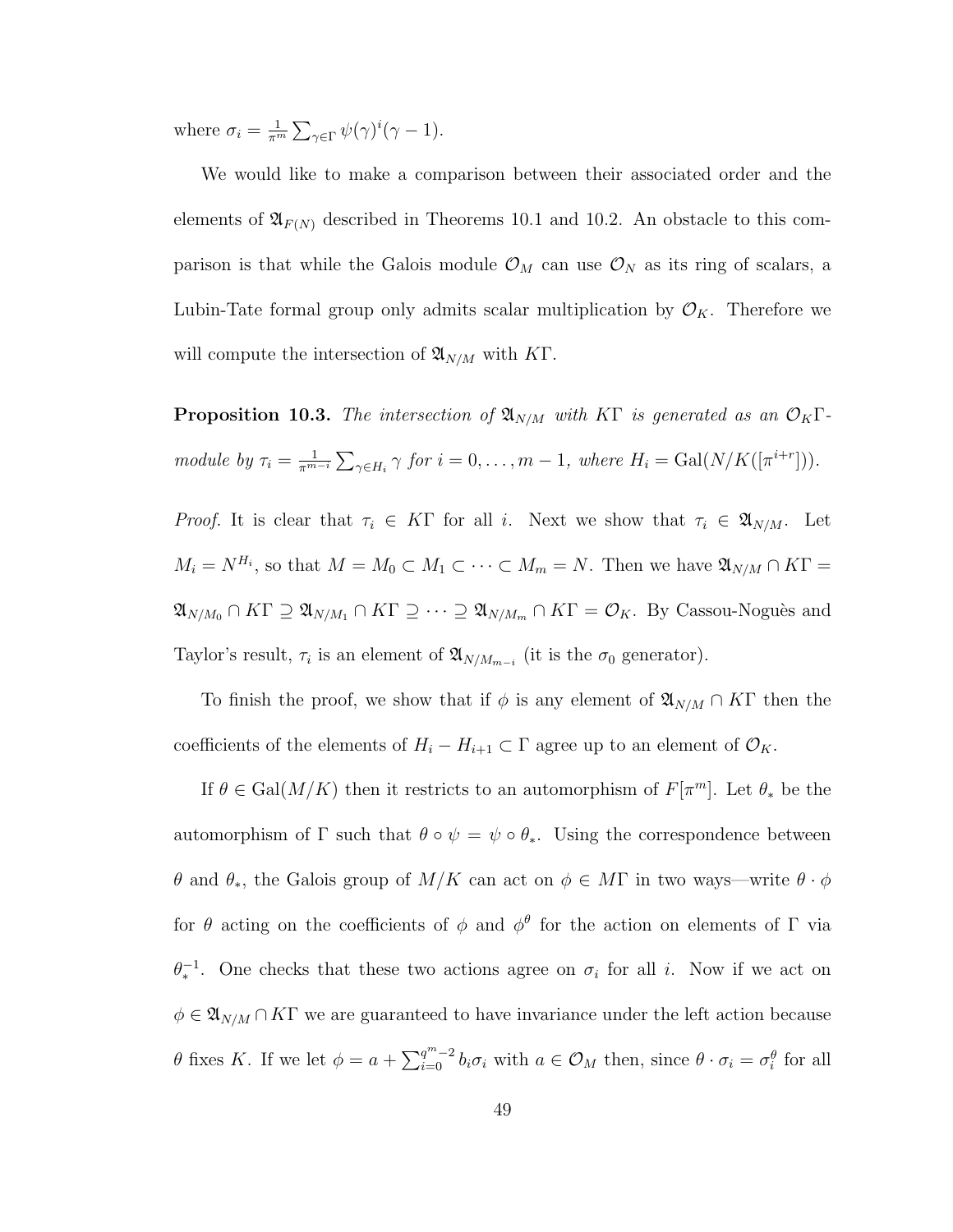where $\sigma_i = \frac{1}{\pi^m} \sum_{\gamma \in \Gamma} \psi(\gamma)^i (\gamma - 1)$.

We would like to make a comparison between their associated order and the elements of $\mathfrak{A}_{F(N)}$ described in Theorems 10.1 and 10.2. An obstacle to this comparison is that while the Galois module $\mathcal{O}_M$ can use $\mathcal{O}_N$ as its ring of scalars, a Lubin-Tate formal group only admits scalar multiplication by $\mathcal{O}_K$. Therefore we will compute the intersection of $\mathfrak{A}_{N/M}$ with $K\Gamma$.

**Proposition 10.3.** *The intersection of $\mathfrak{A}_{N/M}$ with $K\Gamma$ is generated as an $\mathcal{O}_K\Gamma$-module by $\tau_i = \frac{1}{\pi^{m-i}} \sum_{\gamma \in H_i} \gamma$ for $i = 0, \ldots, m-1$, where $H_i = \mathrm{Gal}(N/K([\pi^{i+r}]))$.*

*Proof.* It is clear that $\tau_i \in K\Gamma$ for all $i$. Next we show that $\tau_i \in \mathfrak{A}_{N/M}$. Let $M_i = N^{H_i}$, so that $M = M_0 \subset M_1 \subset \cdots \subset M_m = N$. Then we have $\mathfrak{A}_{N/M} \cap K\Gamma = \mathfrak{A}_{N/M_0} \cap K\Gamma \supseteq \mathfrak{A}_{N/M_1} \cap K\Gamma \supseteq \cdots \supseteq \mathfrak{A}_{N/M_m} \cap K\Gamma = \mathcal{O}_K$. By Cassou-Noguès and Taylor's result, $\tau_i$ is an element of $\mathfrak{A}_{N/M_{m-i}}$ (it is the $\sigma_0$ generator).

To finish the proof, we show that if $\phi$ is any element of $\mathfrak{A}_{N/M} \cap K\Gamma$ then the coefficients of the elements of $H_i - H_{i+1} \subset \Gamma$ agree up to an element of $\mathcal{O}_K$.

If $\theta \in \mathrm{Gal}(M/K)$ then it restricts to an automorphism of $F[\pi^m]$. Let $\theta_*$ be the automorphism of $\Gamma$ such that $\theta \circ \psi = \psi \circ \theta_*$. Using the correspondence between $\theta$ and $\theta_*$, the Galois group of $M/K$ can act on $\phi \in M\Gamma$ in two ways—write $\theta \cdot \phi$ for $\theta$ acting on the coefficients of $\phi$ and $\phi^\theta$ for the action on elements of $\Gamma$ via $\theta_*^{-1}$. One checks that these two actions agree on $\sigma_i$ for all $i$. Now if we act on $\phi \in \mathfrak{A}_{N/M} \cap K\Gamma$ we are guaranteed to have invariance under the left action because $\theta$ fixes $K$. If we let $\phi = a + \sum_{i=0}^{q^m-2} b_i \sigma_i$ with $a \in \mathcal{O}_M$ then, since $\theta \cdot \sigma_i = \sigma_i^\theta$ for all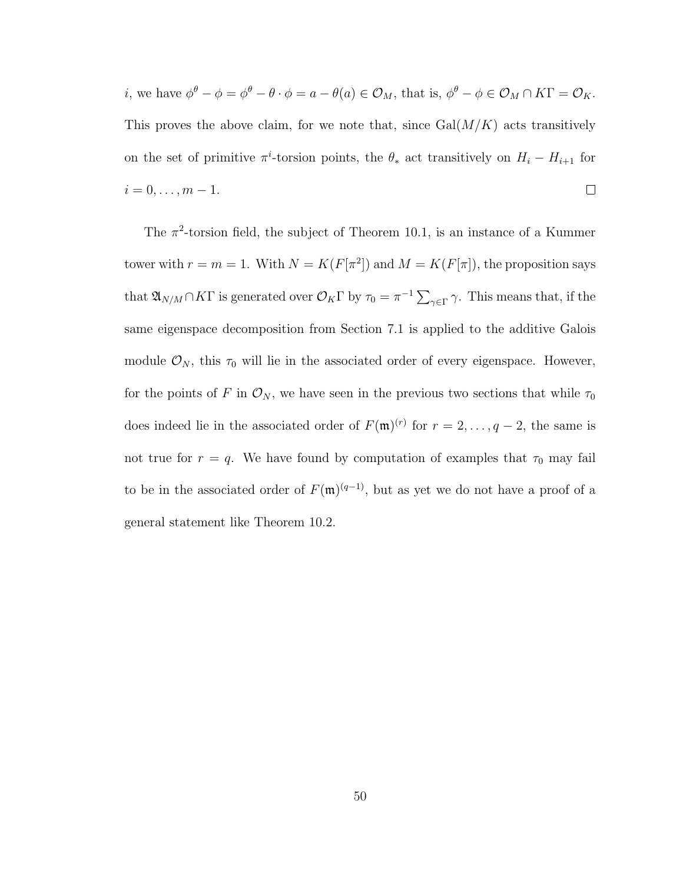$i$, we have $\phi^\theta - \phi = \phi^\theta - \theta \cdot \phi = a - \theta(a) \in \mathcal{O}_M$, that is, $\phi^\theta - \phi \in \mathcal{O}_M \cap K\Gamma = \mathcal{O}_K$. This proves the above claim, for we note that, since $\mathrm{Gal}(M/K)$ acts transitively on the set of primitive $\pi^i$-torsion points, the $\theta_*$ act transitively on $H_i - H_{i+1}$ for $i = 0, \ldots, m-1$. $\square$

The $\pi^2$-torsion field, the subject of Theorem 10.1, is an instance of a Kummer tower with $r = m = 1$. With $N = K(F[\pi^2])$ and $M = K(F[\pi])$, the proposition says that $\mathfrak{A}_{N/M} \cap K\Gamma$ is generated over $\mathcal{O}_K\Gamma$ by $\tau_0 = \pi^{-1}\sum_{\gamma\in\Gamma}\gamma$. This means that, if the same eigenspace decomposition from Section 7.1 is applied to the additive Galois module $\mathcal{O}_N$, this $\tau_0$ will lie in the associated order of every eigenspace. However, for the points of $F$ in $\mathcal{O}_N$, we have seen in the previous two sections that while $\tau_0$ does indeed lie in the associated order of $F(\mathfrak{m})^{(r)}$ for $r = 2, \ldots, q-2$, the same is not true for $r = q$. We have found by computation of examples that $\tau_0$ may fail to be in the associated order of $F(\mathfrak{m})^{(q-1)}$, but as yet we do not have a proof of a general statement like Theorem 10.2.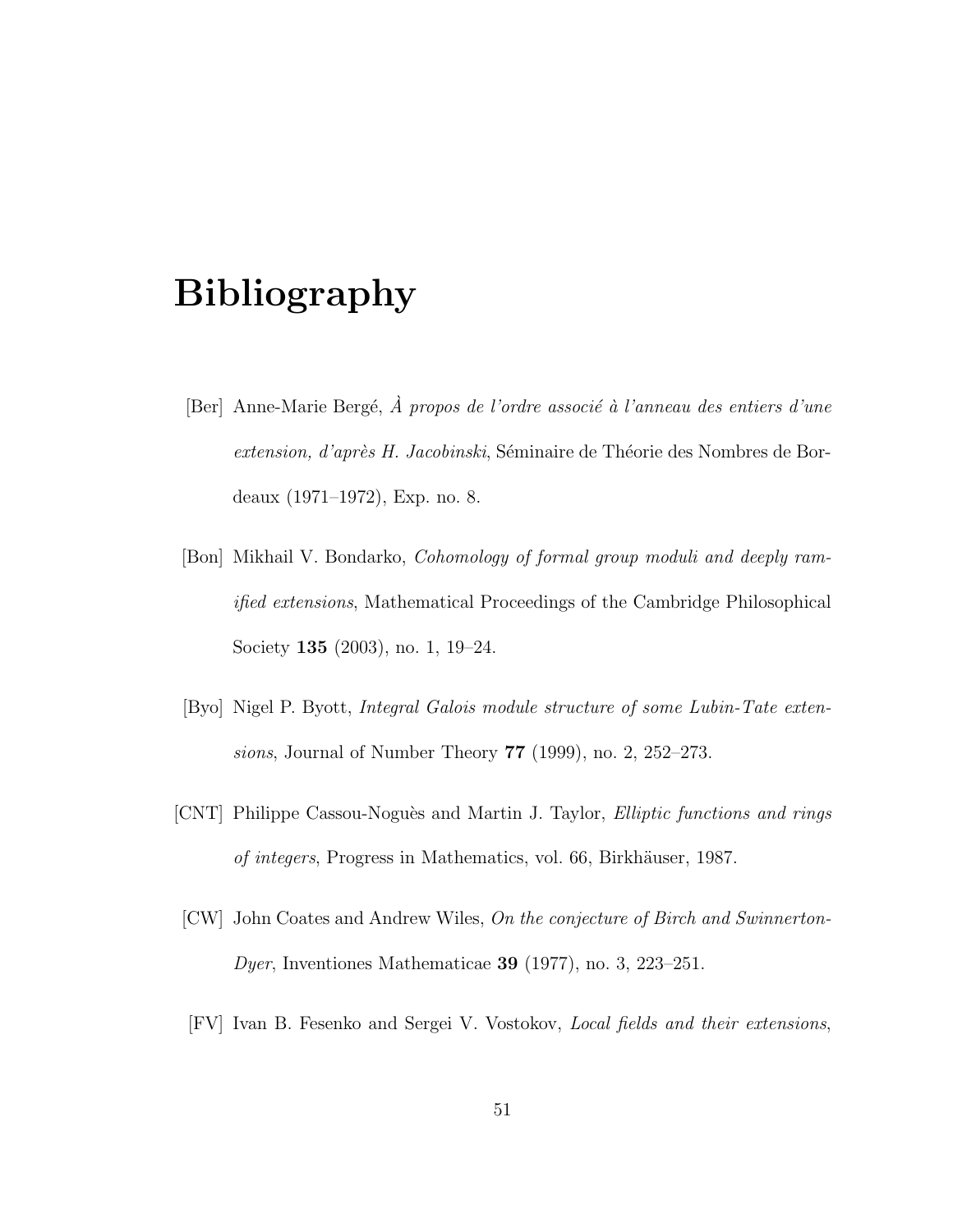# Bibliography

[Ber] Anne-Marie Bergé, *À propos de l'ordre associé à l'anneau des entiers d'une extension, d'après H. Jacobinski*, Séminaire de Théorie des Nombres de Bordeaux (1971–1972), Exp. no. 8.

[Bon] Mikhail V. Bondarko, *Cohomology of formal group moduli and deeply ramified extensions*, Mathematical Proceedings of the Cambridge Philosophical Society **135** (2003), no. 1, 19–24.

[Byo] Nigel P. Byott, *Integral Galois module structure of some Lubin-Tate extensions*, Journal of Number Theory **77** (1999), no. 2, 252–273.

[CNT] Philippe Cassou-Noguès and Martin J. Taylor, *Elliptic functions and rings of integers*, Progress in Mathematics, vol. 66, Birkhäuser, 1987.

[CW] John Coates and Andrew Wiles, *On the conjecture of Birch and Swinnerton-Dyer*, Inventiones Mathematicae **39** (1977), no. 3, 223–251.

[FV] Ivan B. Fesenko and Sergei V. Vostokov, *Local fields and their extensions*,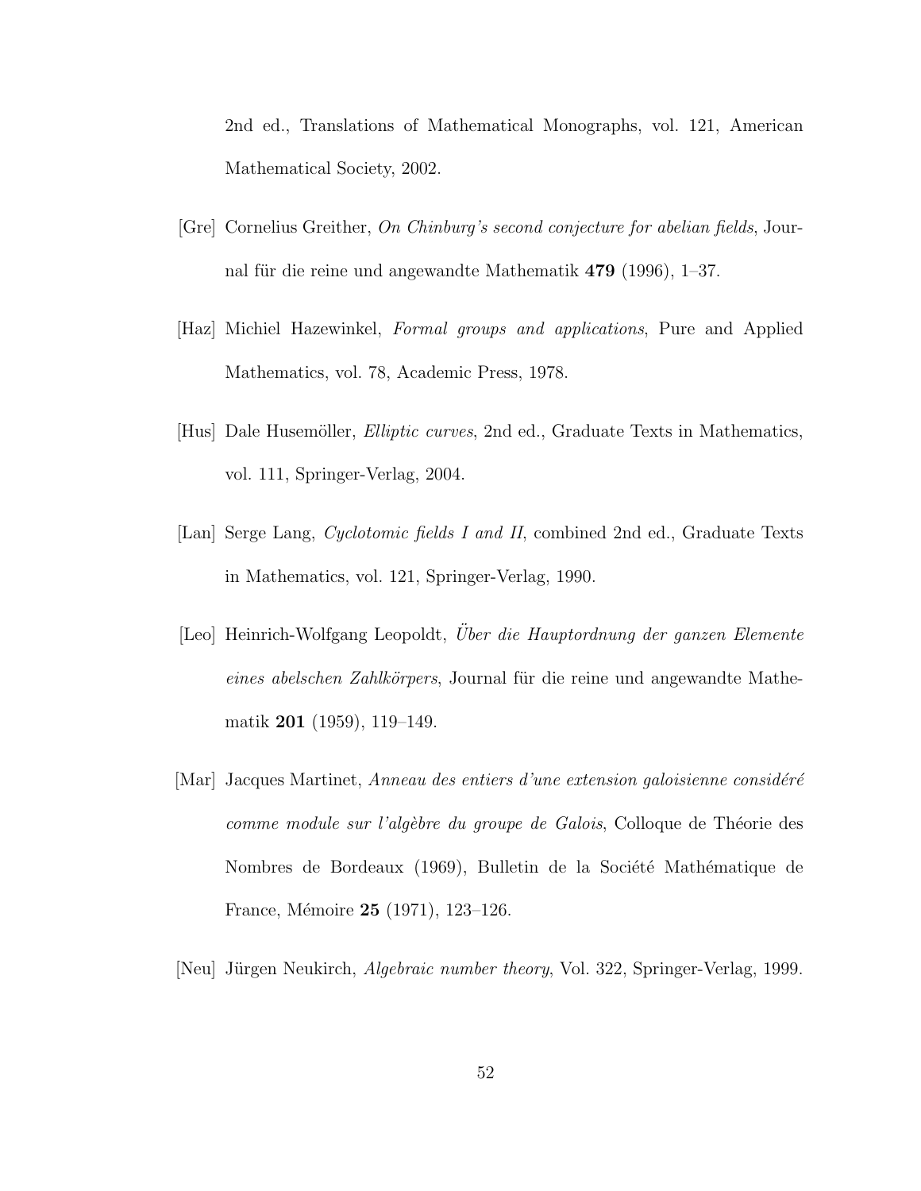2nd ed., Translations of Mathematical Monographs, vol. 121, American Mathematical Society, 2002.

[Gre] Cornelius Greither, *On Chinburg's second conjecture for abelian fields*, Journal für die reine und angewandte Mathematik **479** (1996), 1–37.

[Haz] Michiel Hazewinkel, *Formal groups and applications*, Pure and Applied Mathematics, vol. 78, Academic Press, 1978.

[Hus] Dale Husemöller, *Elliptic curves*, 2nd ed., Graduate Texts in Mathematics, vol. 111, Springer-Verlag, 2004.

[Lan] Serge Lang, *Cyclotomic fields I and II*, combined 2nd ed., Graduate Texts in Mathematics, vol. 121, Springer-Verlag, 1990.

[Leo] Heinrich-Wolfgang Leopoldt, *Über die Hauptordnung der ganzen Elemente eines abelschen Zahlkörpers*, Journal für die reine und angewandte Mathematik **201** (1959), 119–149.

[Mar] Jacques Martinet, *Anneau des entiers d'une extension galoisienne considéré comme module sur l'algèbre du groupe de Galois*, Colloque de Théorie des Nombres de Bordeaux (1969), Bulletin de la Société Mathématique de France, Mémoire **25** (1971), 123–126.

[Neu] Jürgen Neukirch, *Algebraic number theory*, Vol. 322, Springer-Verlag, 1999.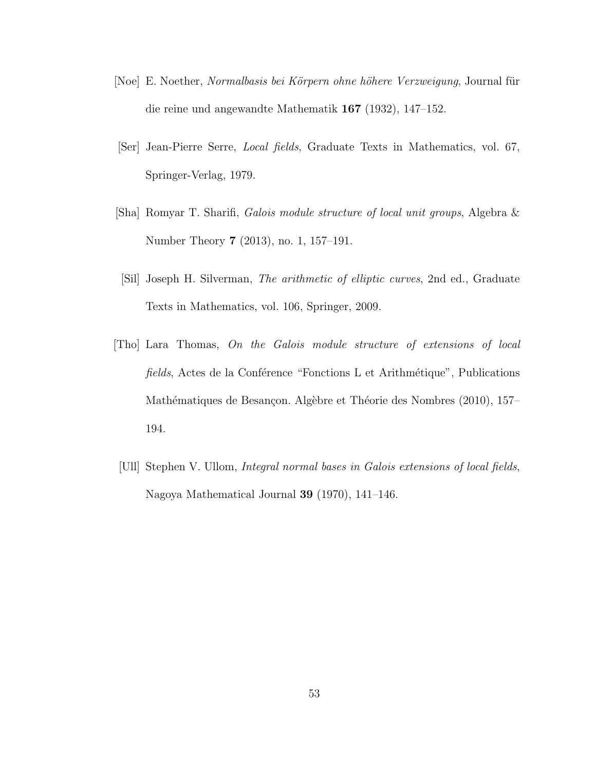[Noe] E. Noether, *Normalbasis bei Körpern ohne höhere Verzweigung*, Journal für die reine und angewandte Mathematik **167** (1932), 147–152.

[Ser] Jean-Pierre Serre, *Local fields*, Graduate Texts in Mathematics, vol. 67, Springer-Verlag, 1979.

[Sha] Romyar T. Sharifi, *Galois module structure of local unit groups*, Algebra & Number Theory **7** (2013), no. 1, 157–191.

[Sil] Joseph H. Silverman, *The arithmetic of elliptic curves*, 2nd ed., Graduate Texts in Mathematics, vol. 106, Springer, 2009.

[Tho] Lara Thomas, *On the Galois module structure of extensions of local fields*, Actes de la Conférence "Fonctions L et Arithmétique", Publications Mathématiques de Besançon. Algèbre et Théorie des Nombres (2010), 157–194.

[Ull] Stephen V. Ullom, *Integral normal bases in Galois extensions of local fields*, Nagoya Mathematical Journal **39** (1970), 141–146.